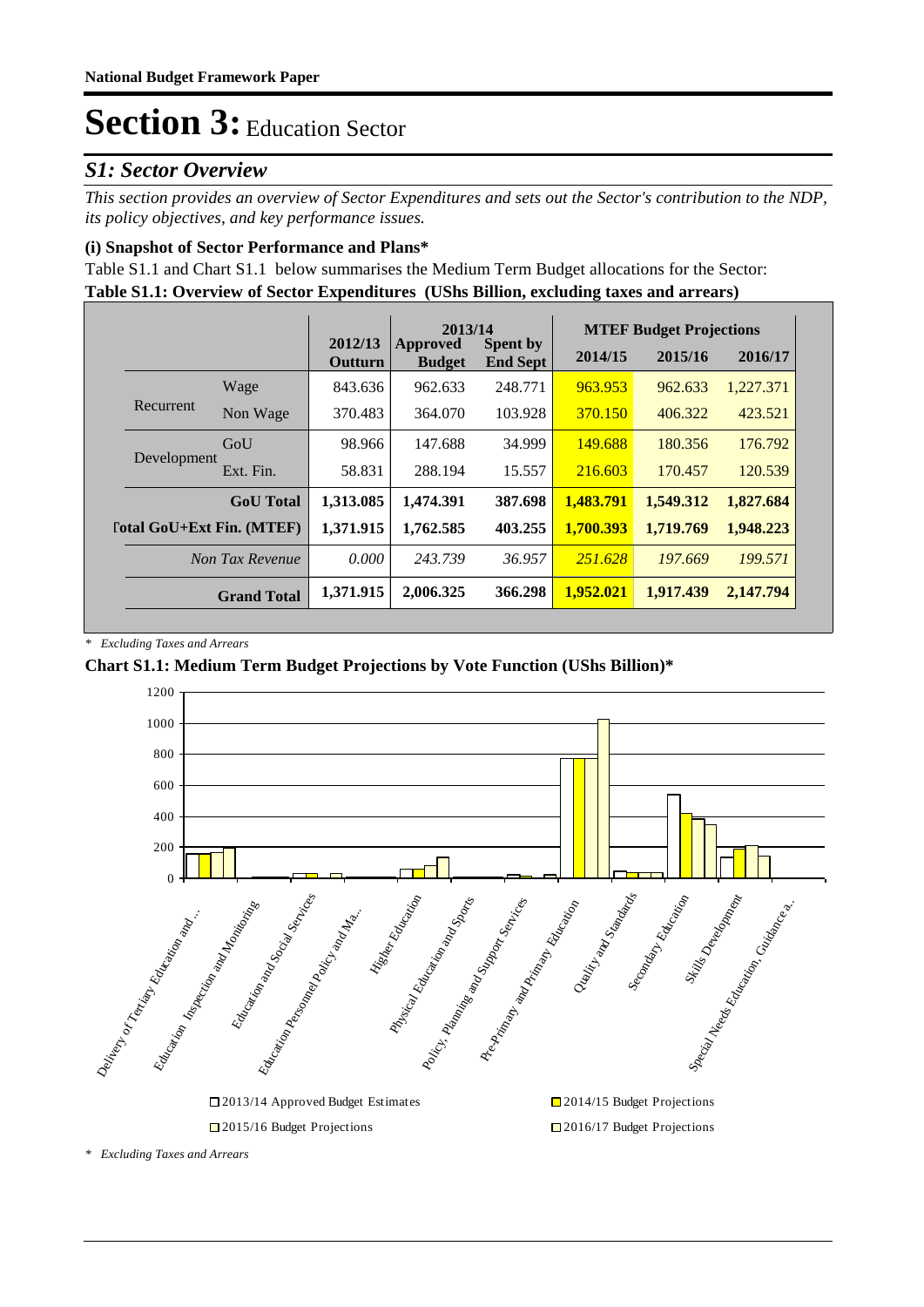National Budget Framework Paper

# Section 3: Education Sector

## *S1: Sector Overview*

*This section provides an overview of Sector Expenditures and sets out the Sector's contribution to the NDP, its policy objectives, and key performance issues.*

### (i) Snapshot of Sector Performance and Plans*

Table S1.1 and Chart S1.1 below summarises the Medium Term Budget allocations for the Sector:

**Table S1.1: Overview of Sector Expenditures (UShs Billion, excluding taxes and arrears)**

| | | 2012/13 Outturn | 2013/14 Approved Budget | 2013/14 Spent by End Sept | MTEF Budget Projections 2014/15 | 2015/16 | 2016/17 |
|---|---|---|---|---|---|---|---|
| Recurrent | Wage | 843.636 | 962.633 | 248.771 | 963.953 | 962.633 | 1,227.371 |
| | Non Wage | 370.483 | 364.070 | 103.928 | 370.150 | 406.322 | 423.521 |
| Development | GoU | 98.966 | 147.688 | 34.999 | 149.688 | 180.356 | 176.792 |
| | Ext. Fin. | 58.831 | 288.194 | 15.557 | 216.603 | 170.457 | 120.539 |
| **GoU Total** | | **1,313.085** | **1,474.391** | **387.698** | **1,483.791** | **1,549.312** | **1,827.684** |
| **Total GoU+Ext Fin. (MTEF)** | | **1,371.915** | **1,762.585** | **403.255** | **1,700.393** | **1,719.769** | **1,948.223** |
| *Non Tax Revenue* | | *0.000* | *243.739* | *36.957* | *251.628* | *197.669* | *199.571* |
| **Grand Total** | | **1,371.915** | **2,006.325** | **366.298** | **1,952.021** | **1,917.439** | **2,147.794** |

\* *Excluding Taxes and Arrears*

**Chart S1.1: Medium Term Budget Projections by Vote Function (UShs Billion)***

\* *Excluding Taxes and Arrears*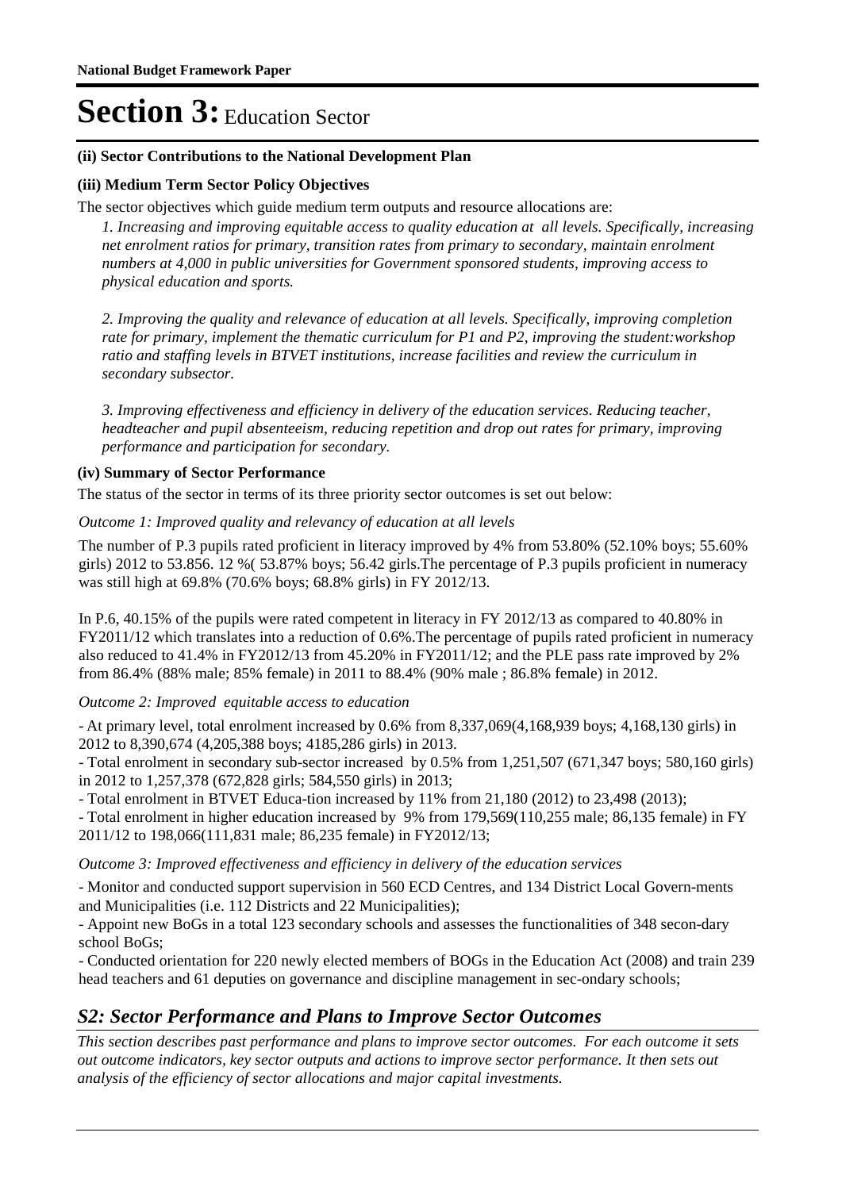# Section 3: Education Sector

**(ii) Sector Contributions to the National Development Plan**

**(iii) Medium Term Sector Policy Objectives**

The sector objectives which guide medium term outputs and resource allocations are:

*1. Increasing and improving equitable access to quality education at all levels. Specifically, increasing net enrolment ratios for primary, transition rates from primary to secondary, maintain enrolment numbers at 4,000 in public universities for Government sponsored students, improving access to physical education and sports.*

*2. Improving the quality and relevance of education at all levels. Specifically, improving completion rate for primary, implement the thematic curriculum for P1 and P2, improving the student:workshop ratio and staffing levels in BTVET institutions, increase facilities and review the curriculum in secondary subsector.*

*3. Improving effectiveness and efficiency in delivery of the education services. Reducing teacher, headteacher and pupil absenteeism, reducing repetition and drop out rates for primary, improving performance and participation for secondary.*

**(iv) Summary of Sector Performance**

The status of the sector in terms of its three priority sector outcomes is set out below:

*Outcome 1: Improved quality and relevancy of education at all levels*

The number of P.3 pupils rated proficient in literacy improved by 4% from 53.80% (52.10% boys; 55.60% girls) 2012 to 53.856. 12 %( 53.87% boys; 56.42 girls.The percentage of P.3 pupils proficient in numeracy was still high at 69.8% (70.6% boys; 68.8% girls) in FY 2012/13.

In P.6, 40.15% of the pupils were rated competent in literacy in FY 2012/13 as compared to 40.80% in FY2011/12 which translates into a reduction of 0.6%.The percentage of pupils rated proficient in numeracy also reduced to 41.4% in FY2012/13 from 45.20% in FY2011/12; and the PLE pass rate improved by 2% from 86.4% (88% male; 85% female) in 2011 to 88.4% (90% male ; 86.8% female) in 2012.

*Outcome 2: Improved equitable access to education*

- At primary level, total enrolment increased by 0.6% from 8,337,069(4,168,939 boys; 4,168,130 girls) in 2012 to 8,390,674 (4,205,388 boys; 4185,286 girls) in 2013.
- Total enrolment in secondary sub-sector increased by 0.5% from 1,251,507 (671,347 boys; 580,160 girls) in 2012 to 1,257,378 (672,828 girls; 584,550 girls) in 2013;
- Total enrolment in BTVET Educa-tion increased by 11% from 21,180 (2012) to 23,498 (2013);
- Total enrolment in higher education increased by 9% from 179,569(110,255 male; 86,135 female) in FY 2011/12 to 198,066(111,831 male; 86,235 female) in FY2012/13;

*Outcome 3: Improved effectiveness and efficiency in delivery of the education services*

- Monitor and conducted support supervision in 560 ECD Centres, and 134 District Local Govern-ments and Municipalities (i.e. 112 Districts and 22 Municipalities);
- Appoint new BoGs in a total 123 secondary schools and assesses the functionalities of 348 secon-dary school BoGs;
- Conducted orientation for 220 newly elected members of BOGs in the Education Act (2008) and train 239 head teachers and 61 deputies on governance and discipline management in sec-ondary schools;

## *S2: Sector Performance and Plans to Improve Sector Outcomes*

*This section describes past performance and plans to improve sector outcomes. For each outcome it sets out outcome indicators, key sector outputs and actions to improve sector performance. It then sets out analysis of the efficiency of sector allocations and major capital investments.*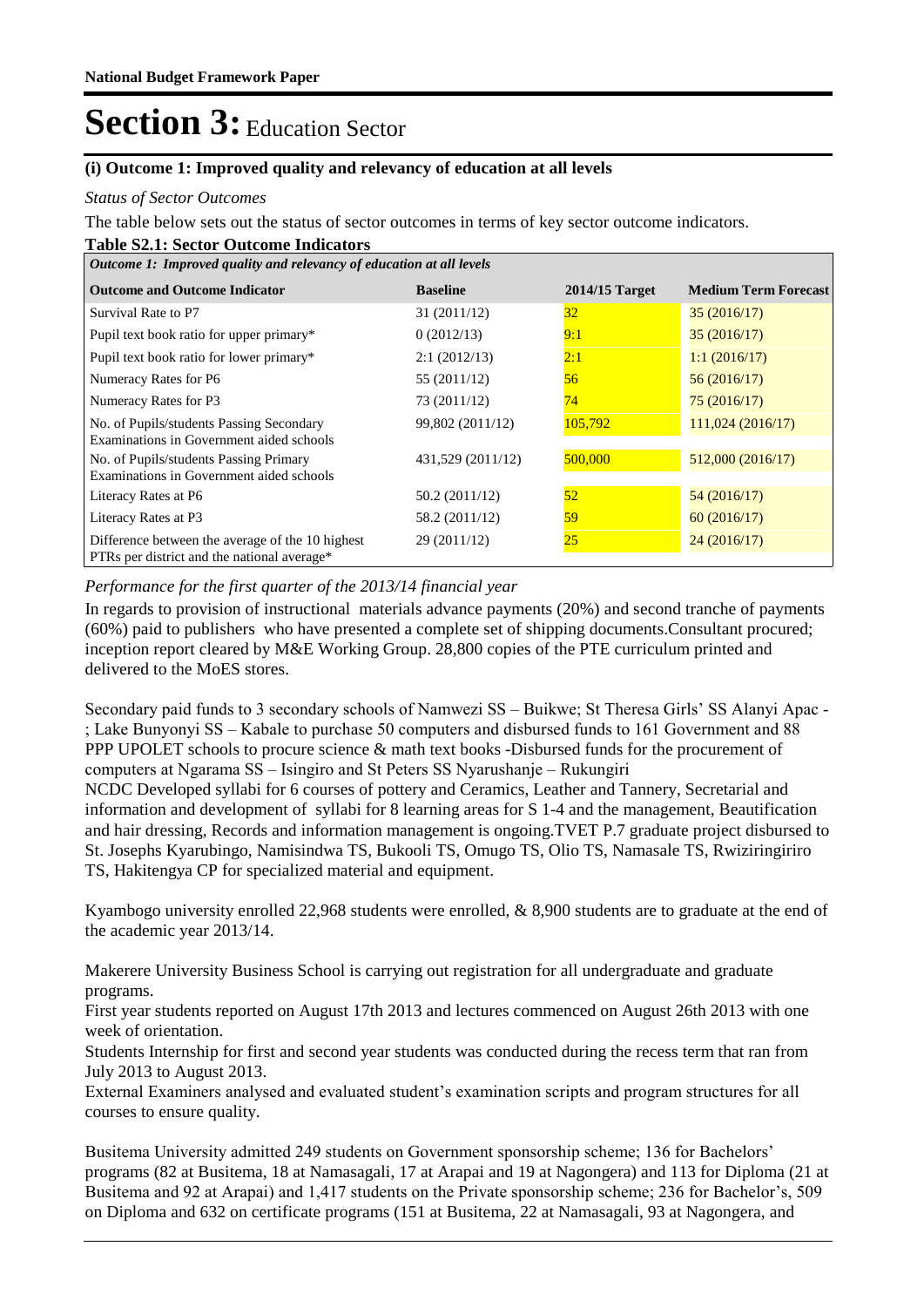# Section 3: Education Sector

**(i) Outcome 1: Improved quality and relevancy of education at all levels**

*Status of Sector Outcomes*

The table below sets out the status of sector outcomes in terms of key sector outcome indicators.

**Table S2.1: Sector Outcome Indicators**

| *Outcome 1: Improved quality and relevancy of education at all levels* | | | |
|---|---|---|---|
| **Outcome and Outcome Indicator** | **Baseline** | **2014/15 Target** | **Medium Term Forecast** |
| Survival Rate to P7 | 31 (2011/12) | 32 | 35 (2016/17) |
| Pupil text book ratio for upper primary* | 0 (2012/13) | 9:1 | 35 (2016/17) |
| Pupil text book ratio for lower primary* | 2:1 (2012/13) | 2:1 | 1:1 (2016/17) |
| Numeracy Rates for P6 | 55 (2011/12) | 56 | 56 (2016/17) |
| Numeracy Rates for P3 | 73 (2011/12) | 74 | 75 (2016/17) |
| No. of Pupils/students Passing Secondary Examinations in Government aided schools | 99,802 (2011/12) | 105,792 | 111,024 (2016/17) |
| No. of Pupils/students Passing Primary Examinations in Government aided schools | 431,529 (2011/12) | 500,000 | 512,000 (2016/17) |
| Literacy Rates at P6 | 50.2 (2011/12) | 52 | 54 (2016/17) |
| Literacy Rates at P3 | 58.2 (2011/12) | 59 | 60 (2016/17) |
| Difference between the average of the 10 highest PTRs per district and the national average* | 29 (2011/12) | 25 | 24 (2016/17) |

*Performance for the first quarter of the 2013/14 financial year*

In regards to provision of instructional materials advance payments (20%) and second tranche of payments (60%) paid to publishers who have presented a complete set of shipping documents.Consultant procured; inception report cleared by M&E Working Group. 28,800 copies of the PTE curriculum printed and delivered to the MoES stores.

Secondary paid funds to 3 secondary schools of Namwezi SS – Buikwe; St Theresa Girls' SS Alanyi Apac - ; Lake Bunyonyi SS – Kabale to purchase 50 computers and disbursed funds to 161 Government and 88 PPP UPOLET schools to procure science & math text books -Disbursed funds for the procurement of computers at Ngarama SS – Isingiro and St Peters SS Nyarushanje – Rukungiri
NCDC Developed syllabi for 6 courses of pottery and Ceramics, Leather and Tannery, Secretarial and information and development of syllabi for 8 learning areas for S 1-4 and the management, Beautification and hair dressing, Records and information management is ongoing.TVET P.7 graduate project disbursed to St. Josephs Kyarubingo, Namisindwa TS, Bukooli TS, Omugo TS, Olio TS, Namasale TS, Rwiziringiriro TS, Hakitengya CP for specialized material and equipment.

Kyambogo university enrolled 22,968 students were enrolled, & 8,900 students are to graduate at the end of the academic year 2013/14.

Makerere University Business School is carrying out registration for all undergraduate and graduate programs.
First year students reported on August 17th 2013 and lectures commenced on August 26th 2013 with one week of orientation.
Students Internship for first and second year students was conducted during the recess term that ran from July 2013 to August 2013.
External Examiners analysed and evaluated student's examination scripts and program structures for all courses to ensure quality.

Busitema University admitted 249 students on Government sponsorship scheme; 136 for Bachelors' programs (82 at Busitema, 18 at Namasagali, 17 at Arapai and 19 at Nagongera) and 113 for Diploma (21 at Busitema and 92 at Arapai) and 1,417 students on the Private sponsorship scheme; 236 for Bachelor's, 509 on Diploma and 632 on certificate programs (151 at Busitema, 22 at Namasagali, 93 at Nagongera, and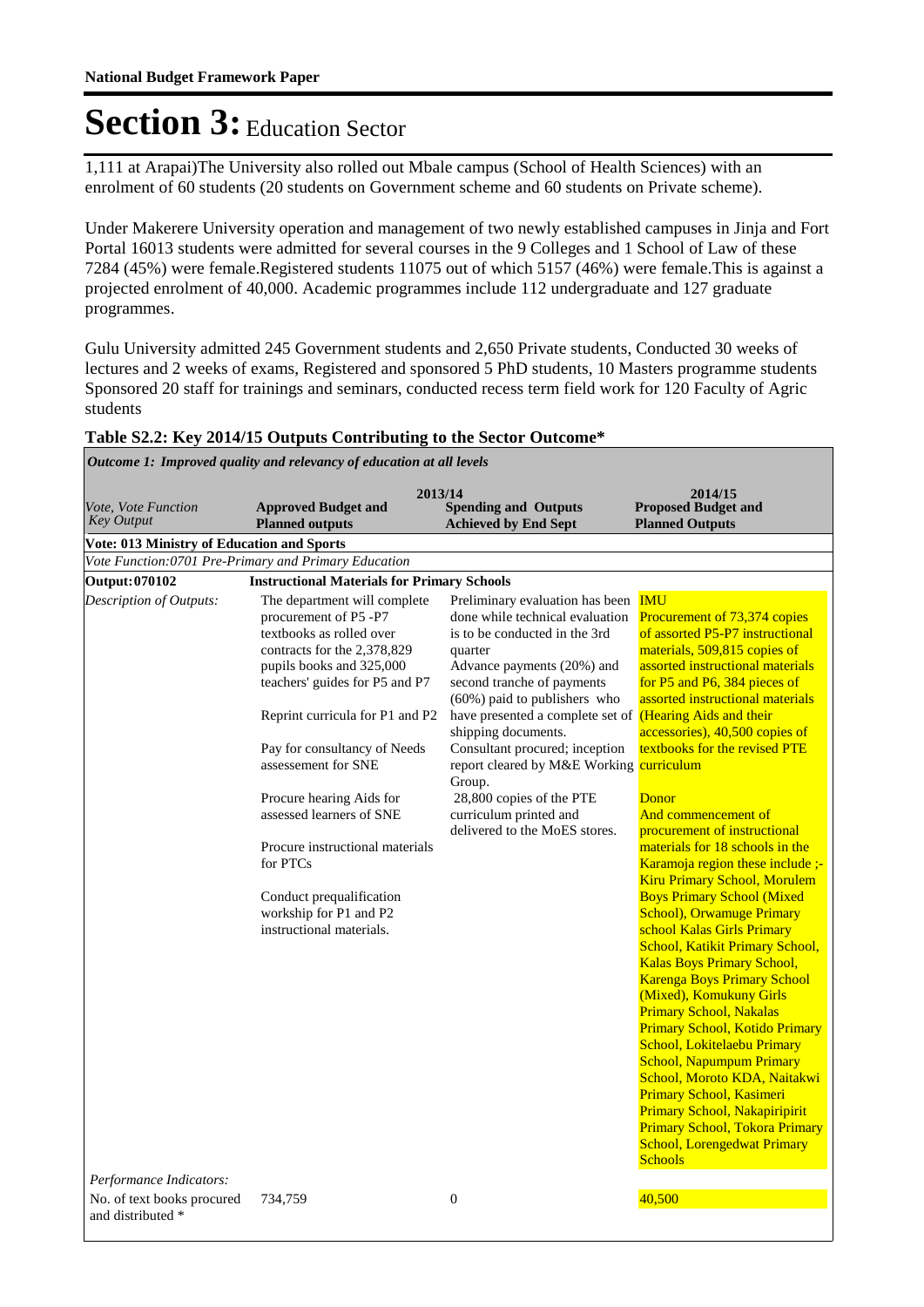# Section 3: Education Sector

1,111 at Arapai)The University also rolled out Mbale campus (School of Health Sciences) with an enrolment of 60 students (20 students on Government scheme and 60 students on Private scheme).

Under Makerere University operation and management of two newly established campuses in Jinja and Fort Portal 16013 students were admitted for several courses in the 9 Colleges and 1 School of Law of these 7284 (45%) were female.Registered students 11075 out of which 5157 (46%) were female.This is against a projected enrolment of 40,000. Academic programmes include 112 undergraduate and 127 graduate programmes.

Gulu University admitted 245 Government students and 2,650 Private students, Conducted 30 weeks of lectures and 2 weeks of exams, Registered and sponsored 5 PhD students, 10 Masters programme students Sponsored 20 staff for trainings and seminars, conducted recess term field work for 120 Faculty of Agric students

### Table S2.2: Key 2014/15 Outputs Contributing to the Sector Outcome*

*Outcome 1: Improved quality and relevancy of education at all levels*

| *Vote, Vote Function Key Output* | 2013/14 **Approved Budget and Planned outputs** | 2013/14 **Spending and Outputs Achieved by End Sept** | 2014/15 **Proposed Budget and Planned Outputs** |
|---|---|---|---|
| **Vote: 013 Ministry of Education and Sports** | | | |
| *Vote Function:0701 Pre-Primary and Primary Education* | | | |
| **Output: 070102** | **Instructional Materials for Primary Schools** | | |
| *Description of Outputs:* | The department will complete procurement of P5 -P7 textbooks as rolled over contracts for the 2,378,829 pupils books and 325,000 teachers' guides for P5 and P7<br><br>Reprint curricula for P1 and P2<br><br>Pay for consultancy of Needs assessement for SNE<br><br>Procure hearing Aids for assessed learners of SNE<br><br>Procure instructional materials for PTCs<br><br>Conduct prequalification workshop for P1 and P2 instructional materials. | Preliminary evaluation has been done while technical evaluation is to be conducted in the 3rd quarter<br>Advance payments (20%) and second tranche of payments (60%) paid to publishers who have presented a complete set of shipping documents.<br>Consultant procured; inception report cleared by M&E Working Group.<br>28,800 copies of the PTE curriculum printed and delivered to the MoES stores. | IMU<br>Procurement of 73,374 copies of assorted P5-P7 instructional materials, 509,815 copies of assorted instructional materials for P5 and P6, 384 pieces of assorted instructional materials (Hearing Aids and their accessories), 40,500 copies of textbooks for the revised PTE curriculum<br><br>Donor<br>And commencement of procurement of instructional materials for 18 schools in the Karamoja region these include ;- Kiru Primary School, Morulem Boys Primary School (Mixed School), Orwamuge Primary school Kalas Girls Primary School, Katikit Primary School, Kalas Boys Primary School, Karenga Boys Primary School (Mixed), Komukuny Girls Primary School, Nakalas Primary School, Kotido Primary School, Lokitelaebu Primary School, Napumpum Primary School, Moroto KDA, Naitakwi Primary School, Kasimeri Primary School, Nakapiripirit Primary School, Tokora Primary School, Lorengedwat Primary Schools |
| *Performance Indicators:* | | | |
| No. of text books procured and distributed * | 734,759 | 0 | 40,500 |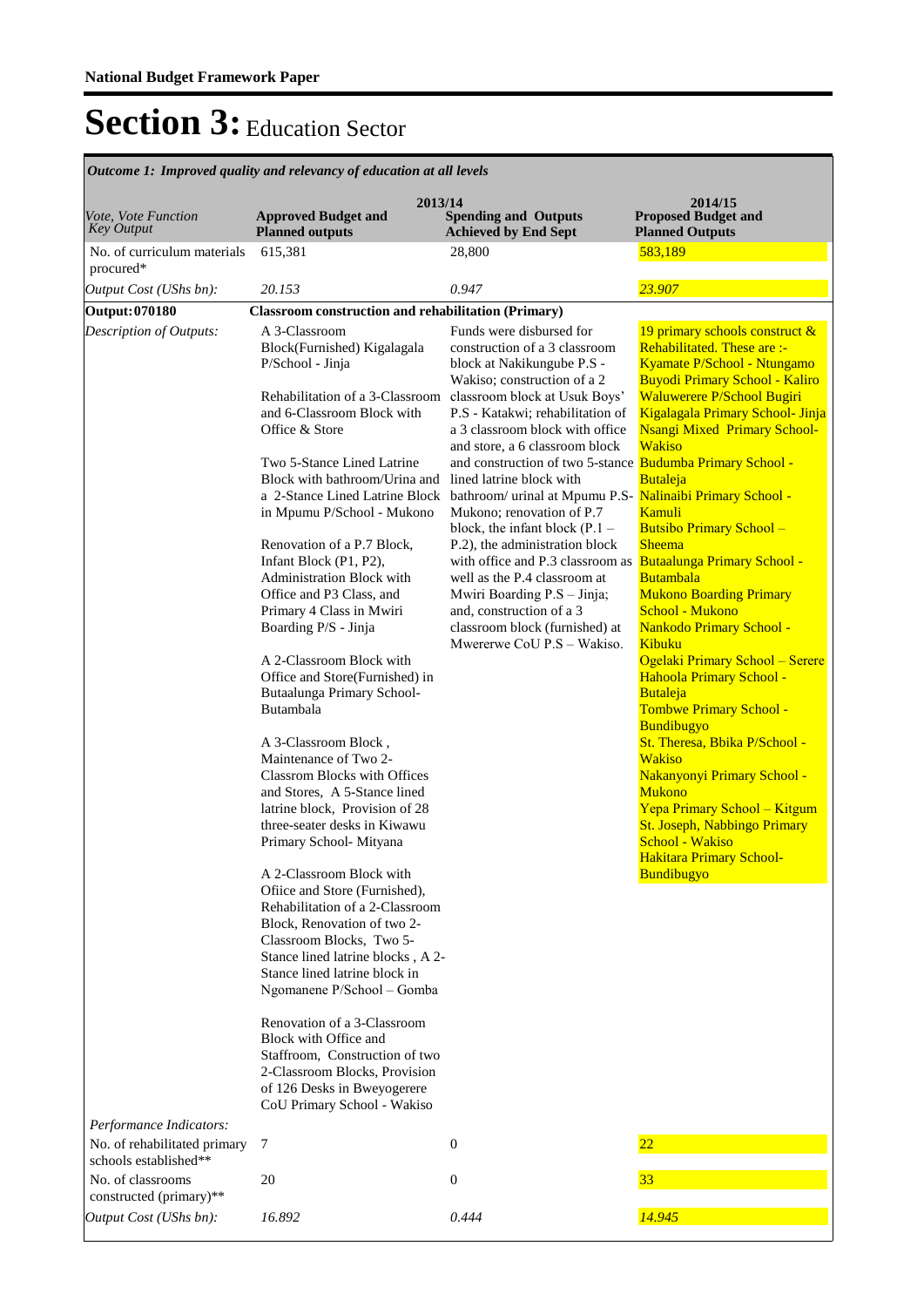**National Budget Framework Paper**

# Section 3: Education Sector

*Outcome 1: Improved quality and relevancy of education at all levels*

| *Vote, Vote Function Key Output* | 2013/14 **Approved Budget and Planned outputs** | **Spending and Outputs Achieved by End Sept** | 2014/15 **Proposed Budget and Planned Outputs** |
|---|---|---|---|
| No. of curriculum materials procured* | 615,381 | 28,800 | 583,189 |
| *Output Cost (UShs bn):* | *20.153* | *0.947* | *23.907* |
| **Output: 070180** | **Classroom construction and rehabilitation (Primary)** | | |
| *Description of Outputs:* | A 3-Classroom Block(Furnished) Kigalagala P/School - Jinja<br><br>Rehabilitation of a 3-Classroom and 6-Classroom Block with Office & Store<br><br>Two 5-Stance Lined Latrine Block with bathroom/Urina and a 2-Stance Lined Latrine Block in Mpumu P/School - Mukono<br><br>Renovation of a P.7 Block, Infant Block (P1, P2), Administration Block with Office and P3 Class, and Primary 4 Class in Mwiri Boarding P/S - Jinja<br><br>A 2-Classroom Block with Office and Store(Furnished) in Butaalunga Primary School- Butambala<br><br>A 3-Classroom Block , Maintenance of Two 2-Classrom Blocks with Offices and Stores, A 5-Stance lined latrine block, Provision of 28 three-seater desks in Kiwawu Primary School- Mityana<br><br>A 2-Classroom Block with Ofiice and Store (Furnished), Rehabilitation of a 2-Classroom Block, Renovation of two 2-Classroom Blocks, Two 5-Stance lined latrine blocks , A 2-Stance lined latrine block in Ngomanene P/School – Gomba<br><br>Renovation of a 3-Classroom Block with Office and Staffroom, Construction of two 2-Classroom Blocks, Provision of 126 Desks in Bweyogerere CoU Primary School - Wakiso | Funds were disbursed for construction of a 3 classroom block at Nakikungube P.S - Wakiso; construction of a 2 classroom block at Usuk Boys' P.S - Katakwi; rehabilitation of a 3 classroom block with office and store, a 6 classroom block and construction of two 5-stance lined latrine block with bathroom/ urinal at Mpumu P.S-Mukono; renovation of P.7 block, the infant block (P.1 – P.2), the administration block with office and P.3 classroom as well as the P.4 classroom at Mwiri Boarding P.S – Jinja; and, construction of a 3 classroom block (furnished) at Mwererwe CoU P.S – Wakiso. | 19 primary schools construct & Rehabilitated. These are :-<br>Kyamate P/School - Ntungamo<br>Buyodi Primary School - Kaliro<br>Waluwerere P/School Bugiri<br>Kigalagala Primary School- Jinja<br>Nsangi Mixed Primary School- Wakiso<br>Budumba Primary School - Butaleja<br>Nalinaibi Primary School - Kamuli<br>Butsibo Primary School – Sheema<br>Butaalunga Primary School - Butambala<br>Mukono Boarding Primary School - Mukono<br>Nankodo Primary School - Kibuku<br>Ogelaki Primary School – Serere<br>Hahoola Primary School - Butaleja<br>Tombwe Primary School - Bundibugyo<br>St. Theresa, Bbika P/School - Wakiso<br>Nakanyonyi Primary School - Mukono<br>Yepa Primary School – Kitgum<br>St. Joseph, Nabbingo Primary School - Wakiso<br>Hakitara Primary School- Bundibugyo |
| *Performance Indicators:* | | | |
| No. of rehabilitated primary schools established** | 7 | 0 | 22 |
| No. of classrooms constructed (primary)** | 20 | 0 | 33 |
| *Output Cost (UShs bn):* | *16.892* | *0.444* | *14.945* |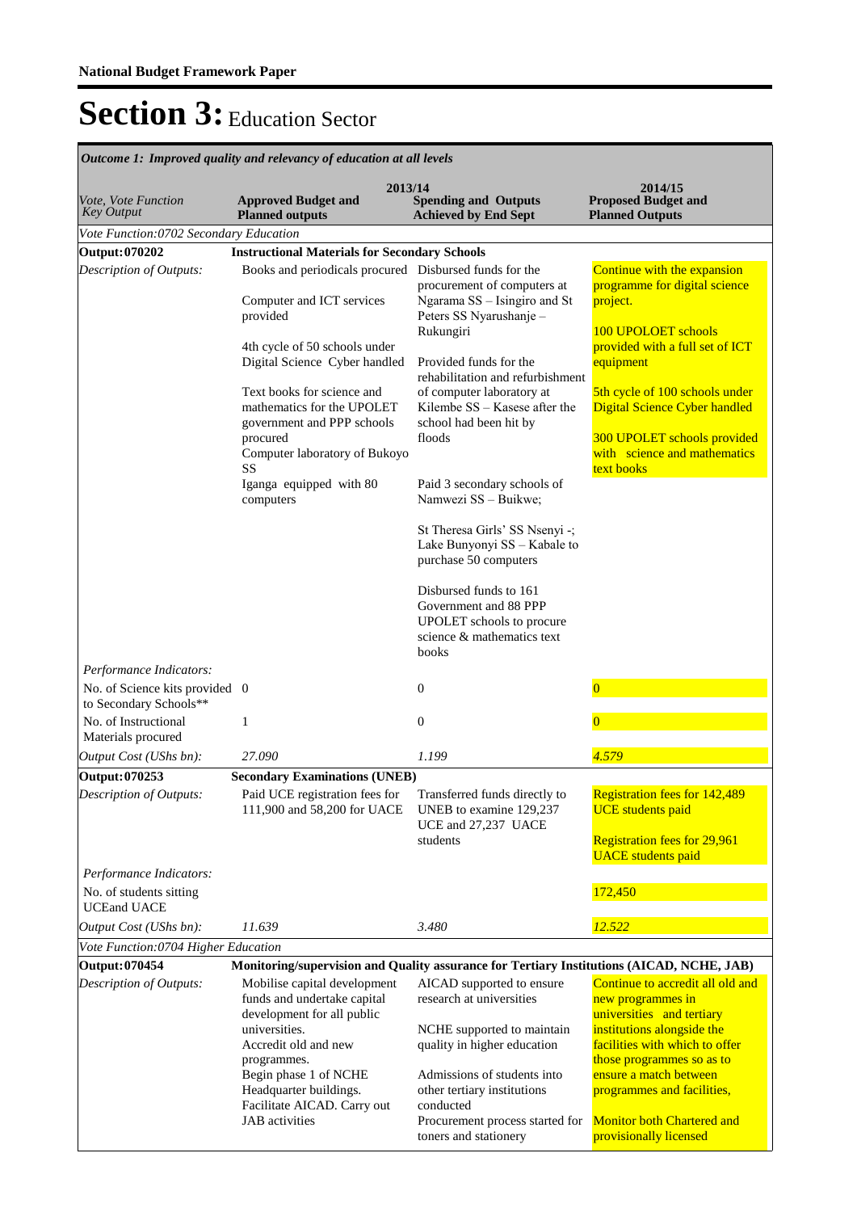**National Budget Framework Paper**

# Section 3: Education Sector

*Outcome 1: Improved quality and relevancy of education at all levels*

| *Vote, Vote Function Key Output* | 2013/14 **Approved Budget and Planned outputs** | **Spending and Outputs Achieved by End Sept** | 2014/15 **Proposed Budget and Planned Outputs** |
|---|---|---|---|
| *Vote Function:0702 Secondary Education* | | | |
| **Output: 070202** | **Instructional Materials for Secondary Schools** | | |
| *Description of Outputs:* | Books and periodicals procured<br><br>Computer and ICT services provided<br><br>4th cycle of 50 schools under Digital Science Cyber handled<br><br>Text books for science and mathematics for the UPOLET government and PPP schools procured<br>Computer laboratory of Bukoyo SS<br>Iganga equipped with 80 computers | Disbursed funds for the procurement of computers at Ngarama SS – Isingiro and St Peters SS Nyarushanje – Rukungiri<br><br>Provided funds for the rehabilitation and refurbishment of computer laboratory at Kilembe SS – Kasese after the school had been hit by floods<br><br>Paid 3 secondary schools of Namwezi SS – Buikwe;<br><br>St Theresa Girls' SS Nsenyi -; Lake Bunyonyi SS – Kabale to purchase 50 computers<br><br>Disbursed funds to 161 Government and 88 PPP UPOLET schools to procure science & mathematics text books | Continue with the expansion programme for digital science project.<br><br>100 UPOLOET schools provided with a full set of ICT equipment<br><br>5th cycle of 100 schools under Digital Science Cyber handled<br><br>300 UPOLET schools provided with science and mathematics text books |
| *Performance Indicators:* | | | |
| No. of Science kits provided to Secondary Schools** | 0 | 0 | 0 |
| No. of Instructional Materials procured | 1 | 0 | 0 |
| *Output Cost (UShs bn):* | *27.090* | *1.199* | *4.579* |
| **Output: 070253** | **Secondary Examinations (UNEB)** | | |
| *Description of Outputs:* | Paid UCE registration fees for 111,900 and 58,200 for UACE | Transferred funds directly to UNEB to examine 129,237 UCE and 27,237 UACE students | Registration fees for 142,489 UCE students paid<br><br>Registration fees for 29,961 UACE students paid |
| *Performance Indicators:* | | | |
| No. of students sitting UCEand UACE | | | 172,450 |
| *Output Cost (UShs bn):* | *11.639* | *3.480* | *12.522* |
| *Vote Function:0704 Higher Education* | | | |
| **Output: 070454** | **Monitoring/supervision and Quality assurance for Tertiary Institutions (AICAD, NCHE, JAB)** | | |
| *Description of Outputs:* | Mobilise capital development funds and undertake capital development for all public universities.<br>Accredit old and new programmes.<br>Begin phase 1 of NCHE Headquarter buildings.<br>Facilitate AICAD. Carry out JAB activities | AICAD supported to ensure research at universities<br><br>NCHE supported to maintain quality in higher education<br><br>Admissions of students into other tertiary institutions conducted<br>Procurement process started for toners and stationery | Continue to accredit all old and new programmes in universities and tertiary institutions alongside the facilities with which to offer those programmes so as to ensure a match between programmes and facilities,<br><br>Monitor both Chartered and provisionally licensed |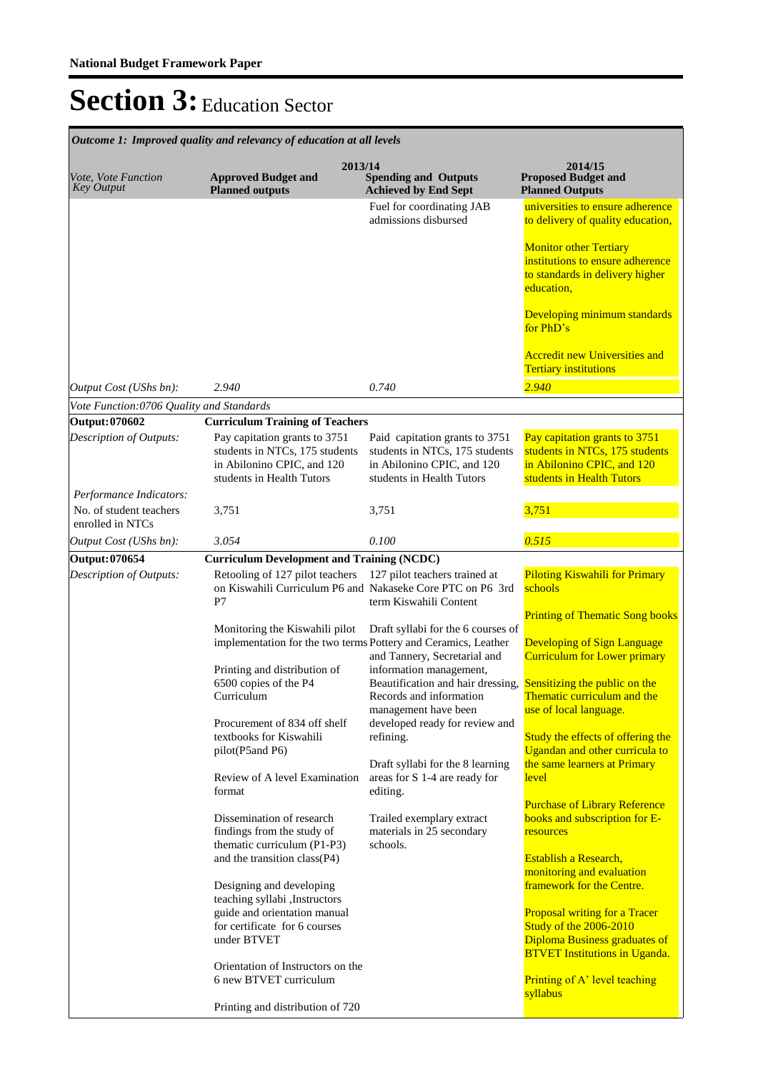**National Budget Framework Paper**

# Section 3: Education Sector

*Outcome 1: Improved quality and relevancy of education at all levels*

| *Vote, Vote Function Key Output* | 2013/14 **Approved Budget and Planned outputs** | **Spending and Outputs Achieved by End Sept** | 2014/15 **Proposed Budget and Planned Outputs** |
|---|---|---|---|
| | | Fuel for coordinating JAB admissions disbursed | universities to ensure adherence to delivery of quality education,<br><br>Monitor other Tertiary institutions to ensure adherence to standards in delivery higher education,<br><br>Developing minimum standards for PhD's<br><br>Accredit new Universities and Tertiary institutions |
| *Output Cost (UShs bn):* | *2.940* | *0.740* | *2.940* |
| *Vote Function:0706 Quality and Standards* | | | |
| **Output: 070602** | **Curriculum Training of Teachers** | | |
| *Description of Outputs:* | Pay capitation grants to 3751 students in NTCs, 175 students in Abilonino CPIC, and 120 students in Health Tutors | Paid capitation grants to 3751 students in NTCs, 175 students in Abilonino CPIC, and 120 students in Health Tutors | Pay capitation grants to 3751 students in NTCs, 175 students in Abilonino CPIC, and 120 students in Health Tutors |
| *Performance Indicators:* | | | |
| No. of student teachers enrolled in NTCs | 3,751 | 3,751 | 3,751 |
| *Output Cost (UShs bn):* | *3.054* | *0.100* | *0.515* |
| **Output: 070654** | **Curriculum Development and Training (NCDC)** | | |
| *Description of Outputs:* | Retooling of 127 pilot teachers on Kiswahili Curriculum P6 and P7<br><br>Monitoring the Kiswahili pilot implementation for the two terms<br><br>Printing and distribution of 6500 copies of the P4 Curriculum<br><br>Procurement of 834 off shelf textbooks for Kiswahili pilot(P5and P6)<br><br>Review of A level Examination format<br><br>Dissemination of research findings from the study of thematic curriculum (P1-P3) and the transition class(P4)<br><br>Designing and developing teaching syllabi ,Instructors guide and orientation manual for certificate for 6 courses under BTVET<br><br>Orientation of Instructors on the 6 new BTVET curriculum<br><br>Printing and distribution of 720 | 127 pilot teachers trained at Nakaseke Core PTC on P6 3rd term Kiswahili Content<br><br>Draft syllabi for the 6 courses of Pottery and Ceramics, Leather and Tannery, Secretarial and information management, Beautification and hair dressing, Records and information management have been developed ready for review and refining.<br><br>Draft syllabi for the 8 learning areas for S 1-4 are ready for editing.<br><br>Trailed exemplary extract materials in 25 secondary schools. | Piloting Kiswahili for Primary schools<br><br>Printing of Thematic Song books<br><br>Developing of Sign Language Curriculum for Lower primary<br><br>Sensitizing the public on the Thematic curriculum and the use of local language.<br><br>Study the effects of offering the Ugandan and other curricula to the same learners at Primary level<br><br>Purchase of Library Reference books and subscription for E-resources<br><br>Establish a Research, monitoring and evaluation framework for the Centre.<br><br>Proposal writing for a Tracer Study of the 2006-2010 Diploma Business graduates of BTVET Institutions in Uganda.<br><br>Printing of A' level teaching syllabus |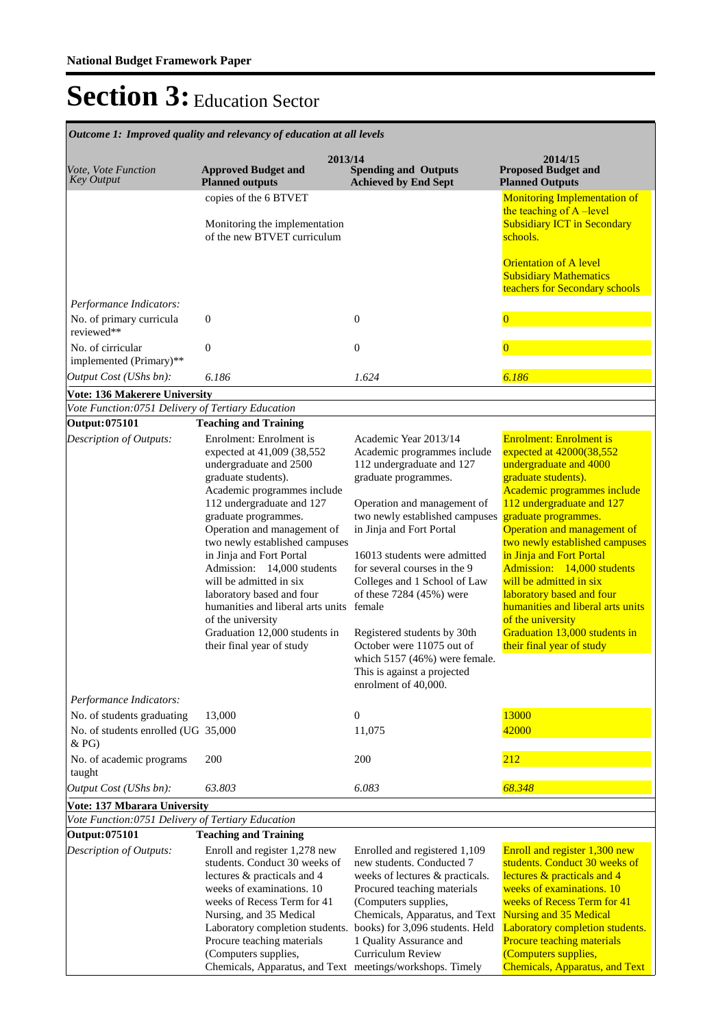**National Budget Framework Paper**

# Section 3: Education Sector

| *Outcome 1: Improved quality and relevancy of education at all levels* | | | |
|---|---|---|---|
| | **2013/14** | | **2014/15** |
| *Vote, Vote Function Key Output* | **Approved Budget and Planned outputs** | **Spending and Outputs Achieved by End Sept** | **Proposed Budget and Planned Outputs** |
| | copies of the 6 BTVET<br><br>Monitoring the implementation of the new BTVET curriculum | | Monitoring Implementation of the teaching of A –level Subsidiary ICT in Secondary schools.<br><br>Orientation of A level Subsidiary Mathematics teachers for Secondary schools |
| *Performance Indicators:* | | | |
| No. of primary curricula reviewed** | 0 | 0 | 0 |
| No. of cirricular implemented (Primary)** | 0 | 0 | 0 |
| *Output Cost (UShs bn):* | *6.186* | *1.624* | *6.186* |
| **Vote: 136 Makerere University** | | | |
| *Vote Function:0751 Delivery of Tertiary Education* | | | |
| **Output: 075101** | **Teaching and Training** | | |
| *Description of Outputs:* | Enrolment: Enrolment is expected at 41,009 (38,552 undergraduate and 2500 graduate students).<br>Academic programmes include 112 undergraduate and 127 graduate programmes.<br>Operation and management of two newly established campuses in Jinja and Fort Portal<br>Admission: 14,000 students will be admitted in six laboratory based and four humanities and liberal arts units of the university<br>Graduation 12,000 students in their final year of study | Academic Year 2013/14<br>Academic programmes include 112 undergraduate and 127 graduate programmes.<br><br>Operation and management of two newly established campuses in Jinja and Fort Portal<br><br>16013 students were admitted for several courses in the 9 Colleges and 1 School of Law of these 7284 (45%) were female<br><br>Registered students by 30th October were 11075 out of which 5157 (46%) were female. This is against a projected enrolment of 40,000. | Enrolment: Enrolment is expected at 42000(38,552 undergraduate and 4000 graduate students).<br>Academic programmes include 112 undergraduate and 127 graduate programmes.<br>Operation and management of two newly established campuses in Jinja and Fort Portal<br>Admission: 14,000 students will be admitted in six laboratory based and four humanities and liberal arts units of the university<br>Graduation 13,000 students in their final year of study |
| *Performance Indicators:* | | | |
| No. of students graduating | 13,000 | 0 | 13000 |
| No. of students enrolled (UG & PG) | 35,000 | 11,075 | 42000 |
| No. of academic programs taught | 200 | 200 | 212 |
| *Output Cost (UShs bn):* | *63.803* | *6.083* | *68.348* |
| **Vote: 137 Mbarara University** | | | |
| *Vote Function:0751 Delivery of Tertiary Education* | | | |
| **Output: 075101** | **Teaching and Training** | | |
| *Description of Outputs:* | Enroll and register 1,278 new students. Conduct 30 weeks of lectures & practicals and 4 weeks of examinations. 10 weeks of Recess Term for 41 Nursing, and 35 Medical Laboratory completion students. Procure teaching materials (Computers supplies, Chemicals, Apparatus, and Text | Enrolled and registered 1,109 new students. Conducted 7 weeks of lectures & practicals. Procured teaching materials (Computers supplies, Chemicals, Apparatus, and Text books) for 3,096 students. Held 1 Quality Assurance and Curriculum Review meetings/workshops. Timely | Enroll and register 1,300 new students. Conduct 30 weeks of lectures & practicals and 4 weeks of examinations. 10 weeks of Recess Term for 41 Nursing and 35 Medical Laboratory completion students. Procure teaching materials (Computers supplies, Chemicals, Apparatus, and Text |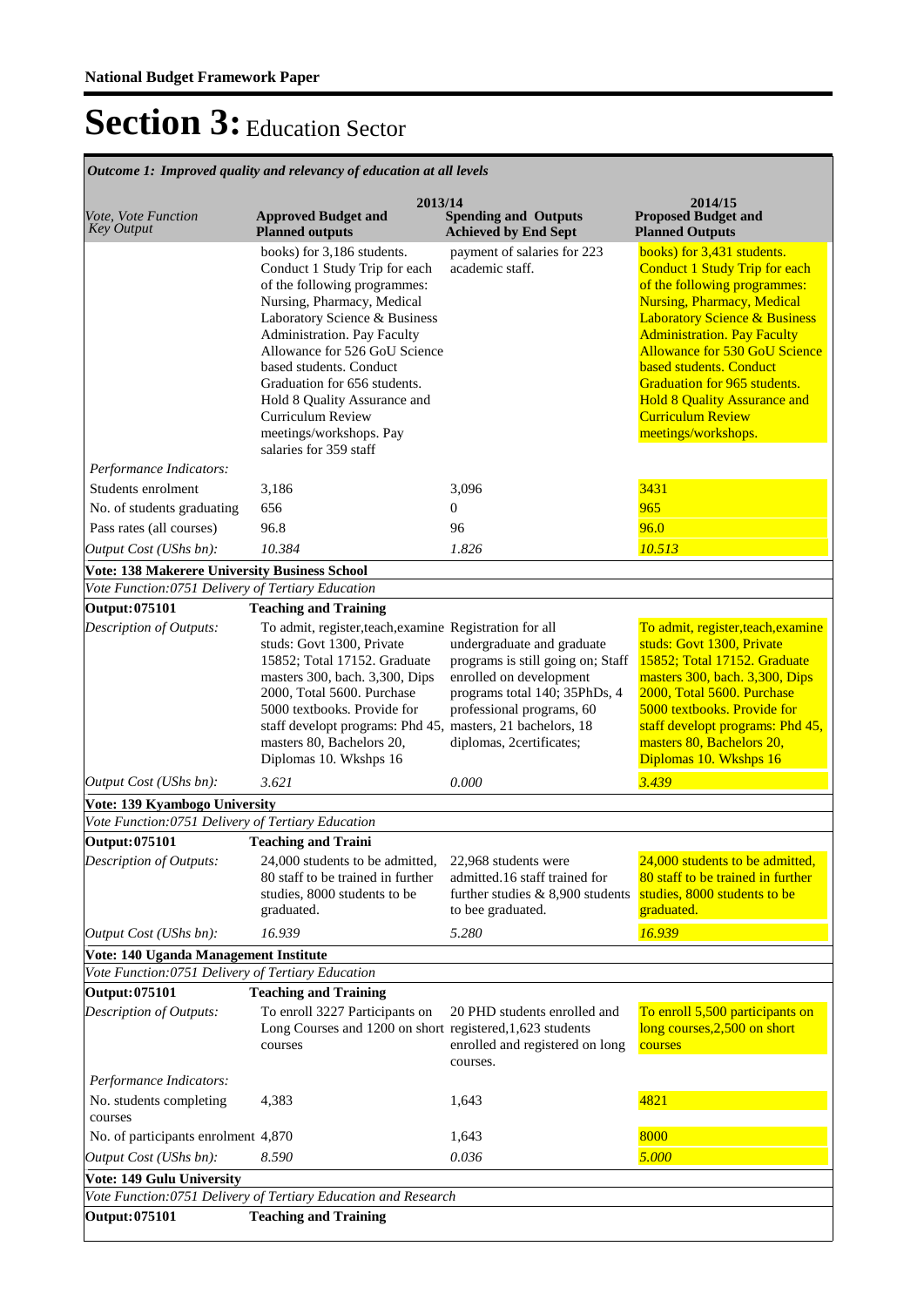**National Budget Framework Paper**

# Section 3: Education Sector

*Outcome 1: Improved quality and relevancy of education at all levels*

| *Vote, Vote Function Key Output* | 2013/14 Approved Budget and Planned outputs | 2013/14 Spending and Outputs Achieved by End Sept | 2014/15 Proposed Budget and Planned Outputs |
|---|---|---|---|
| | books) for 3,186 students. Conduct 1 Study Trip for each of the following programmes: Nursing, Pharmacy, Medical Laboratory Science & Business Administration. Pay Faculty Allowance for 526 GoU Science based students. Conduct Graduation for 656 students. Hold 8 Quality Assurance and Curriculum Review meetings/workshops. Pay salaries for 359 staff | payment of salaries for 223 academic staff. | books) for 3,431 students. Conduct 1 Study Trip for each of the following programmes: Nursing, Pharmacy, Medical Laboratory Science & Business Administration. Pay Faculty Allowance for 530 GoU Science based students. Conduct Graduation for 965 students. Hold 8 Quality Assurance and Curriculum Review meetings/workshops. |
| *Performance Indicators:* | | | |
| Students enrolment | 3,186 | 3,096 | 3431 |
| No. of students graduating | 656 | 0 | 965 |
| Pass rates (all courses) | 96.8 | 96 | 96.0 |
| *Output Cost (UShs bn):* | *10.384* | *1.826* | *10.513* |
| **Vote: 138 Makerere University Business School** | | | |
| *Vote Function:0751 Delivery of Tertiary Education* | | | |
| **Output:075101** | **Teaching and Training** | | |
| *Description of Outputs:* | To admit, register,teach,examine studs: Govt 1300, Private 15852; Total 17152. Graduate masters 300, bach. 3,300, Dips 2000, Total 5600. Purchase 5000 textbooks. Provide for staff developt programs: Phd 45, masters 80, Bachelors 20, Diplomas 10. Wkshps 16 | Registration for all undergraduate and graduate programs is still going on; Staff enrolled on development programs total 140; 35PhDs, 4 professional programs, 60 masters, 21 bachelors, 18 diplomas, 2certificates; | To admit, register,teach,examine studs: Govt 1300, Private 15852; Total 17152. Graduate masters 300, bach. 3,300, Dips 2000, Total 5600. Purchase 5000 textbooks. Provide for staff develop programs: Phd 45, masters 80, Bachelors 20, Diplomas 10. Wkshps 16 |
| *Output Cost (UShs bn):* | *3.621* | *0.000* | *3.439* |
| **Vote: 139 Kyambogo University** | | | |
| *Vote Function:0751 Delivery of Tertiary Education* | | | |
| **Output:075101** | **Teaching and Traini** | | |
| *Description of Outputs:* | 24,000 students to be admitted, 80 staff to be trained in further studies, 8000 students to be graduated. | 22,968 students were admitted.16 staff trained for further studies & 8,900 students to bee graduated. | 24,000 students to be admitted, 80 staff to be trained in further studies, 8000 students to be graduated. |
| *Output Cost (UShs bn):* | *16.939* | *5.280* | *16.939* |
| **Vote: 140 Uganda Management Institute** | | | |
| *Vote Function:0751 Delivery of Tertiary Education* | | | |
| **Output:075101** | **Teaching and Training** | | |
| *Description of Outputs:* | To enroll 3227 Participants on Long Courses and 1200 on short courses | 20 PHD students enrolled and registered,1,623 students enrolled and registered on long courses. | To enroll 5,500 participants on long courses,2,500 on short courses |
| *Performance Indicators:* | | | |
| No. students completing courses | 4,383 | 1,643 | 4821 |
| No. of participants enrolment | 4,870 | 1,643 | 8000 |
| *Output Cost (UShs bn):* | *8.590* | *0.036* | *5.000* |
| **Vote: 149 Gulu University** | | | |
| *Vote Function:0751 Delivery of Tertiary Education and Research* | | | |
| **Output:075101** | **Teaching and Training** | | |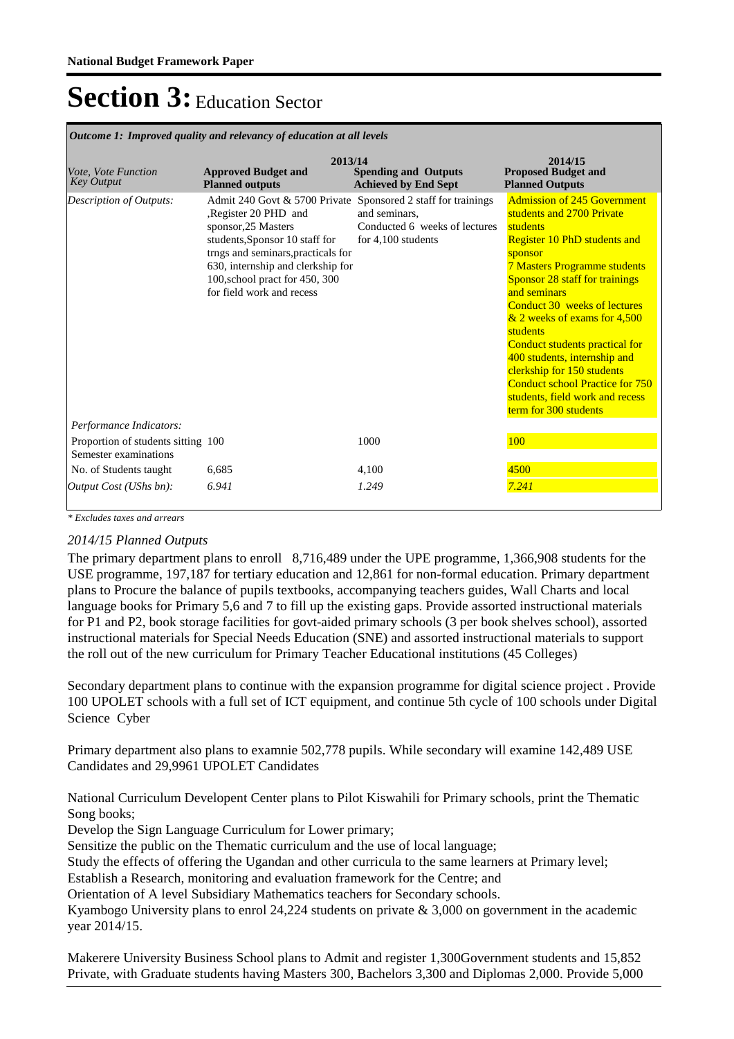# Section 3: Education Sector

*Outcome 1: Improved quality and relevancy of education at all levels*

| *Vote, Vote Function Key Output* | 2013/14 **Approved Budget and Planned outputs** | **Spending and Outputs Achieved by End Sept** | 2014/15 **Proposed Budget and Planned Outputs** |
|---|---|---|---|
| *Description of Outputs:* | Admit 240 Govt & 5700 Private ,Register 20 PHD and sponsor,25 Masters students,Sponsor 10 staff for trngs and seminars,practicals for 630, internship and clerkship for 100,school pract for 450, 300 for field work and recess | Sponsored 2 staff for trainings and seminars, Conducted 6 weeks of lectures for 4,100 students | Admission of 245 Government students and 2700 Private students Register 10 PhD students and sponsor 7 Masters Programme students Sponsor 28 staff for trainings and seminars Conduct 30 weeks of lectures & 2 weeks of exams for 4,500 students Conduct students practical for 400 students, internship and clerkship for 150 students Conduct school Practice for 750 students, field work and recess term for 300 students |
| *Performance Indicators:* | | | |
| Proportion of students sitting Semester examinations | 100 | 1000 | 100 |
| No. of Students taught | 6,685 | 4,100 | 4500 |
| *Output Cost (UShs bn):* | *6.941* | *1.249* | *7.241* |

*\* Excludes taxes and arrears*

*2014/15 Planned Outputs*

The primary department plans to enroll 8,716,489 under the UPE programme, 1,366,908 students for the USE programme, 197,187 for tertiary education and 12,861 for non-formal education. Primary department plans to Procure the balance of pupils textbooks, accompanying teachers guides, Wall Charts and local language books for Primary 5,6 and 7 to fill up the existing gaps. Provide assorted instructional materials for P1 and P2, book storage facilities for govt-aided primary schools (3 per book shelves school), assorted instructional materials for Special Needs Education (SNE) and assorted instructional materials to support the roll out of the new curriculum for Primary Teacher Educational institutions (45 Colleges)

Secondary department plans to continue with the expansion programme for digital science project . Provide 100 UPOLET schools with a full set of ICT equipment, and continue 5th cycle of 100 schools under Digital Science Cyber

Primary department also plans to examnie 502,778 pupils. While secondary will examine 142,489 USE Candidates and 29,9961 UPOLET Candidates

National Curriculum Developent Center plans to Pilot Kiswahili for Primary schools, print the Thematic Song books;
Develop the Sign Language Curriculum for Lower primary;
Sensitize the public on the Thematic curriculum and the use of local language;
Study the effects of offering the Ugandan and other curricula to the same learners at Primary level;
Establish a Research, monitoring and evaluation framework for the Centre; and
Orientation of A level Subsidiary Mathematics teachers for Secondary schools.
Kyambogo University plans to enrol 24,224 students on private & 3,000 on government in the academic year 2014/15.

Makerere University Business School plans to Admit and register 1,300Government students and 15,852 Private, with Graduate students having Masters 300, Bachelors 3,300 and Diplomas 2,000. Provide 5,000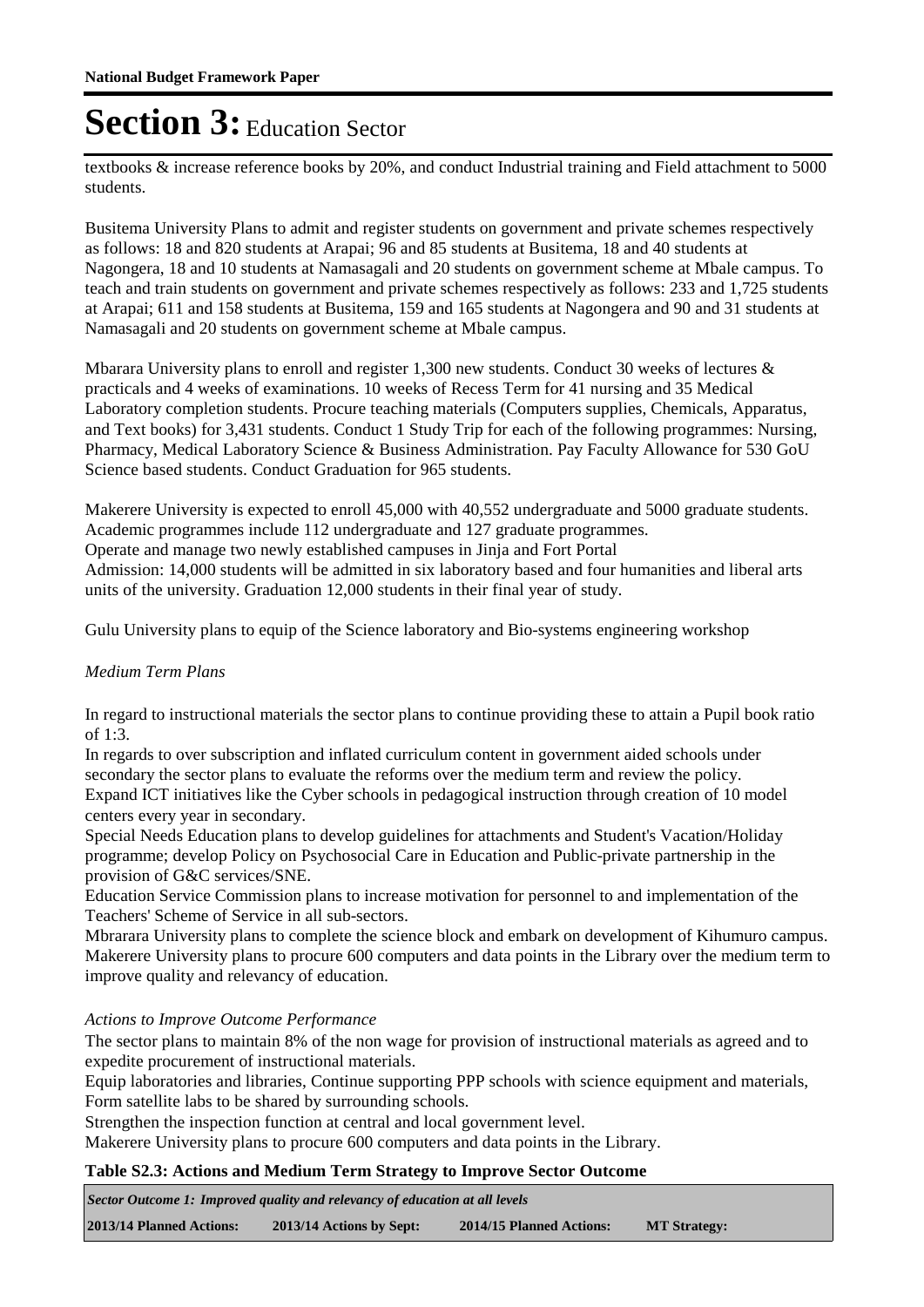# Section 3: Education Sector

textbooks & increase reference books by 20%, and conduct Industrial training and Field attachment to 5000 students.

Busitema University Plans to admit and register students on government and private schemes respectively as follows: 18 and 820 students at Arapai; 96 and 85 students at Busitema, 18 and 40 students at Nagongera, 18 and 10 students at Namasagali and 20 students on government scheme at Mbale campus. To teach and train students on government and private schemes respectively as follows: 233 and 1,725 students at Arapai; 611 and 158 students at Busitema, 159 and 165 students at Nagongera and 90 and 31 students at Namasagali and 20 students on government scheme at Mbale campus.

Mbarara University plans to enroll and register 1,300 new students. Conduct 30 weeks of lectures & practicals and 4 weeks of examinations. 10 weeks of Recess Term for 41 nursing and 35 Medical Laboratory completion students. Procure teaching materials (Computers supplies, Chemicals, Apparatus, and Text books) for 3,431 students. Conduct 1 Study Trip for each of the following programmes: Nursing, Pharmacy, Medical Laboratory Science & Business Administration. Pay Faculty Allowance for 530 GoU Science based students. Conduct Graduation for 965 students.

Makerere University is expected to enroll 45,000 with 40,552 undergraduate and 5000 graduate students. Academic programmes include 112 undergraduate and 127 graduate programmes.
Operate and manage two newly established campuses in Jinja and Fort Portal
Admission: 14,000 students will be admitted in six laboratory based and four humanities and liberal arts units of the university. Graduation 12,000 students in their final year of study.

Gulu University plans to equip of the Science laboratory and Bio-systems engineering workshop

*Medium Term Plans*

In regard to instructional materials the sector plans to continue providing these to attain a Pupil book ratio of 1:3.
In regards to over subscription and inflated curriculum content in government aided schools under secondary the sector plans to evaluate the reforms over the medium term and review the policy.
Expand ICT initiatives like the Cyber schools in pedagogical instruction through creation of 10 model centers every year in secondary.
Special Needs Education plans to develop guidelines for attachments and Student's Vacation/Holiday programme; develop Policy on Psychosocial Care in Education and Public-private partnership in the provision of G&C services/SNE.
Education Service Commission plans to increase motivation for personnel to and implementation of the Teachers' Scheme of Service in all sub-sectors.
Mbrarara University plans to complete the science block and embark on development of Kihumuro campus.
Makerere University plans to procure 600 computers and data points in the Library over the medium term to improve quality and relevancy of education.

*Actions to Improve Outcome Performance*

The sector plans to maintain 8% of the non wage for provision of instructional materials as agreed and to expedite procurement of instructional materials.
Equip laboratories and libraries, Continue supporting PPP schools with science equipment and materials, Form satellite labs to be shared by surrounding schools.
Strengthen the inspection function at central and local government level.
Makerere University plans to procure 600 computers and data points in the Library.

**Table S2.3: Actions and Medium Term Strategy to Improve Sector Outcome**

| ***Sector Outcome 1: Improved quality and relevancy of education at all levels*** | | | |
|---|---|---|---|
| **2013/14 Planned Actions:** | **2013/14 Actions by Sept:** | **2014/15 Planned Actions:** | **MT Strategy:** |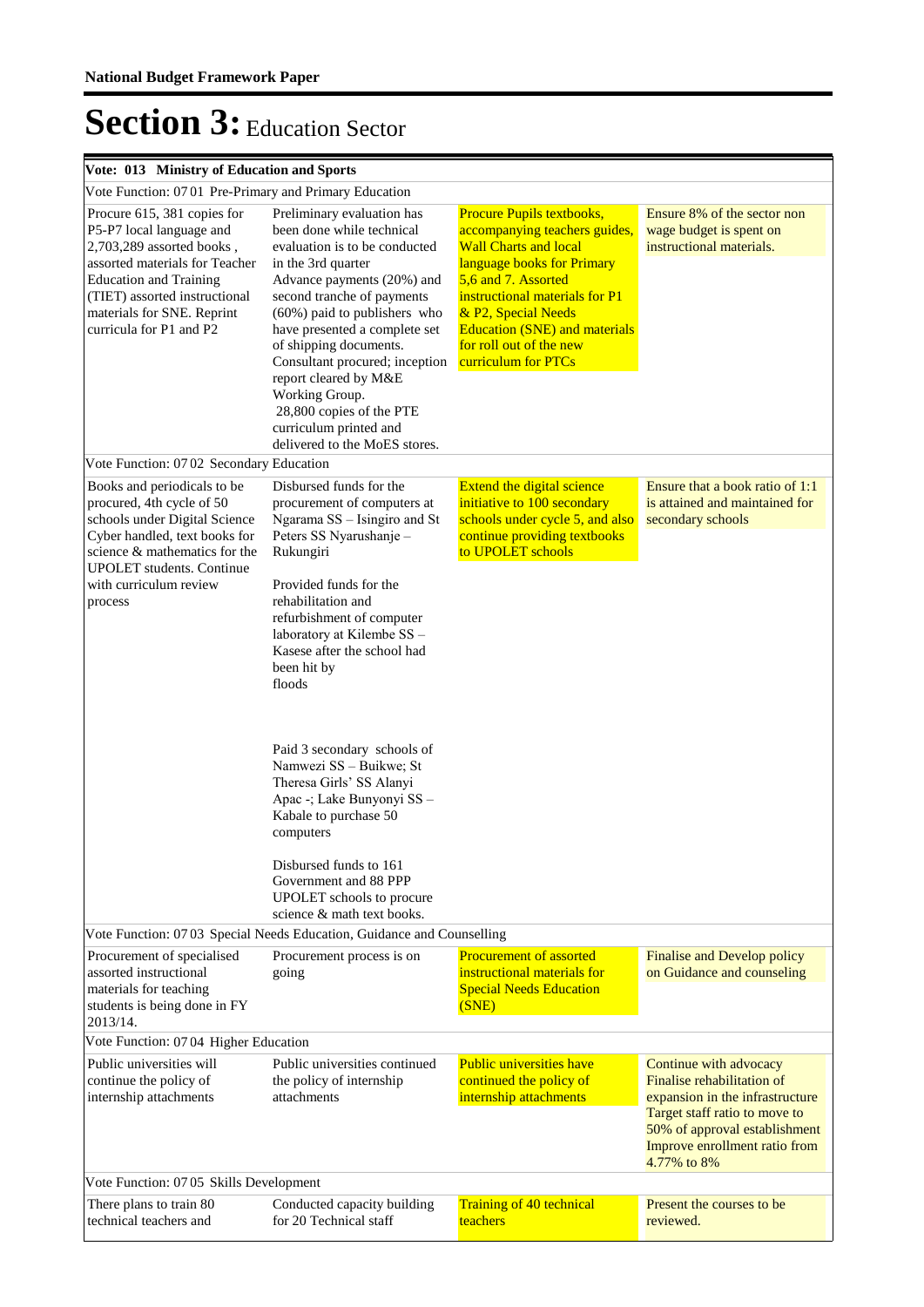**National Budget Framework Paper**

# Section 3: Education Sector

| Vote: 013 Ministry of Education and Sports | | | |
|---|---|---|---|
| Vote Function: 07 01 Pre-Primary and Primary Education | | | |
| Procure 615, 381 copies for P5-P7 local language and 2,703,289 assorted books , assorted materials for Teacher Education and Training (TIET) assorted instructional materials for SNE. Reprint curricula for P1 and P2 | Preliminary evaluation has been done while technical evaluation is to be conducted in the 3rd quarter<br>Advance payments (20%) and second tranche of payments (60%) paid to publishers who have presented a complete set of shipping documents.<br>Consultant procured; inception report cleared by M&E Working Group.<br>28,800 copies of the PTE curriculum printed and delivered to the MoES stores. | Procure Pupils textbooks, accompanying teachers guides, Wall Charts and local language books for Primary 5,6 and 7. Assorted instructional materials for P1 & P2, Special Needs Education (SNE) and materials for roll out of the new curriculum for PTCs | Ensure 8% of the sector non wage budget is spent on instructional materials. |
| Vote Function: 07 02 Secondary Education | | | |
| Books and periodicals to be procured, 4th cycle of 50 schools under Digital Science Cyber handled, text books for science & mathematics for the UPOLET students. Continue with curriculum review process | Disbursed funds for the procurement of computers at Ngarama SS – Isingiro and St Peters SS Nyarushanje – Rukungiri<br><br>Provided funds for the rehabilitation and refurbishment of computer laboratory at Kilembe SS – Kasese after the school had been hit by floods<br><br>Paid 3 secondary schools of Namwezi SS – Buikwe; St Theresa Girls' SS Alanyi Apac -; Lake Bunyonyi SS – Kabale to purchase 50 computers<br><br>Disbursed funds to 161 Government and 88 PPP UPOLET schools to procure science & math text books. | Extend the digital science initiative to 100 secondary schools under cycle 5, and also continue providing textbooks to UPOLET schools | Ensure that a book ratio of 1:1 is attained and maintained for secondary schools |
| Vote Function: 07 03 Special Needs Education, Guidance and Counselling | | | |
| Procurement of specialised assorted instructional materials for teaching students is being done in FY 2013/14. | Procurement process is on going | Procurement of assorted instructional materials for Special Needs Education (SNE) | Finalise and Develop policy on Guidance and counseling |
| Vote Function: 07 04 Higher Education | | | |
| Public universities will continue the policy of internship attachments | Public universities continued the policy of internship attachments | Public universities have continued the policy of internship attachments | Continue with advocacy<br>Finalise rehabilitation of expansion in the infrastructure<br>Target staff ratio to move to 50% of approval establishment<br>Improve enrollment ratio from 4.77% to 8% |
| Vote Function: 07 05 Skills Development | | | |
| There plans to train 80 technical teachers and | Conducted capacity building for 20 Technical staff | Training of 40 technical teachers | Present the courses to be reviewed. |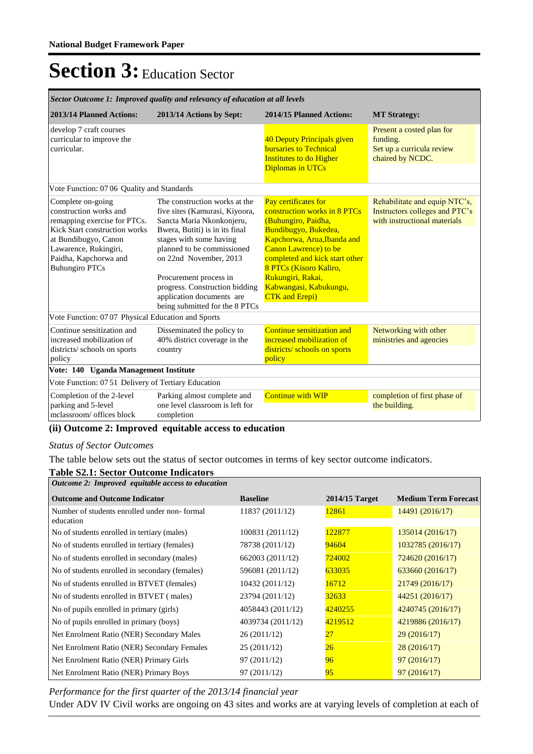**National Budget Framework Paper**

# Section 3: Education Sector

| *Sector Outcome 1: Improved quality and relevancy of education at all levels* | | | |
|---|---|---|---|
| **2013/14 Planned Actions:** | **2013/14 Actions by Sept:** | **2014/15 Planned Actions:** | **MT Strategy:** |
| develop 7 craft courses curricular to improve the curricular. | | 40 Deputy Principals given bursaries to Technical Institutes to do Higher Diplomas in UTCs | Present a costed plan for funding. Set up a curricula review chaired by NCDC. |
| Vote Function: 07 06 Quality and Standards | | | |
| Complete on-going construction works and remapping exercise for PTCs. Kick Start construction works at Bundibugyo, Canon Lawarence, Rukingiri, Paidha, Kapchorwa and Buhungiro PTCs | The construction works at the five sites (Kamurasi, Kiyoora, Sancta Maria Nkonkonjeru, Bwera, Butiti) is in its final stages with some having planned to be commissioned on 22nd November, 2013<br><br>Procurement process in progress. Construction bidding application documents are being submitted for the 8 PTCs | Pay certificates for construction works in 8 PTCs (Buhungiro, Paidha, Bundibugyo, Bukedea, Kapchorwa, Arua,Ibanda and Canon Lawrence) to be completed and kick start other 8 PTCs (Kisoro Kaliro, Rukungiri, Rakai, Kabwangasi, Kabukungu, CTK and Erepi) | Rehabilitate and equip NTC's, Instructors colleges and PTC's with instructional materials |
| Vote Function: 07 07 Physical Education and Sports | | | |
| Continue sensitization and increased mobilization of districts/ schools on sports policy | Disseminated the policy to 40% district coverage in the country | Continue sensitization and increased mobilization of districts/ schools on sports policy | Networking with other ministries and agencies |
| **Vote: 140 Uganda Management Institute** | | | |
| Vote Function: 07 51 Delivery of Tertiary Education | | | |
| Completion of the 2-level parking and 5-level mclassroom/ offices block | Parking almost complete and one level classroom is left for completion | Continue with WIP | completion of first phase of the building. |

### (ii) Outcome 2: Improved equitable access to education

*Status of Sector Outcomes*

The table below sets out the status of sector outcomes in terms of key sector outcome indicators.

**Table S2.1: Sector Outcome Indicators**

| *Outcome 2: Improved equitable access to education* | | | |
|---|---|---|---|
| **Outcome and Outcome Indicator** | **Baseline** | **2014/15 Target** | **Medium Term Forecast** |
| Number of students enrolled under non- formal education | 11837 (2011/12) | 12861 | 14491 (2016/17) |
| No of students enrolled in tertiary (males) | 100831 (2011/12) | 122877 | 135014 (2016/17) |
| No of students enrolled in tertiary (females) | 78738 (2011/12) | 94604 | 1032785 (2016/17) |
| No of students enrolled in secondary (males) | 662003 (2011/12) | 724002 | 724620 (2016/17) |
| No of students enrolled in secondary (females) | 596081 (2011/12) | 633035 | 633660 (2016/17) |
| No of students enrolled in BTVET (females) | 10432 (2011/12) | 16712 | 21749 (2016/17) |
| No of students enrolled in BTVET ( males) | 23794 (2011/12) | 32633 | 44251 (2016/17) |
| No of pupils enrolled in primary (girls) | 4058443 (2011/12) | 4240255 | 4240745 (2016/17) |
| No of pupils enrolled in primary (boys) | 4039734 (2011/12) | 4219512 | 4219886 (2016/17) |
| Net Enrolment Ratio (NER) Secondary Males | 26 (2011/12) | 27 | 29 (2016/17) |
| Net Enrolment Ratio (NER) Secondary Females | 25 (2011/12) | 26 | 28 (2016/17) |
| Net Enrolment Ratio (NER) Primary Girls | 97 (2011/12) | 96 | 97 (2016/17) |
| Net Enrolment Ratio (NER) Primary Boys | 97 (2011/12) | 95 | 97 (2016/17) |

*Performance for the first quarter of the 2013/14 financial year*

Under ADV IV Civil works are ongoing on 43 sites and works are at varying levels of completion at each of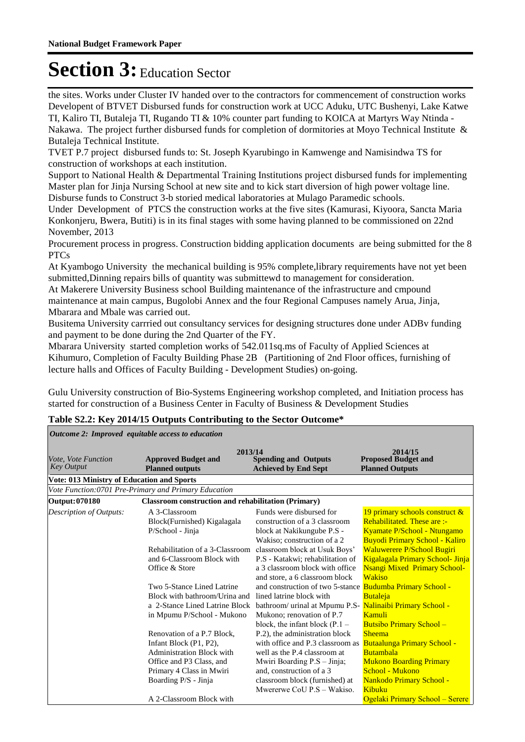**National Budget Framework Paper**

# Section 3: Education Sector

the sites. Works under Cluster IV handed over to the contractors for commencement of construction works
Developent of BTVET Disbursed funds for construction work at UCC Aduku, UTC Bushenyi, Lake Katwe TI, Kaliro TI, Butaleja TI, Rugando TI & 10% counter part funding to KOICA at Martyrs Way Ntinda - Nakawa. The project further disbursed funds for completion of dormitories at Moyo Technical Institute & Butaleja Technical Institute.
TVET P.7 project disbursed funds to: St. Joseph Kyarubingo in Kamwenge and Namisindwa TS for construction of workshops at each institution.
Support to National Health & Departmental Training Institutions project disbursed funds for implementing Master plan for Jinja Nursing School at new site and to kick start diversion of high power voltage line. Disburse funds to Construct 3-b storied medical laboratories at Mulago Paramedic schools.
Under Development of PTCS the construction works at the five sites (Kamurasi, Kiyoora, Sancta Maria Konkonjeru, Bwera, Butiti) is in its final stages with some having planned to be commissioned on 22nd November, 2013
Procurement process in progress. Construction bidding application documents are being submitted for the 8 PTCs
At Kyambogo University the mechanical building is 95% complete,library requirements have not yet been submitted,Dinning repairs bills of quantity was submittewd to management for consideration.
At Makerere University Business school Building maintenance of the infrastructure and cmpound maintenance at main campus, Bugolobi Annex and the four Regional Campuses namely Arua, Jinja, Mbarara and Mbale was carried out.
Busitema University carrried out consultancy services for designing structures done under ADBv funding and payment to be done during the 2nd Quarter of the FY.
Mbarara University started completion works of 542.011sq.ms of Faculty of Applied Sciences at Kihumuro, Completion of Faculty Building Phase 2B (Partitioning of 2nd Floor offices, furnishing of lecture halls and Offices of Faculty Building - Development Studies) on-going.

Gulu University construction of Bio-Systems Engineering workshop completed, and Initiation process has started for construction of a Business Center in Faculty of Business & Development Studies

**Table S2.2: Key 2014/15 Outputs Contributing to the Sector Outcome***

| *Outcome 2: Improved equitable access to education* | | | |
|---|---|---|---|
| *Vote, Vote Function Key Output* | 2013/14 **Approved Budget and Planned outputs** | **Spending and Outputs Achieved by End Sept** | 2014/15 **Proposed Budget and Planned Outputs** |
| **Vote: 013 Ministry of Education and Sports** | | | |
| *Vote Function:0701 Pre-Primary and Primary Education* | | | |
| **Output:070180** | **Classroom construction and rehabilitation (Primary)** | | |
| *Description of Outputs:* | A 3-Classroom Block(Furnished) Kigalagala P/School - Jinja<br><br>Rehabilitation of a 3-Classroom and 6-Classroom Block with Office & Store<br><br>Two 5-Stance Lined Latrine Block with bathroom/Urina and a 2-Stance Lined Latrine Block in Mpumu P/School - Mukono<br><br>Renovation of a P.7 Block, Infant Block (P1, P2), Administration Block with Office and P3 Class, and Primary 4 Class in Mwiri Boarding P/S - Jinja<br><br>A 2-Classroom Block with | Funds were disbursed for construction of a 3 classroom block at Nakikungube P.S - Wakiso; construction of a 2 classroom block at Usuk Boys' P.S - Katakwi; rehabilitation of a 3 classroom block with office and store, a 6 classroom block and construction of two 5-stance lined latrine block with bathroom/ urinal at Mpumu P.S- Mukono; renovation of P.7 block, the infant block (P.1 – P.2), the administration block with office and P.3 classroom as well as the P.4 classroom at Mwiri Boarding P.S – Jinja; and, construction of a 3 classroom block (furnished) at Mwererwe CoU P.S – Wakiso. | 19 primary schools construct & Rehabilitated. These are :-<br>Kyamate P/School - Ntungamo<br>Buyodi Primary School - Kaliro<br>Waluwerere P/School Bugiri<br>Kigalagala Primary School- Jinja<br>Nsangi Mixed Primary School- Wakiso<br>Budumba Primary School - Butaleja<br>Nalinaibi Primary School - Kamuli<br>Butsibo Primary School – Sheema<br>Butaalunga Primary School - Butambala<br>Mukono Boarding Primary School - Mukono<br>Nankodo Primary School - Kibuku<br>Ogelaki Primary School – Serere |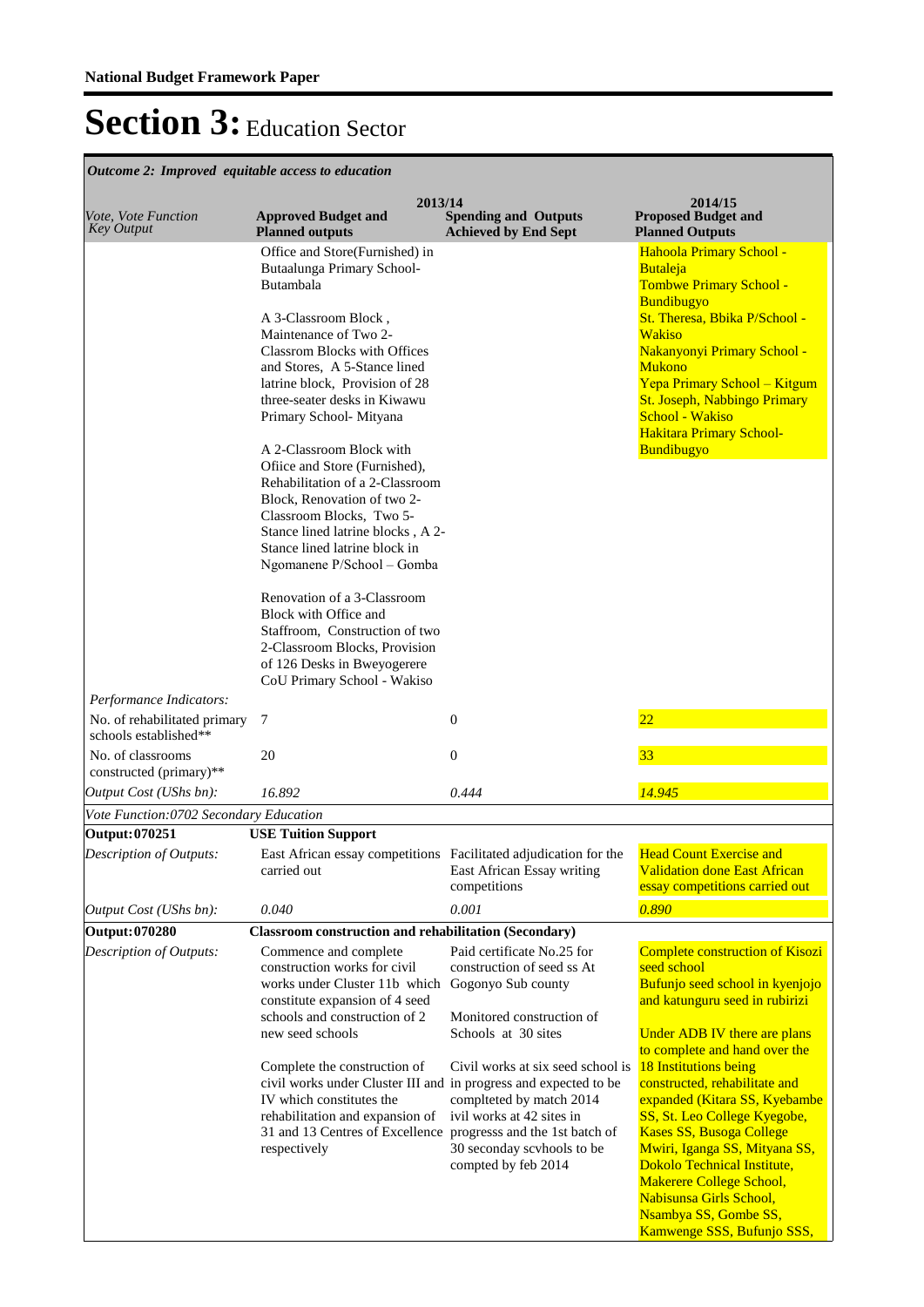**National Budget Framework Paper**

# Section 3: Education Sector

*Outcome 2: Improved equitable access to education*

| *Vote, Vote Function Key Output* | 2013/14 **Approved Budget and Planned outputs** | 2013/14 **Spending and Outputs Achieved by End Sept** | 2014/15 **Proposed Budget and Planned Outputs** |
|---|---|---|---|
| | Office and Store(Furnished) in Butaalunga Primary School- Butambala<br><br>A 3-Classroom Block , Maintenance of Two 2-Classrom Blocks with Offices and Stores, A 5-Stance lined latrine block, Provision of 28 three-seater desks in Kiwawu Primary School- Mityana<br><br>A 2-Classroom Block with Ofiice and Store (Furnished), Rehabilitation of a 2-Classroom Block, Renovation of two 2-Classroom Blocks, Two 5-Stance lined latrine blocks , A 2-Stance lined latrine block in Ngomanene P/School – Gomba<br><br>Renovation of a 3-Classroom Block with Office and Staffroom, Construction of two 2-Classroom Blocks, Provision of 126 Desks in Bweyogerere CoU Primary School - Wakiso | | Hahoola Primary School - Butaleja<br>Tombwe Primary School - Bundibugyo<br>St. Theresa, Bbika P/School - Wakiso<br>Nakanyonyi Primary School - Mukono<br>Yepa Primary School – Kitgum<br>St. Joseph, Nabbingo Primary School - Wakiso<br>Hakitara Primary School- Bundibugyo |
| *Performance Indicators:* | | | |
| No. of rehabilitated primary schools established** | 7 | 0 | 22 |
| No. of classrooms constructed (primary)** | 20 | 0 | 33 |
| *Output Cost (UShs bn):* | *16.892* | *0.001* | *14.945* |
| *Vote Function:0702 Secondary Education* | | | |
| **Output: 070251** | **USE Tuition Support** | | |
| *Description of Outputs:* | East African essay competitions carried out | Facilitated adjudication for the East African Essay writing competitions | Head Count Exercise and Validation done East African essay competitions carried out |
| *Output Cost (UShs bn):* | *0.040* | *0.001* | *0.890* |
| **Output: 070280** | **Classroom construction and rehabilitation (Secondary)** | | |
| *Description of Outputs:* | Commence and complete construction works for civil works under Cluster 11b which constitute expansion of 4 seed schools and construction of 2 new seed schools<br><br>Complete the construction of civil works under Cluster III and IV which constitutes the rehabilitation and expansion of 31 and 13 Centres of Excellence respectively | Paid certificate No.25 for construction of seed ss At Gogonyo Sub county<br><br>Monitored construction of Schools at 30 sites<br><br>Civil works at six seed school is in progress and expected to be complteted by match 2014 ivil works at 42 sites in progresss and the 1st batch of 30 seconday scvhools to be compted by feb 2014 | Complete construction of Kisozi seed school<br>Bufunjo seed school in kyenjojo and katunguru seed in rubirizi<br><br>Under ADB IV there are plans to complete and hand over the 18 Institutions being constructed, rehabilitate and expanded (Kitara SS, Kyebambe SS, St. Leo College Kyegobe, Kases SS, Busoga College Mwiri, Iganga SS, Mityana SS, Dokolo Technical Institute, Makerere College School, Nabisunsa Girls School, Nsambya SS, Gombe SS, Kamwenge SSS, Bufunjo SSS, |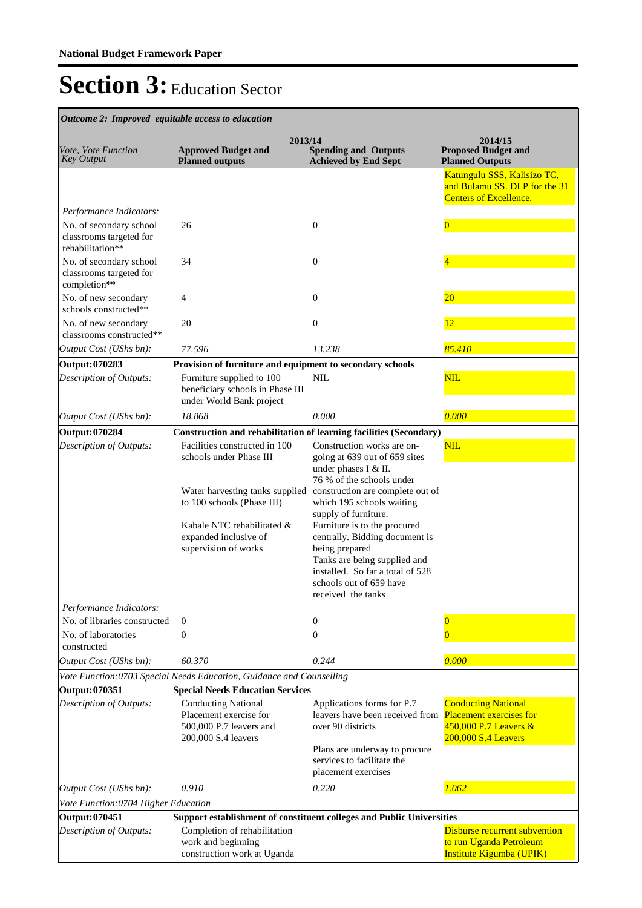**National Budget Framework Paper**

# Section 3: Education Sector

*Outcome 2: Improved equitable access to education*

| *Vote, Vote Function Key Output* | 2013/14 Approved Budget and Planned outputs | 2013/14 Spending and Outputs Achieved by End Sept | 2014/15 Proposed Budget and Planned Outputs |
|---|---|---|---|
| | | | Katungulu SSS, Kalisizo TC, and Bulamu SS. DLP for the 31 Centers of Excellence. |
| *Performance Indicators:* | | | |
| No. of secondary school classrooms targeted for rehabilitation** | 26 | 0 | 0 |
| No. of secondary school classrooms targeted for completion** | 34 | 0 | 4 |
| No. of new secondary schools constructed** | 4 | 0 | 20 |
| No. of new secondary classrooms constructed** | 20 | 0 | 12 |
| *Output Cost (UShs bn):* | *77.596* | *13.238* | *85.410* |
| **Output: 070283** | **Provision of furniture and equipment to secondary schools** | | |
| *Description of Outputs:* | Furniture supplied to 100 beneficiary schools in Phase III under World Bank project | NIL | NIL |
| *Output Cost (UShs bn):* | *18.868* | *0.000* | *0.000* |
| **Output: 070284** | **Construction and rehabilitation of learning facilities (Secondary)** | | |
| *Description of Outputs:* | Facilities constructed in 100 schools under Phase III<br><br>Water harvesting tanks supplied to 100 schools (Phase III)<br><br>Kabale NTC rehabilitated & expanded inclusive of supervision of works | Construction works are on-going at 639 out of 659 sites under phases I & II.<br>76 % of the schools under construction are complete out of which 195 schools waiting supply of furniture.<br>Furniture is to the procured centrally. Bidding document is being prepared<br>Tanks are being supplied and installed. So far a total of 528 schools out of 659 have received the tanks | NIL |
| *Performance Indicators:* | | | |
| No. of libraries constructed | 0 | 0 | 0 |
| No. of laboratories constructed | 0 | 0 | 0 |
| *Output Cost (UShs bn):* | *60.370* | *0.244* | *0.000* |
| *Vote Function: 0703 Special Needs Education, Guidance and Counselling* | | | |
| **Output: 070351** | **Special Needs Education Services** | | |
| *Description of Outputs:* | Conducting National Placement exercise for 500,000 P.7 leavers and 200,000 S.4 leavers | Applications forms for P.7 leavers have been received from over 90 districts<br><br>Plans are underway to procure services to facilitate the placement exercises | Conducting National Placement exercises for 450,000 P.7 Leavers & 200,000 S.4 Leavers |
| *Output Cost (UShs bn):* | *0.910* | *0.220* | *1.062* |
| *Vote Function: 0704 Higher Education* | | | |
| **Output: 070451** | **Support establishment of constituent colleges and Public Universities** | | |
| *Description of Outputs:* | Completion of rehabilitation work and beginning construction work at Uganda | | Disburse recurrent subvention to run Uganda Petroleum Institute Kigumba (UPIK) |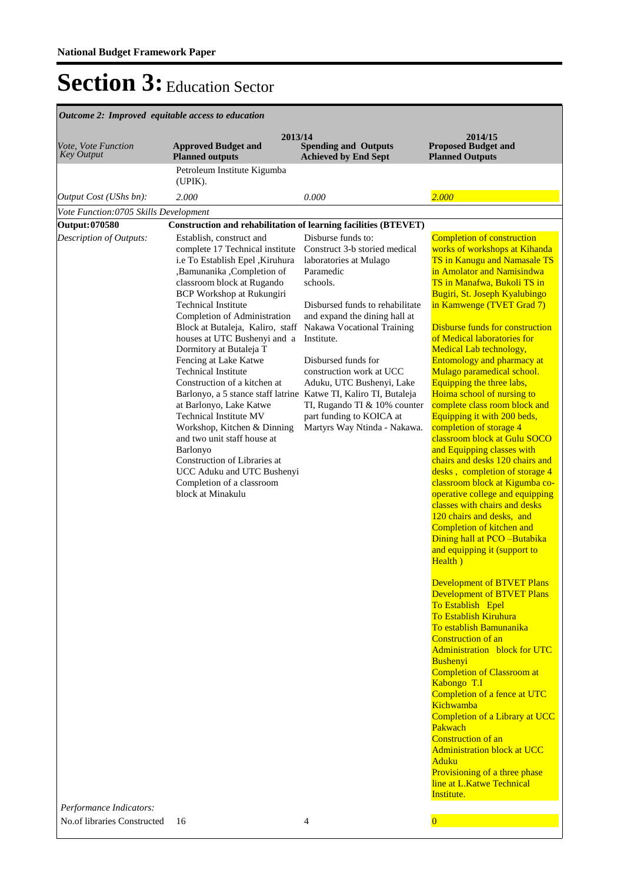**National Budget Framework Paper**

# Section 3: Education Sector

*Outcome 2: Improved equitable access to education*

| *Vote, Vote Function Key Output* | 2013/14 **Approved Budget and Planned outputs** | **Spending and Outputs Achieved by End Sept** | 2014/15 **Proposed Budget and Planned Outputs** |
|---|---|---|---|
| | Petroleum Institute Kigumba (UPIK). | | |
| *Output Cost (UShs bn):* | *2.000* | *0.000* | *2.000* |
| *Vote Function:0705 Skills Development* | | | |
| **Output: 070580** | **Construction and rehabilitation of learning facilities (BTEVET)** | | |
| *Description of Outputs:* | Establish, construct and complete 17 Technical institute i.e To Establish Epel ,Kiruhura ,Bamunanika ,Completion of classroom block at Rugando BCP Workshop at Rukungiri Technical Institute Completion of Administration Block at Butaleja, Kaliro, staff houses at UTC Bushenyi and a Dormitory at Butaleja T Fencing at Lake Katwe Technical Institute Construction of a kitchen at Barlonyo, a 5 stance staff latrine at Barlonyo, Lake Katwe Technical Institute MV Workshop, Kitchen & Dinning and two unit staff house at Barlonyo Construction of Libraries at UCC Aduku and UTC Bushenyi Completion of a classroom block at Minakulu | Disburse funds to: Construct 3-b storied medical laboratories at Mulago Paramedic schools. <br><br> Disbursed funds to rehabilitate and expand the dining hall at Nakawa Vocational Training Institute. <br><br> Disbursed funds for construction work at UCC Aduku, UTC Bushenyi, Lake Katwe TI, Kaliro TI, Butaleja TI, Rugando TI & 10% counter part funding to KOICA at Martyrs Way Ntinda - Nakawa. | Completion of construction works of workshops at Kihanda TS in Kanugu and Namasale TS in Amolator and Namisindwa TS in Manafwa, Bukoli TS in Bugiri, St. Joseph Kyalubingo in Kamwenge (TVET Grad 7) <br><br> Disburse funds for construction of Medical laboratories for Medical Lab technology, Entomology and pharmacy at Mulago paramedical school. Equipping the three labs, Hoima school of nursing to complete class room block and Equipping it with 200 beds, completion of storage 4 classroom block at Gulu SOCO and Equipping classes with chairs and desks 120 chairs and desks , completion of storage 4 classroom block at Kigumba co-operative college and equipping classes with chairs and desks 120 chairs and desks, and Completion of kitchen and Dining hall at PCO –Butabika and equipping it (support to Health ) <br><br> Development of BTVET Plans Development of BTVET Plans To Establish Epel To Establish Kiruhura To establish Bamunanika Construction of an Administration block for UTC Bushenyi Completion of Classroom at Kabongo T.I Completion of a fence at UTC Kichwamba Completion of a Library at UCC Pakwach Construction of an Administration block at UCC Aduku Provisioning of a three phase line at L.Katwe Technical Institute. |
| *Performance Indicators:* | | | |
| No.of libraries Constructed | 16 | 4 | 0 |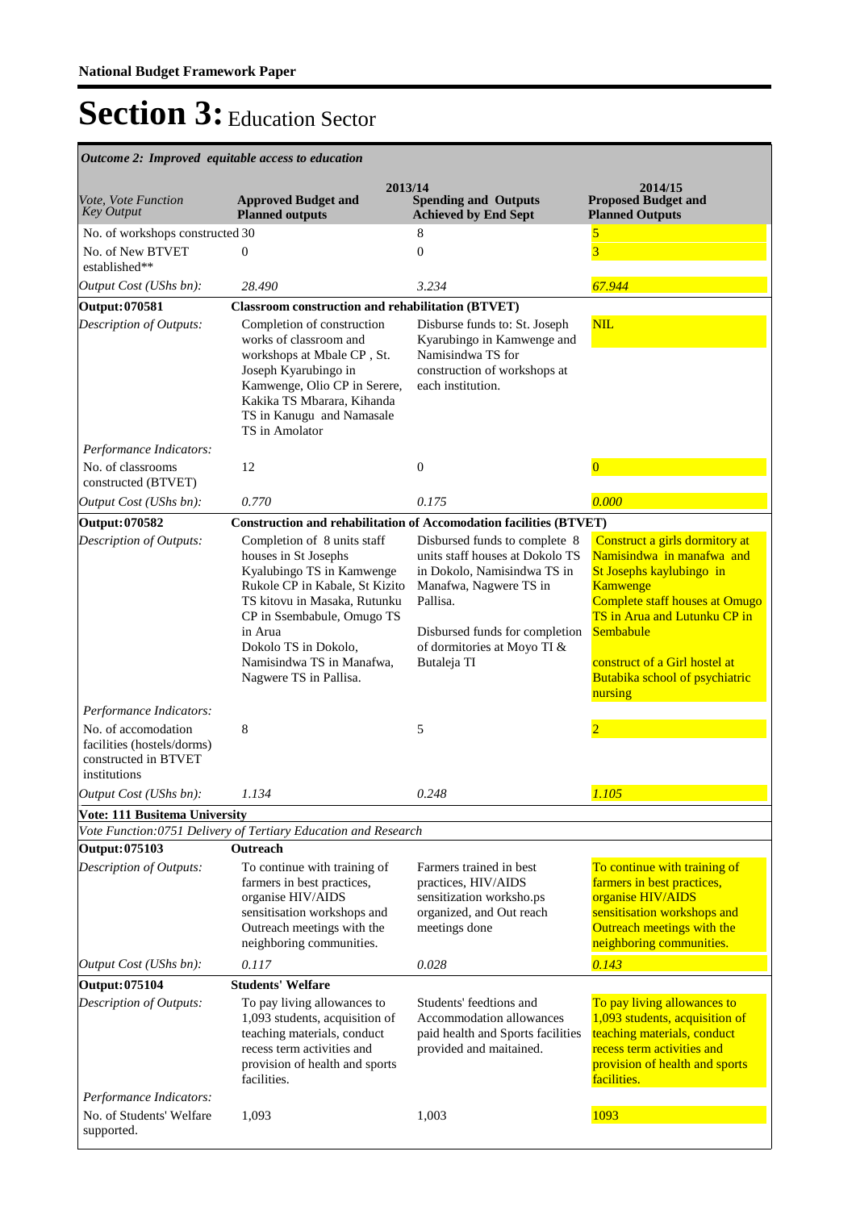**National Budget Framework Paper**

# Section 3: Education Sector

*Outcome 2: Improved equitable access to education*

| *Vote, Vote Function Key Output* | 2013/14 **Approved Budget and Planned outputs** | **Spending and Outputs Achieved by End Sept** | 2014/15 **Proposed Budget and Planned Outputs** |
|---|---|---|---|
| No. of workshops constructed | 30 | 8 | 5 |
| No. of New BTVET established** | 0 | 0 | 3 |
| *Output Cost (UShs bn):* | *28.490* | *3.234* | *67.944* |
| **Output: 070581** | **Classroom construction and rehabilitation (BTVET)** | | |
| *Description of Outputs:* | Completion of construction works of classroom and workshops at Mbale CP , St. Joseph Kyarubingo in Kamwenge, Olio CP in Serere, Kakika TS Mbarara, Kihanda TS in Kanugu and Namasale TS in Amolator | Disburse funds to: St. Joseph Kyarubingo in Kamwenge and Namisindwa TS for construction of workshops at each institution. | NIL |
| *Performance Indicators:* | | | |
| No. of classrooms constructed (BTVET) | 12 | 0 | 0 |
| *Output Cost (UShs bn):* | *0.770* | *0.175* | *0.000* |
| **Output: 070582** | **Construction and rehabilitation of Accomodation facilities (BTVET)** | | |
| *Description of Outputs:* | Completion of 8 units staff houses in St Josephs Kyalubingo TS in Kamwenge Rukole CP in Kabale, St Kizito TS kitovu in Masaka, Rutunku CP in Ssembabule, Omugo TS in Arua<br>Dokolo TS in Dokolo, Namisindwa TS in Manafwa, Nagwere TS in Pallisa. | Disbursed funds to complete 8 units staff houses at Dokolo TS in Dokolo, Namisindwa TS in Manafwa, Nagwere TS in Pallisa.<br><br>Disbursed funds for completion of dormitories at Moyo TI & Butaleja TI | Construct a girls dormitory at Namisindwa in manafwa and St Josephs kaylubingo in Kamwenge<br>Complete staff houses at Omugo TS in Arua and Lutunku CP in Sembabule<br><br>construct of a Girl hostel at Butabika school of psychiatric nursing |
| *Performance Indicators:* | | | |
| No. of accomodation facilities (hostels/dorms) constructed in BTVET institutions | 8 | 5 | 2 |
| *Output Cost (UShs bn):* | *1.134* | *0.248* | *1.105* |
| **Vote: 111 Busitema University** | | | |
| *Vote Function:0751 Delivery of Tertiary Education and Research* | | | |
| **Output: 075103** | **Outreach** | | |
| *Description of Outputs:* | To continue with training of farmers in best practices, organise HIV/AIDS sensitisation workshops and Outreach meetings with the neighboring communities. | Farmers trained in best practices, HIV/AIDS sensitization worksho.ps organized, and Out reach meetings done | To continue with training of farmers in best practices, organise HIV/AIDS sensitisation workshops and Outreach meetings with the neighboring communities. |
| *Output Cost (UShs bn):* | *0.117* | *0.028* | *0.143* |
| **Output: 075104** | **Students' Welfare** | | |
| *Description of Outputs:* | To pay living allowances to 1,093 students, acquisition of teaching materials, conduct recess term activities and provision of health and sports facilities. | Students' feedtions and Accommodation allowances paid health and Sports facilities provided and maitained. | To pay living allowances to 1,093 students, acquisition of teaching materials, conduct recess term activities and provision of health and sports facilities. |
| *Performance Indicators:* | | | |
| No. of Students' Welfare supported. | 1,093 | 1,003 | 1093 |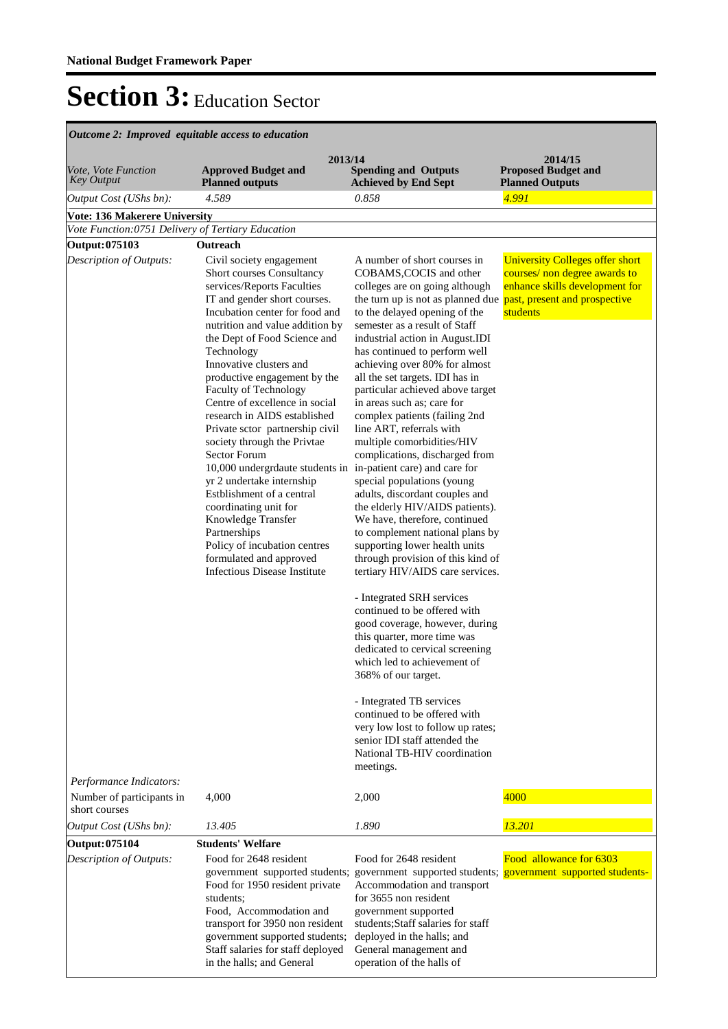# Section 3: Education Sector

*Outcome 2: Improved equitable access to education*

| *Vote, Vote Function Key Output* | 2013/14 Approved Budget and Planned outputs | 2013/14 Spending and Outputs Achieved by End Sept | 2014/15 Proposed Budget and Planned Outputs |
|---|---|---|---|
| *Output Cost (UShs bn):* | *4.589* | *0.858* | *4.991* |
| **Vote: 136 Makerere University** | | | |
| *Vote Function:0751 Delivery of Tertiary Education* | | | |
| **Output: 075103** | **Outreach** | | |
| *Description of Outputs:* | Civil society engagement Short courses Consultancy services/Reports Faculties IT and gender short courses. Incubation center for food and nutrition and value addition by the Dept of Food Science and Technology Innovative clusters and productive engagement by the Faculty of Technology Centre of excellence in social research in AIDS established Private sctor partnership civil society through the Privtae Sector Forum 10,000 undergrdaute students in yr 2 undertake internship Estblishment of a central coordinating unit for Knowledge Transfer Partnerships Policy of incubation centres formulated and approved Infectious Disease Institute | A number of short courses in COBAMS,COCIS and other colleges are on going although the turn up is not as planned due to the delayed opening of the semester as a result of Staff industrial action in August.IDI has continued to perform well achieving over 80% for almost all the set targets. IDI has in particular achieved above target in areas such as; care for complex patients (failing 2nd line ART, referrals with multiple comorbidities/HIV complications, discharged from in-patient care) and care for special populations (young adults, discordant couples and the elderly HIV/AIDS patients). We have, therefore, continued to complement national plans by supporting lower health units through provision of this kind of tertiary HIV/AIDS care services.<br><br>- Integrated SRH services continued to be offered with good coverage, however, during this quarter, more time was dedicated to cervical screening which led to achievement of 368% of our target.<br><br>- Integrated TB services continued to be offered with very low lost to follow up rates; senior IDI staff attended the National TB-HIV coordination meetings. | University Colleges offer short courses/ non degree awards to enhance skills development for past, present and prospective students |
| *Performance Indicators:* | | | |
| Number of participants in short courses | 4,000 | 2,000 | 4000 |
| *Output Cost (UShs bn):* | *13.405* | *1.890* | *13.201* |
| **Output: 075104** | **Students' Welfare** | | |
| *Description of Outputs:* | Food for 2648 resident government supported students; Food for 1950 resident private students; Food, Accommodation and transport for 3950 non resident government supported students; Staff salaries for staff deployed in the halls; and General | Food for 2648 resident government supported students; Accommodation and transport for 3655 non resident government supported students;Staff salaries for staff deployed in the halls; and General management and operation of the halls of | Food allowance for 6303 government supported students- |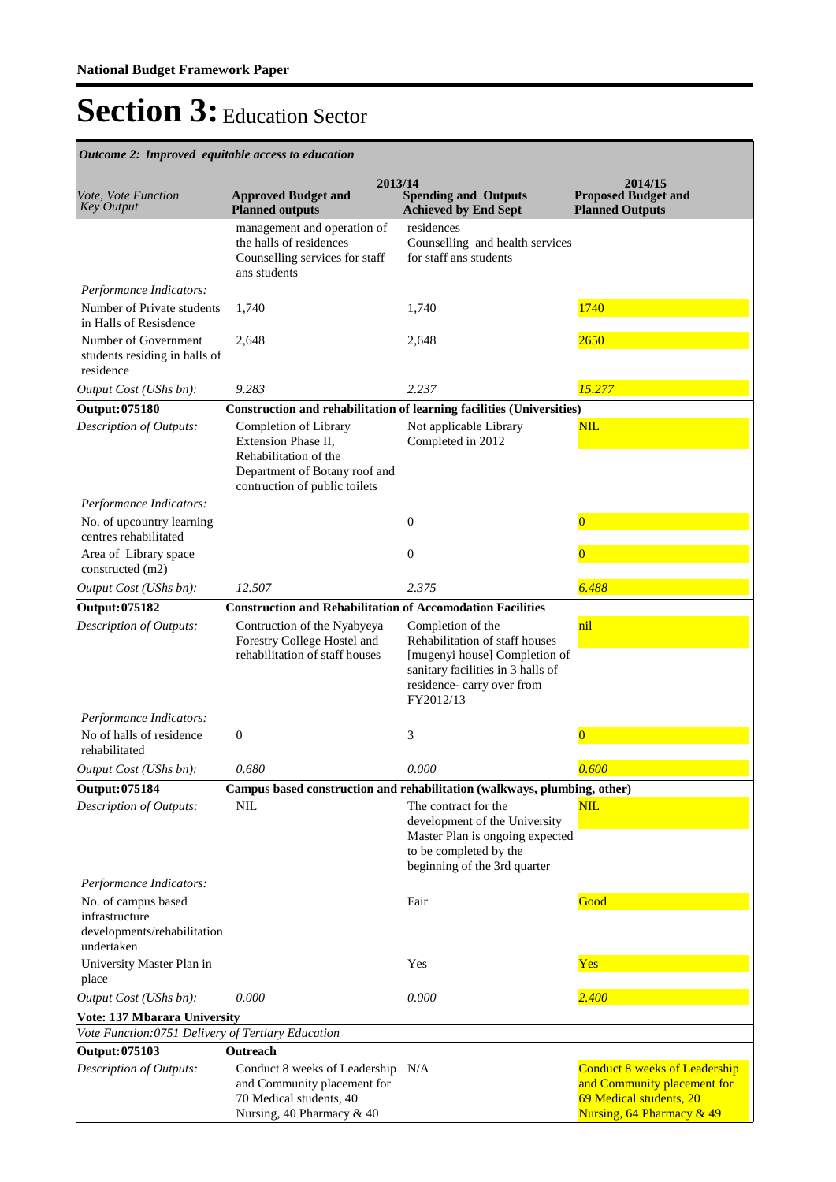# Section 3: Education Sector

*Outcome 2: Improved equitable access to education*

| Vote, Vote Function Key Output | 2013/14 Approved Budget and Planned outputs | 2013/14 Spending and Outputs Achieved by End Sept | 2014/15 Proposed Budget and Planned Outputs |
|---|---|---|---|
| | management and operation of the halls of residences Counselling services for staff ans students | residences Counselling and health services for staff ans students | |
| *Performance Indicators:* | | | |
| Number of Private students in Halls of Resisdence | 1,740 | 1,740 | 1740 |
| Number of Government students residing in halls of residence | 2,648 | 2,648 | 2650 |
| *Output Cost (UShs bn):* | *9.283* | *2.237* | *15.277* |
| **Output: 075180** | **Construction and rehabilitation of learning facilities (Universities)** | | |
| *Description of Outputs:* | Completion of Library Extension Phase II, Rehabilitation of the Department of Botany roof and contruction of public toilets | Not applicable Library Completed in 2012 | NIL |
| *Performance Indicators:* | | | |
| No. of upcountry learning centres rehabilitated | | 0 | 0 |
| Area of Library space constructed (m2) | | 0 | 0 |
| *Output Cost (UShs bn):* | *12.507* | *2.375* | *6.488* |
| **Output: 075182** | **Construction and Rehabilitation of Accomodation Facilities** | | |
| *Description of Outputs:* | Contruction of the Nyabyeya Forestry College Hostel and rehabilitation of staff houses | Completion of the Rehabilitation of staff houses [mugenyi house] Completion of sanitary facilities in 3 halls of residence- carry over from FY2012/13 | nil |
| *Performance Indicators:* | | | |
| No of halls of residence rehabilitated | 0 | 3 | 0 |
| *Output Cost (UShs bn):* | *0.680* | *0.000* | *0.600* |
| **Output: 075184** | **Campus based construction and rehabilitation (walkways, plumbing, other)** | | |
| *Description of Outputs:* | NIL | The contract for the development of the University Master Plan is ongoing expected to be completed by the beginning of the 3rd quarter | NIL |
| *Performance Indicators:* | | | |
| No. of campus based infrastructure developments/rehabilitation undertaken | | Fair | Good |
| University Master Plan in place | | Yes | Yes |
| *Output Cost (UShs bn):* | *0.000* | *0.000* | *2.400* |
| **Vote: 137 Mbarara University** | | | |
| *Vote Function:0751 Delivery of Tertiary Education* | | | |
| **Output: 075103** | **Outreach** | | |
| *Description of Outputs:* | Conduct 8 weeks of Leadership and Community placement for 70 Medical students, 40 Nursing, 40 Pharmacy & 40 | N/A | Conduct 8 weeks of Leadership and Community placement for 69 Medical students, 20 Nursing, 64 Pharmacy & 49 |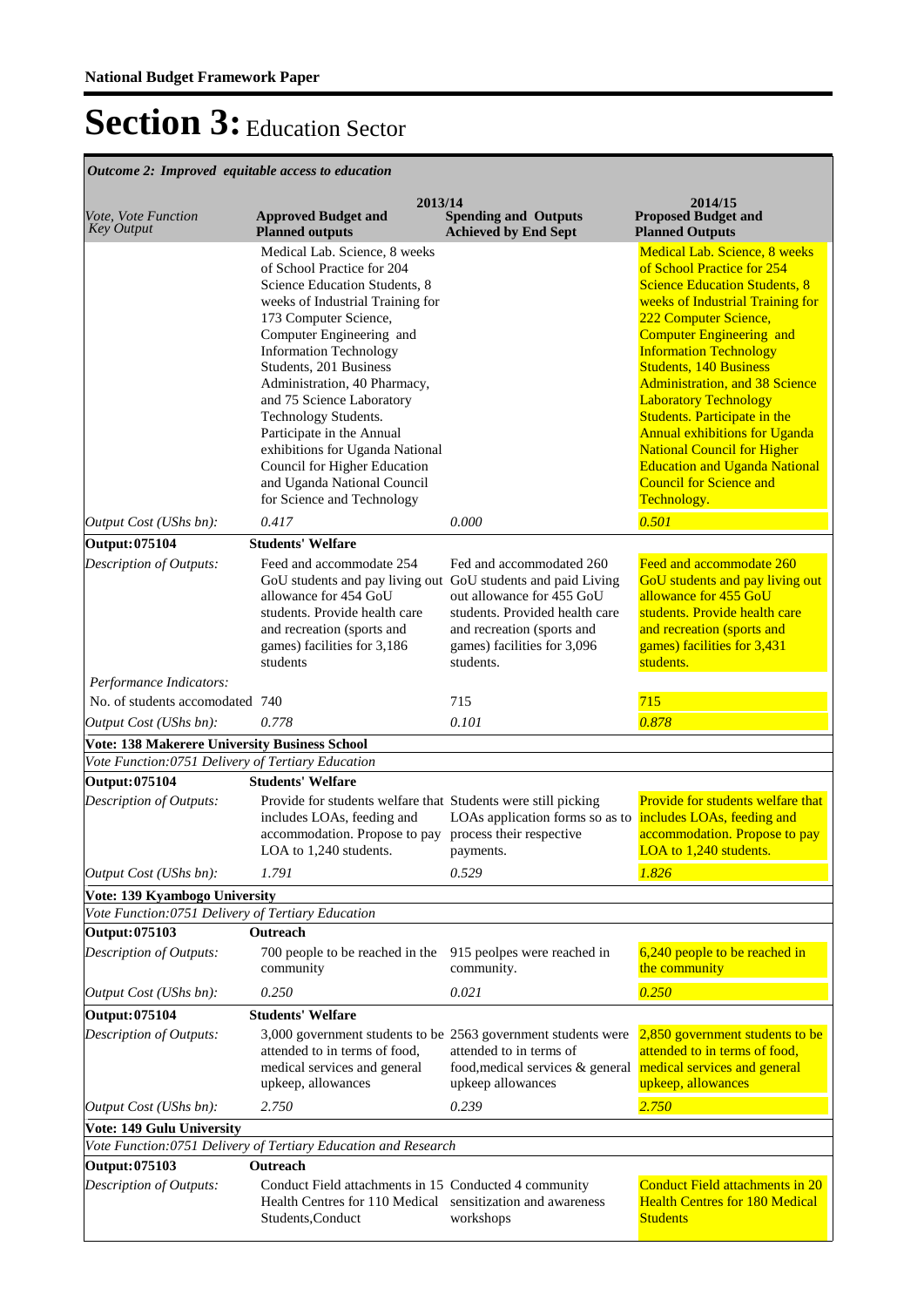**National Budget Framework Paper**

# Section 3: Education Sector

*Outcome 2: Improved equitable access to education*

| *Vote, Vote Function Key Output* | 2013/14 Approved Budget and Planned outputs | 2013/14 Spending and Outputs Achieved by End Sept | 2014/15 Proposed Budget and Planned Outputs |
|---|---|---|---|
| | Medical Lab. Science, 8 weeks of School Practice for 204 Science Education Students, 8 weeks of Industrial Training for 173 Computer Science, Computer Engineering and Information Technology Students, 201 Business Administration, 40 Pharmacy, and 75 Science Laboratory Technology Students. Participate in the Annual exhibitions for Uganda National Council for Higher Education and Uganda National Council for Science and Technology | | Medical Lab. Science, 8 weeks of School Practice for 254 Science Education Students, 8 weeks of Industrial Training for 222 Computer Science, Computer Engineering and Information Technology Students, 140 Business Administration, and 38 Science Laboratory Technology Students. Participate in the Annual exhibitions for Uganda National Council for Higher Education and Uganda National Council for Science and Technology. |
| *Output Cost (UShs bn):* | *0.417* | *0.000* | *0.501* |
| **Output: 075104** | **Students' Welfare** | | |
| *Description of Outputs:* | Feed and accommodate 254 GoU students and pay living out allowance for 454 GoU students. Provide health care and recreation (sports and games) facilities for 3,186 students | Fed and accommodated 260 GoU students and paid Living out allowance for 455 GoU students. Provided health care and recreation (sports and games) facilities for 3,096 students. | Feed and accommodate 260 GoU students and pay living out allowance for 455 GoU students. Provide health care and recreation (sports and games) facilities for 3,431 students. |
| *Performance Indicators:* | | | |
| No. of students accomodated | 740 | 715 | 715 |
| *Output Cost (UShs bn):* | *0.778* | *0.101* | *0.878* |
| **Vote: 138 Makerere University Business School** | | | |
| *Vote Function:0751 Delivery of Tertiary Education* | | | |
| **Output: 075104** | **Students' Welfare** | | |
| *Description of Outputs:* | Provide for students welfare that includes LOAs, feeding and accommodation. Propose to pay LOA to 1,240 students. | Students were still picking LOAs application forms so as to process their respective payments. | Provide for students welfare that includes LOAs, feeding and accommodation. Propose to pay LOA to 1,240 students. |
| *Output Cost (UShs bn):* | *1.791* | *0.529* | *1.826* |
| **Vote: 139 Kyambogo University** | | | |
| *Vote Function:0751 Delivery of Tertiary Education* | | | |
| **Output: 075103** | **Outreach** | | |
| *Description of Outputs:* | 700 people to be reached in the community | 915 peolpes were reached in community. | 6,240 people to be reached in the community |
| *Output Cost (UShs bn):* | *0.250* | *0.021* | *0.250* |
| **Output: 075104** | **Students' Welfare** | | |
| *Description of Outputs:* | 3,000 government students to be attended to in terms of food, medical services and general upkeep, allowances | 2563 government students were attended to in terms of food,medical services & general upkeep allowances | 2,850 government students to be attended to in terms of food, medical services and general upkeep, allowances |
| *Output Cost (UShs bn):* | *2.750* | *0.239* | *2.750* |
| **Vote: 149 Gulu University** | | | |
| *Vote Function:0751 Delivery of Tertiary Education and Research* | | | |
| **Output: 075103** | **Outreach** | | |
| *Description of Outputs:* | Conduct Field attachments in 15 Health Centres for 110 Medical Students,Conduct | Conducted 4 community sensitization and awareness workshops | Conduct Field attachments in 20 Health Centres for 180 Medical Students |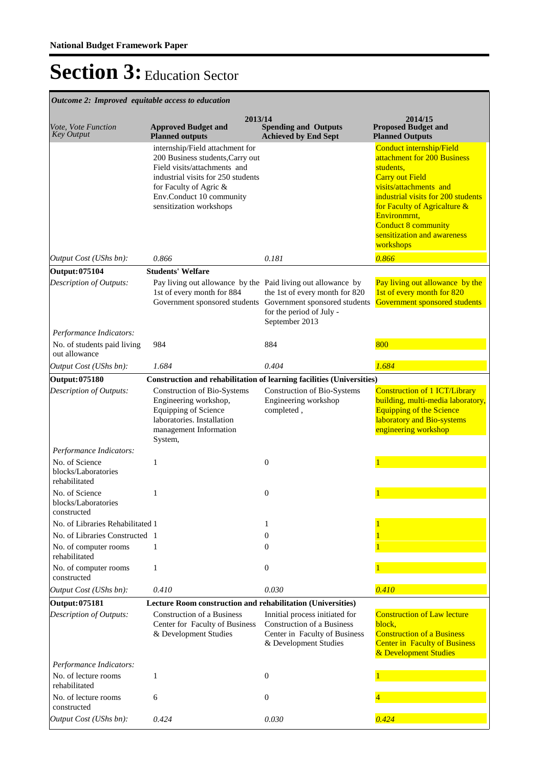**National Budget Framework Paper**

# Section 3: Education Sector

*Outcome 2: Improved equitable access to education*

| *Vote, Vote Function Key Output* | 2013/14 **Approved Budget and Planned outputs** | **Spending and Outputs Achieved by End Sept** | 2014/15 **Proposed Budget and Planned Outputs** |
|---|---|---|---|
| | internship/Field attachment for 200 Business students,Carry out Field visits/attachments and industrial visits for 250 students for Faculty of Agric & Env.Conduct 10 community sensitization workshops | | Conduct internship/Field attachment for 200 Business students, Carry out Field visits/attachments and industrial visits for 200 students for Faculty of Agricalture & Environmrnt, Conduct 8 community sensitization and awareness workshops |
| *Output Cost (UShs bn):* | *0.866* | *0.181* | *0.866* |
| **Output: 075104** | **Students' Welfare** | | |
| *Description of Outputs:* | Pay living out allowance by the 1st of every month for 884 Government sponsored students | Paid living out allowance by the 1st of every month for 820 Government sponsored students for the period of July - September 2013 | Pay living out allowance by the 1st of every month for 820 Government sponsored students |
| *Performance Indicators:* | | | |
| No. of students paid living out allowance | 984 | 884 | 800 |
| *Output Cost (UShs bn):* | *1.684* | *0.404* | *1.684* |
| **Output: 075180** | **Construction and rehabilitation of learning facilities (Universities)** | | |
| *Description of Outputs:* | Construction of Bio-Systems Engineering workshop, Equipping of Science laboratories. Installation management Information System, | Construction of Bio-Systems Engineering workshop completed , | Construction of 1 ICT/Library building, multi-media laboratory, Equipping of the Science laboratory and Bio-systems engineering workshop |
| *Performance Indicators:* | | | |
| No. of Science blocks/Laboratories rehabilitated | 1 | 0 | 1 |
| No. of Science blocks/Laboratories constructed | 1 | 0 | 1 |
| No. of Libraries Rehabilitated | 1 | 1 | 1 |
| No. of Libraries Constructed | 1 | 0 | 1 |
| No. of computer rooms rehabilitated | 1 | 0 | 1 |
| No. of computer rooms constructed | 1 | 0 | 1 |
| *Output Cost (UShs bn):* | *0.410* | *0.030* | *0.410* |
| **Output: 075181** | **Lecture Room construction and rehabilitation (Universities)** | | |
| *Description of Outputs:* | Construction of a Business Center for Faculty of Business & Development Studies | Innitial process initiated for Construction of a Business Center in Faculty of Business & Development Studies | Construction of Law lecture block, Construction of a Business Center in Faculty of Business & Development Studies |
| *Performance Indicators:* | | | |
| No. of lecture rooms rehabilitated | 1 | 0 | 1 |
| No. of lecture rooms constructed | 6 | 0 | 4 |
| *Output Cost (UShs bn):* | *0.424* | *0.030* | *0.424* |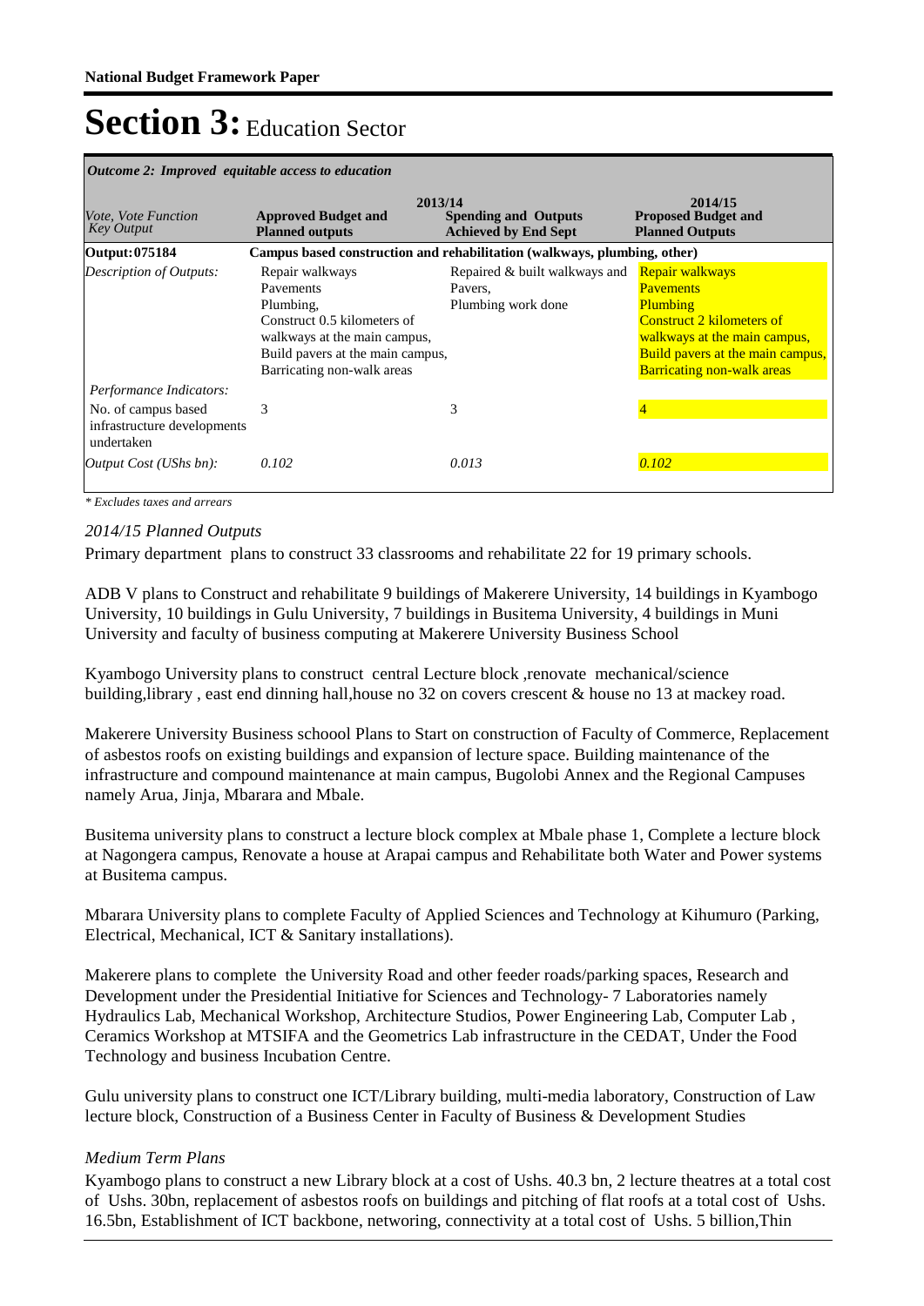# Section 3: Education Sector

| *Outcome 2: Improved equitable access to education* | | | |
|---|---|---|---|
| | 2013/14 | | 2014/15 |
| *Vote, Vote Function Key Output* | **Approved Budget and Planned outputs** | **Spending and Outputs Achieved by End Sept** | **Proposed Budget and Planned Outputs** |
| **Output: 075184** | **Campus based construction and rehabilitation (walkways, plumbing, other)** | | |
| *Description of Outputs:* | Repair walkways<br>Pavements<br>Plumbing,<br>Construct 0.5 kilometers of walkways at the main campus,<br>Build pavers at the main campus,<br>Barricating non-walk areas | Repaired & built walkways and Pavers,<br>Plumbing work done | Repair walkways<br>Pavements<br>Plumbing<br>Construct 2 kilometers of walkways at the main campus,<br>Build pavers at the main campus,<br>Barricating non-walk areas |
| *Performance Indicators:* | | | |
| No. of campus based infrastructure developments undertaken | 3 | 3 | 4 |
| *Output Cost (UShs bn):* | *0.102* | *0.013* | *0.102* |

*\* Excludes taxes and arrears*

*2014/15 Planned Outputs*

Primary department plans to construct 33 classrooms and rehabilitate 22 for 19 primary schools.

ADB V plans to Construct and rehabilitate 9 buildings of Makerere University, 14 buildings in Kyambogo University, 10 buildings in Gulu University, 7 buildings in Busitema University, 4 buildings in Muni University and faculty of business computing at Makerere University Business School

Kyambogo University plans to construct central Lecture block ,renovate mechanical/science building,library , east end dinning hall,house no 32 on covers crescent & house no 13 at mackey road.

Makerere University Business schoool Plans to Start on construction of Faculty of Commerce, Replacement of asbestos roofs on existing buildings and expansion of lecture space. Building maintenance of the infrastructure and compound maintenance at main campus, Bugolobi Annex and the Regional Campuses namely Arua, Jinja, Mbarara and Mbale.

Busitema university plans to construct a lecture block complex at Mbale phase 1, Complete a lecture block at Nagongera campus, Renovate a house at Arapai campus and Rehabilitate both Water and Power systems at Busitema campus.

Mbarara University plans to complete Faculty of Applied Sciences and Technology at Kihumuro (Parking, Electrical, Mechanical, ICT & Sanitary installations).

Makerere plans to complete the University Road and other feeder roads/parking spaces, Research and Development under the Presidential Initiative for Sciences and Technology- 7 Laboratories namely Hydraulics Lab, Mechanical Workshop, Architecture Studios, Power Engineering Lab, Computer Lab , Ceramics Workshop at MTSIFA and the Geometrics Lab infrastructure in the CEDAT, Under the Food Technology and business Incubation Centre.

Gulu university plans to construct one ICT/Library building, multi-media laboratory, Construction of Law lecture block, Construction of a Business Center in Faculty of Business & Development Studies

*Medium Term Plans*

Kyambogo plans to construct a new Library block at a cost of Ushs. 40.3 bn, 2 lecture theatres at a total cost of Ushs. 30bn, replacement of asbestos roofs on buildings and pitching of flat roofs at a total cost of Ushs. 16.5bn, Establishment of ICT backbone, networing, connectivity at a total cost of Ushs. 5 billion,Thin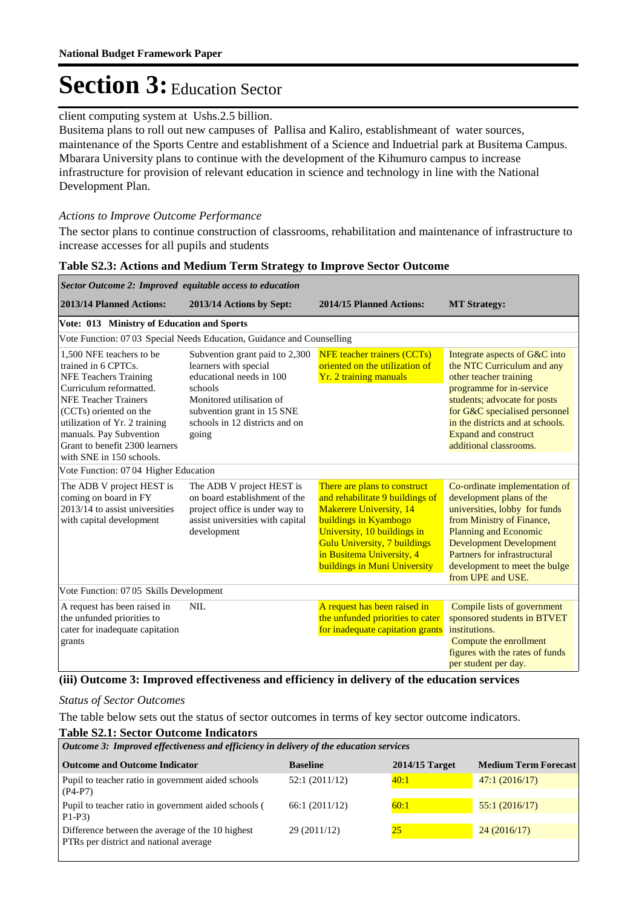client computing system at Ushs.2.5 billion.
Busitema plans to roll out new campuses of Pallisa and Kaliro, establishmeant of water sources, maintenance of the Sports Centre and establishment of a Science and Induetrial park at Busitema Campus. Mbarara University plans to continue with the development of the Kihumuro campus to increase infrastructure for provision of relevant education in science and technology in line with the National Development Plan.

*Actions to Improve Outcome Performance*

The sector plans to continue construction of classrooms, rehabilitation and maintenance of infrastructure to increase accesses for all pupils and students

**Table S2.3: Actions and Medium Term Strategy to Improve Sector Outcome**

| *Sector Outcome 2: Improved equitable access to education* | | | |
|---|---|---|---|
| **2013/14 Planned Actions:** | **2013/14 Actions by Sept:** | **2014/15 Planned Actions:** | **MT Strategy:** |
| **Vote: 013 Ministry of Education and Sports** | | | |
| Vote Function: 07 03 Special Needs Education, Guidance and Counselling | | | |
| 1,500 NFE teachers to be trained in 6 CPTCs. NFE Teachers Training Curriculum reformatted. NFE Teacher Trainers (CCTs) oriented on the utilization of Yr. 2 training manuals. Pay Subvention Grant to benefit 2300 learners with SNE in 150 schools. | Subvention grant paid to 2,300 learners with special educational needs in 100 schools Monitored utilisation of subvention grant in 15 SNE schools in 12 districts and on going | NFE teacher trainers (CCTs) oriented on the utilization of Yr. 2 training manuals | Integrate aspects of G&C into the NTC Curriculum and any other teacher training programme for in-service students; advocate for posts for G&C specialised personnel in the districts and at schools. Expand and construct additional classrooms. |
| Vote Function: 07 04 Higher Education | | | |
| The ADB V project HEST is coming on board in FY 2013/14 to assist universities with capital development | The ADB V project HEST is on board establishment of the project office is under way to assist universities with capital development | There are plans to construct and rehabilitate 9 buildings of Makerere University, 14 buildings in Kyambogo University, 10 buildings in Gulu University, 7 buildings in Busitema University, 4 buildings in Muni University | Co-ordinate implementation of development plans of the universities, lobby for funds from Ministry of Finance, Planning and Economic Development Development Partners for infrastructural development to meet the bulge from UPE and USE. |
| Vote Function: 07 05 Skills Development | | | |
| A request has been raised in the unfunded priorities to cater for inadequate capitation grants | NIL | A request has been raised in the unfunded priorities to cater for inadequate capitation grants | Compile lists of government sponsored students in BTVET institutions. Compute the enrollment figures with the rates of funds per student per day. |

### (iii) Outcome 3: Improved effectiveness and efficiency in delivery of the education services

*Status of Sector Outcomes*

The table below sets out the status of sector outcomes in terms of key sector outcome indicators.

**Table S2.1: Sector Outcome Indicators**

| *Outcome 3: Improved effectiveness and efficiency in delivery of the education services* | | | |
|---|---|---|---|
| **Outcome and Outcome Indicator** | **Baseline** | **2014/15 Target** | **Medium Term Forecast** |
| Pupil to teacher ratio in government aided schools (P4-P7) | 52:1 (2011/12) | 40:1 | 47:1 (2016/17) |
| Pupil to teacher ratio in government aided schools ( P1-P3) | 66:1 (2011/12) | 60:1 | 55:1 (2016/17) |
| Difference between the average of the 10 highest PTRs per district and national average | 29 (2011/12) | 25 | 24 (2016/17) |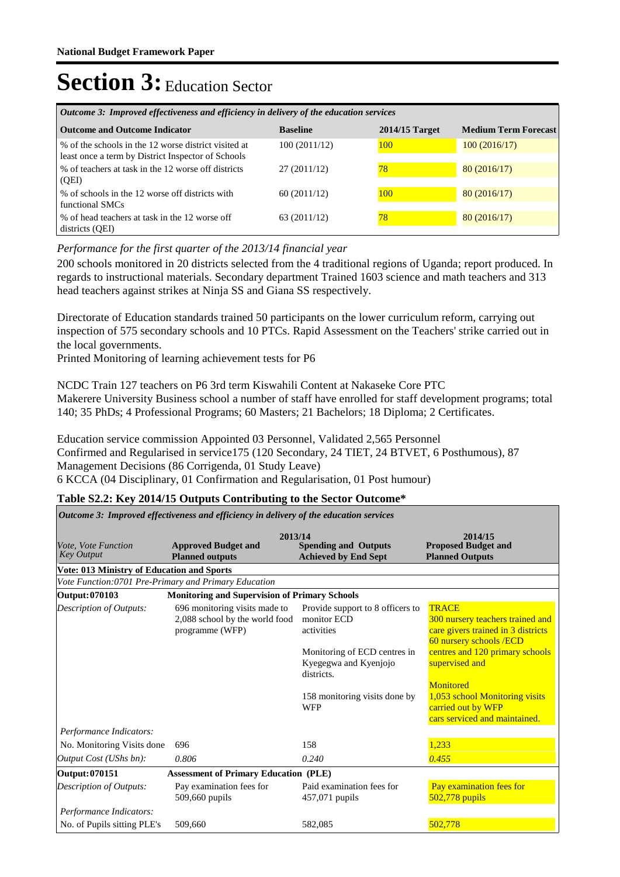# Section 3: Education Sector

| *Outcome 3: Improved effectiveness and efficiency in delivery of the education services* | | | |
|---|---|---|---|
| **Outcome and Outcome Indicator** | **Baseline** | **2014/15 Target** | **Medium Term Forecast** |
| % of the schools in the 12 worse district visited at least once a term by District Inspector of Schools | 100 (2011/12) | 100 | 100 (2016/17) |
| % of teachers at task in the 12 worse off districts (QEI) | 27 (2011/12) | 78 | 80 (2016/17) |
| % of schools in the 12 worse off districts with functional SMCs | 60 (2011/12) | 100 | 80 (2016/17) |
| % of head teachers at task in the 12 worse off districts (QEI) | 63 (2011/12) | 78 | 80 (2016/17) |

*Performance for the first quarter of the 2013/14 financial year*

200 schools monitored in 20 districts selected from the 4 traditional regions of Uganda; report produced. In regards to instructional materials. Secondary department Trained 1603 science and math teachers and 313 head teachers against strikes at Ninja SS and Giana SS respectively.

Directorate of Education standards trained 50 participants on the lower curriculum reform, carrying out inspection of 575 secondary schools and 10 PTCs. Rapid Assessment on the Teachers' strike carried out in the local governments.
Printed Monitoring of learning achievement tests for P6

NCDC Train 127 teachers on P6 3rd term Kiswahili Content at Nakaseke Core PTC
Makerere University Business school a number of staff have enrolled for staff development programs; total 140; 35 PhDs; 4 Professional Programs; 60 Masters; 21 Bachelors; 18 Diploma; 2 Certificates.

Education service commission Appointed 03 Personnel, Validated 2,565 Personnel
Confirmed and Regularised in service175 (120 Secondary, 24 TIET, 24 BTVET, 6 Posthumous), 87 Management Decisions (86 Corrigenda, 01 Study Leave)
6 KCCA (04 Disciplinary, 01 Confirmation and Regularisation, 01 Post humour)

**Table S2.2: Key 2014/15 Outputs Contributing to the Sector Outcome\***

| *Outcome 3: Improved effectiveness and efficiency in delivery of the education services* | | | |
|---|---|---|---|
| | **2013/14** | | **2014/15** |
| *Vote, Vote Function Key Output* | **Approved Budget and Planned outputs** | **Spending and Outputs Achieved by End Sept** | **Proposed Budget and Planned Outputs** |
| **Vote: 013 Ministry of Education and Sports** | | | |
| *Vote Function:0701 Pre-Primary and Primary Education* | | | |
| **Output: 070103** | **Monitoring and Supervision of Primary Schools** | | |
| *Description of Outputs:* | 696 monitoring visits made to 2,088 school by the world food programme (WFP) | Provide support to 8 officers to monitor ECD activities<br><br>Monitoring of ECD centres in Kyegegwa and Kyenjojo districts.<br><br>158 monitoring visits done by WFP | TRACE<br>300 nursery teachers trained and care givers trained in 3 districts<br>60 nursery schools /ECD centres and 120 primary schools supervised and<br><br>Monitored<br>1,053 school Monitoring visits carried out by WFP<br>cars serviced and maintained. |
| *Performance Indicators:* | | | |
| No. Monitoring Visits done | 696 | 158 | 1,233 |
| *Output Cost (UShs bn):* | *0.806* | *0.240* | *0.455* |
| **Output: 070151** | **Assessment of Primary Education (PLE)** | | |
| *Description of Outputs:* | Pay examination fees for 509,660 pupils | Paid examination fees for 457,071 pupils | Pay examination fees for 502,778 pupils |
| *Performance Indicators:* | | | |
| No. of Pupils sitting PLE's | 509,660 | 582,085 | 502,778 |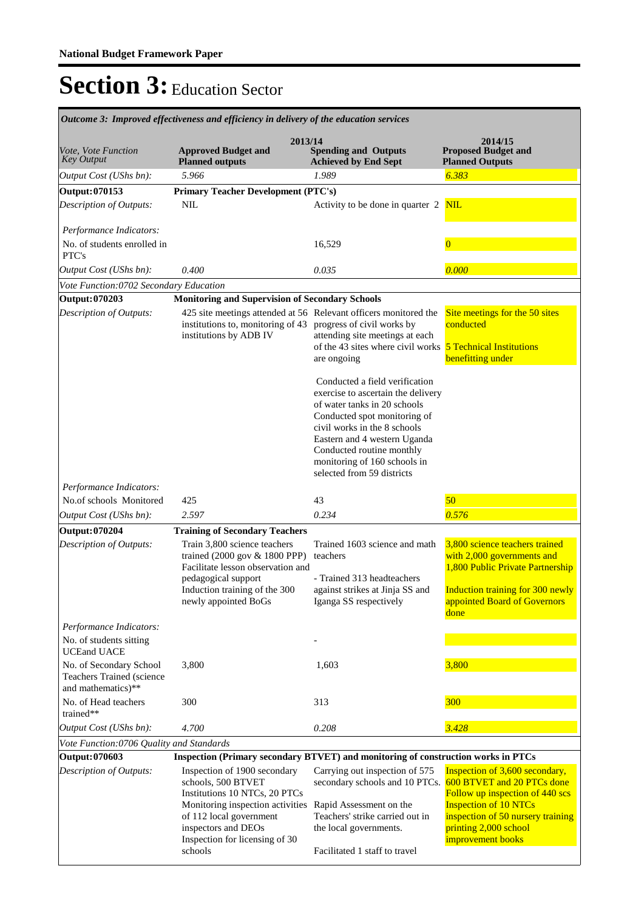**National Budget Framework Paper**

# Section 3: Education Sector

*Outcome 3: Improved effectiveness and efficiency in delivery of the education services*

| *Vote, Vote Function Key Output* | 2013/14 **Approved Budget and Planned outputs** | 2013/14 **Spending and Outputs Achieved by End Sept** | 2014/15 **Proposed Budget and Planned Outputs** |
|---|---|---|---|
| *Output Cost (UShs bn):* | *5.966* | *1.989* | *6.383* |
| **Output: 070153** | **Primary Teacher Development (PTC's)** | | |
| *Description of Outputs:* | NIL | Activity to be done in quarter 2 | NIL |
| *Performance Indicators:* | | | |
| No. of students enrolled in PTC's | | 16,529 | 0 |
| *Output Cost (UShs bn):* | *0.400* | *0.035* | *0.000* |
| *Vote Function: 0702 Secondary Education* | | | |
| **Output: 070203** | **Monitoring and Supervision of Secondary Schools** | | |
| *Description of Outputs:* | 425 site meetings attended at 56 institutions to, monitoring of 43 institutions by ADB IV | Relevant officers monitored the progress of civil works by attending site meetings at each of the 43 sites where civil works are ongoing<br><br>Conducted a field verification exercise to ascertain the delivery of water tanks in 20 schools<br>Conducted spot monitoring of civil works in the 8 schools Eastern and 4 western Uganda<br>Conducted routine monthly monitoring of 160 schools in selected from 59 districts | Site meetings for the 50 sites conducted<br><br>5 Technical Institutions benefitting under |
| *Performance Indicators:* | | | |
| No.of schools Monitored | 425 | 43 | 50 |
| *Output Cost (UShs bn):* | *2.597* | *0.234* | *0.576* |
| **Output: 070204** | **Training of Secondary Teachers** | | |
| *Description of Outputs:* | Train 3,800 science teachers trained (2000 gov & 1800 PPP)<br>Facilitate lesson observation and pedagogical support<br>Induction training of the 300 newly appointed BoGs | Trained 1603 science and math teachers<br><br>- Trained 313 headteachers against strikes at Jinja SS and Iganga SS respectively | 3,800 science teachers trained with 2,000 governments and 1,800 Public Private Partnership<br><br>Induction training for 300 newly appointed Board of Governors done |
| *Performance Indicators:* | | | |
| No. of students sitting UCEand UACE | | - | |
| No. of Secondary School Teachers Trained (science and mathematics)** | 3,800 | 1,603 | 3,800 |
| No. of Head teachers trained** | 300 | 313 | 300 |
| *Output Cost (UShs bn):* | *4.700* | *0.208* | *3.428* |
| *Vote Function: 0706 Quality and Standards* | | | |
| **Output: 070603** | **Inspection (Primary secondary BTVET) and monitoring of construction works in PTCs** | | |
| *Description of Outputs:* | Inspection of 1900 secondary schools, 500 BTVET Institutions 10 NTCs, 20 PTCs<br>Monitoring inspection activities of 112 local government inspectors and DEOs<br>Inspection for licensing of 30 schools | Carrying out inspection of 575 secondary schools and 10 PTCs.<br><br>Rapid Assessment on the Teachers' strike carried out in the local governments.<br><br>Facilitated 1 staff to travel | Inspection of 3,600 secondary, 600 BTVET and 20 PTCs done<br>Follow up inspection of 440 scs<br>Inspection of 10 NTCs<br>inspection of 50 nursery training<br>printing 2,000 school improvement books |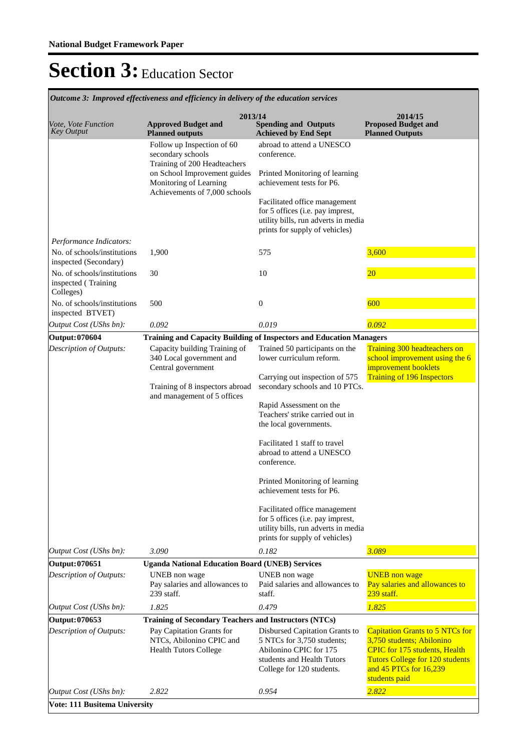**National Budget Framework Paper**

# Section 3: Education Sector

| *Outcome 3: Improved effectiveness and efficiency in delivery of the education services* | | | |
|---|---|---|---|
| *Vote, Vote Function Key Output* | **2013/14** **Approved Budget and Planned outputs** | **Spending and Outputs Achieved by End Sept** | **2014/15 Proposed Budget and Planned Outputs** |
| | Follow up Inspection of 60 secondary schools<br>Training of 200 Headteachers on School Improvement guides<br>Monitoring of Learning Achievements of 7,000 schools | abroad to attend a UNESCO conference.<br><br>Printed Monitoring of learning achievement tests for P6.<br><br>Facilitated office management for 5 offices (i.e. pay imprest, utility bills, run adverts in media prints for supply of vehicles) | |
| *Performance Indicators:* | | | |
| No. of schools/institutions inspected (Secondary) | 1,900 | 575 | 3,600 |
| No. of schools/institutions inspected ( Training Colleges) | 30 | 10 | 20 |
| No. of schools/institutions inspected BTVET) | 500 | 0 | 600 |
| *Output Cost (UShs bn):* | *0.092* | *0.019* | *0.092* |
| **Output: 070604** | **Training and Capacity Building of Inspectors and Education Managers** | | |
| *Description of Outputs:* | Capacity building Training of 340 Local government and Central government<br><br>Training of 8 inspectors abroad and management of 5 offices | Trained 50 participants on the lower curriculum reform.<br><br>Carrying out inspection of 575 secondary schools and 10 PTCs.<br><br>Rapid Assessment on the Teachers' strike carried out in the local governments.<br><br>Facilitated 1 staff to travel abroad to attend a UNESCO conference.<br><br>Printed Monitoring of learning achievement tests for P6.<br><br>Facilitated office management for 5 offices (i.e. pay imprest, utility bills, run adverts in media prints for supply of vehicles) | Training 300 headteachers on school improvement using the 6 improvement booklets<br>Training of 196 Inspectors |
| *Output Cost (UShs bn):* | *3.090* | *0.182* | *3.089* |
| **Output: 070651** | **Uganda National Education Board (UNEB) Services** | | |
| *Description of Outputs:* | UNEB non wage<br>Pay salaries and allowances to 239 staff. | UNEB non wage<br>Paid salaries and allowances to staff. | UNEB non wage<br>Pay salaries and allowances to 239 staff. |
| *Output Cost (UShs bn):* | *1.825* | *0.479* | *1.825* |
| **Output: 070653** | **Training of Secondary Teachers and Instructors (NTCs)** | | |
| *Description of Outputs:* | Pay Capitation Grants for NTCs, Abilonino CPIC and Health Tutors College | Disbursed Capitation Grants to 5 NTCs for 3,750 students; Abilonino CPIC for 175 students and Health Tutors College for 120 students. | Capitation Grants to 5 NTCs for 3,750 students; Abilonino CPIC for 175 students, Health Tutors College for 120 students and 45 PTCs for 16,239 students paid |
| *Output Cost (UShs bn):* | *2.822* | *0.954* | *2.822* |
| **Vote: 111 Busitema University** | | | |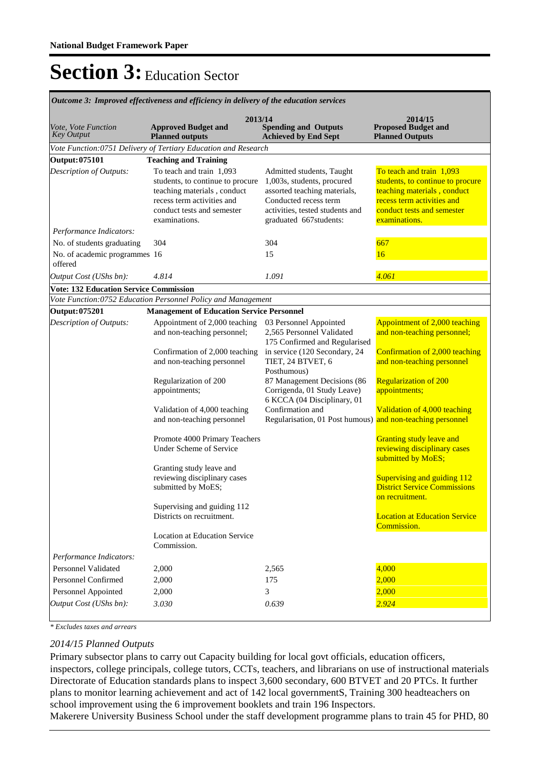**National Budget Framework Paper**

# Section 3: Education Sector

| *Outcome 3: Improved effectiveness and efficiency in delivery of the education services* | | | |
|---|---|---|---|
| *Vote, Vote Function Key Output* | **2013/14** **Approved Budget and Planned outputs** | **Spending and Outputs Achieved by End Sept** | **2014/15 Proposed Budget and Planned Outputs** |
| *Vote Function:0751 Delivery of Tertiary Education and Research* | | | |
| **Output:075101** | **Teaching and Training** | | |
| *Description of Outputs:* | To teach and train 1,093 students, to continue to procure teaching materials , conduct recess term activities and conduct tests and semester examinations. | Admitted students, Taught 1,003s, students, procured assorted teaching materials, Conducted recess term activities, tested students and graduated 667students: | To teach and train 1,093 students, to continue to procure teaching materials , conduct recess term activities and conduct tests and semester examinations. |
| *Performance Indicators:* | | | |
| No. of students graduating | 304 | 304 | 667 |
| No. of academic programmes offered | 16 | 15 | 16 |
| *Output Cost (UShs bn):* | *4.814* | *1.091* | *4.061* |
| **Vote: 132 Education Service Commission** | | | |
| *Vote Function:0752 Education Personnel Policy and Management* | | | |
| **Output:075201** | **Management of Education Service Personnel** | | |
| *Description of Outputs:* | Appointment of 2,000 teaching and non-teaching personnel;<br><br>Confirmation of 2,000 teaching and non-teaching personnel<br><br>Regularization of 200 appointments;<br><br>Validation of 4,000 teaching and non-teaching personnel<br><br>Promote 4000 Primary Teachers Under Scheme of Service<br><br>Granting study leave and reviewing disciplinary cases submitted by MoES;<br><br>Supervising and guiding 112 Districts on recruitment.<br><br>Location at Education Service Commission. | 03 Personnel Appointed<br>2,565 Personnel Validated<br>175 Confirmed and Regularised in service (120 Secondary, 24 TIET, 24 BTVET, 6 Posthumous)<br>87 Management Decisions (86 Corrigenda, 01 Study Leave)<br>6 KCCA (04 Disciplinary, 01 Confirmation and Regularisation, 01 Post humous) | Appointment of 2,000 teaching and non-teaching personnel;<br><br>Confirmation of 2,000 teaching and non-teaching personnel<br><br>Regularization of 200 appointments;<br><br>Validation of 4,000 teaching and non-teaching personnel<br><br>Granting study leave and reviewing disciplinary cases submitted by MoES;<br><br>Supervising and guiding 112 District Service Commissions on recruitment.<br><br>Location at Education Service Commission. |
| *Performance Indicators:* | | | |
| Personnel Validated | 2,000 | 2,565 | 4,000 |
| Personnel Confirmed | 2,000 | 175 | 2,000 |
| Personnel Appointed | 2,000 | 3 | 2,000 |
| *Output Cost (UShs bn):* | *3.030* | *0.639* | *2.924* |

*\* Excludes taxes and arrears*

*2014/15 Planned Outputs*

Primary subsector plans to carry out Capacity building for local govt officials, education officers, inspectors, college principals, college tutors, CCTs, teachers, and librarians on use of instructional materials Directorate of Education standards plans to inspect 3,600 secondary, 600 BTVET and 20 PTCs. It further plans to monitor learning achievement and act of 142 local governmentS, Training 300 headteachers on school improvement using the 6 improvement booklets and train 196 Inspectors.

Makerere University Business School under the staff development programme plans to train 45 for PHD, 80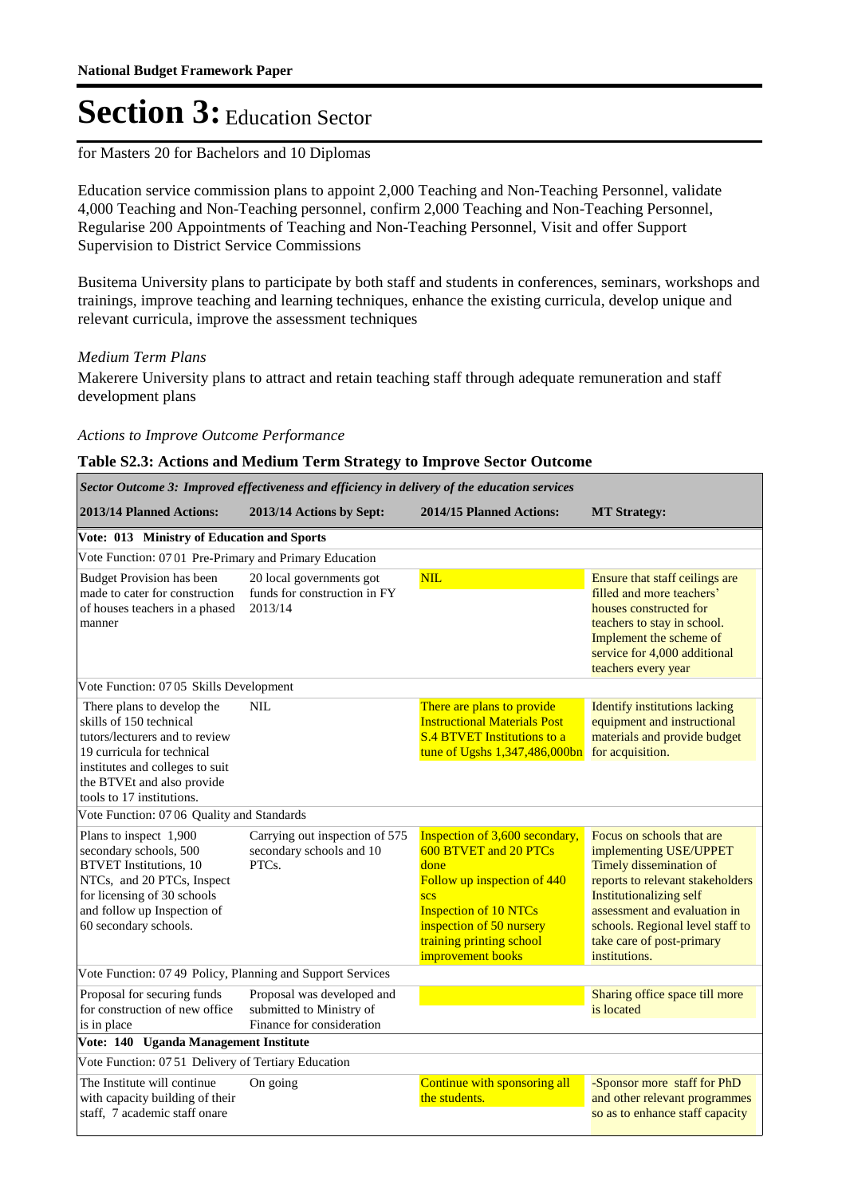# Section 3: Education Sector

for Masters 20 for Bachelors and 10 Diplomas

Education service commission plans to appoint 2,000 Teaching and Non-Teaching Personnel, validate 4,000 Teaching and Non-Teaching personnel, confirm 2,000 Teaching and Non-Teaching Personnel, Regularise 200 Appointments of Teaching and Non-Teaching Personnel, Visit and offer Support Supervision to District Service Commissions

Busitema University plans to participate by both staff and students in conferences, seminars, workshops and trainings, improve teaching and learning techniques, enhance the existing curricula, develop unique and relevant curricula, improve the assessment techniques

*Medium Term Plans*

Makerere University plans to attract and retain teaching staff through adequate remuneration and staff development plans

*Actions to Improve Outcome Performance*

**Table S2.3: Actions and Medium Term Strategy to Improve Sector Outcome**

| *Sector Outcome 3: Improved effectiveness and efficiency in delivery of the education services* | | | |
|---|---|---|---|
| **2013/14 Planned Actions:** | **2013/14 Actions by Sept:** | **2014/15 Planned Actions:** | **MT Strategy:** |
| **Vote: 013 Ministry of Education and Sports** | | | |
| Vote Function: 07 01 Pre-Primary and Primary Education | | | |
| Budget Provision has been made to cater for construction of houses teachers in a phased manner | 20 local governments got funds for construction in FY 2013/14 | NIL | Ensure that staff ceilings are filled and more teachers' houses constructed for teachers to stay in school. Implement the scheme of service for 4,000 additional teachers every year |
| Vote Function: 07 05 Skills Development | | | |
| There plans to develop the skills of 150 technical tutors/lecturers and to review 19 curricula for technical institutes and colleges to suit the BTVEt and also provide tools to 17 institutions. | NIL | There are plans to provide Instructional Materials Post S.4 BTVET Institutions to a tune of Ugshs 1,347,486,000bn | Identify institutions lacking equipment and instructional materials and provide budget for acquisition. |
| Vote Function: 07 06 Quality and Standards | | | |
| Plans to inspect 1,900 secondary schools, 500 BTVET Institutions, 10 NTCs, and 20 PTCs, Inspect for licensing of 30 schools and follow up Inspection of 60 secondary schools. | Carrying out inspection of 575 secondary schools and 10 PTCs. | Inspection of 3,600 secondary, 600 BTVET and 20 PTCs done<br>Follow up inspection of 440 scs<br>Inspection of 10 NTCs<br>inspection of 50 nursery training printing school improvement books | Focus on schools that are implementing USE/UPPET Timely dissemination of reports to relevant stakeholders Institutionalizing self assessment and evaluation in schools. Regional level staff to take care of post-primary institutions. |
| Vote Function: 07 49 Policy, Planning and Support Services | | | |
| Proposal for securing funds for construction of new office is in place | Proposal was developed and submitted to Ministry of Finance for consideration | | Sharing office space till more is located |
| **Vote: 140 Uganda Management Institute** | | | |
| Vote Function: 07 51 Delivery of Tertiary Education | | | |
| The Institute will continue with capacity building of their staff, 7 academic staff onare | On going | Continue with sponsoring all the students. | -Sponsor more staff for PhD and other relevant programmes so as to enhance staff capacity |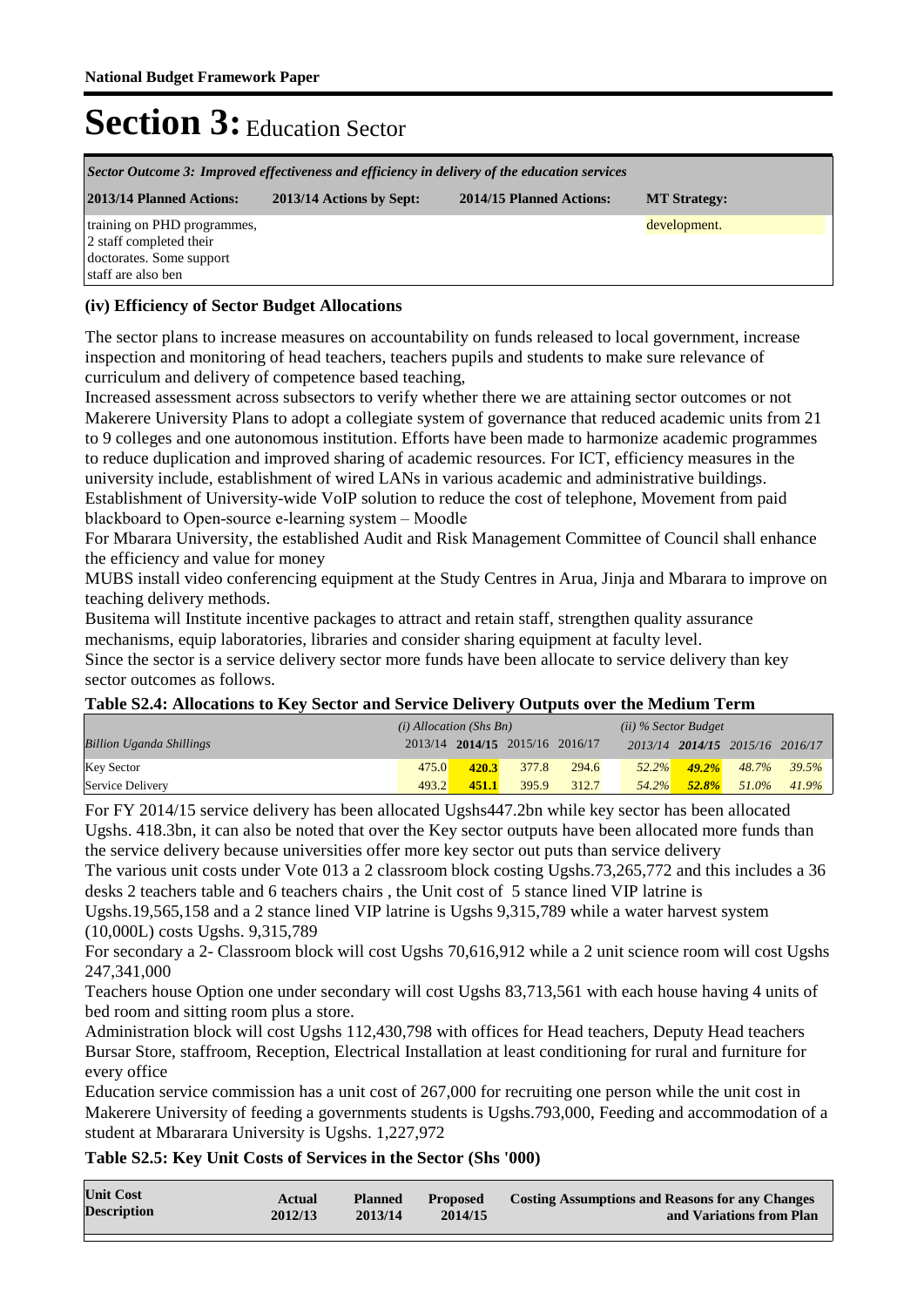# Section 3: Education Sector

| *Sector Outcome 3: Improved effectiveness and efficiency in delivery of the education services* | | | |
|---|---|---|---|
| **2013/14 Planned Actions:** | **2013/14 Actions by Sept:** | **2014/15 Planned Actions:** | **MT Strategy:** |
| training on PHD programmes, 2 staff completed their doctorates. Some support staff are also ben | | | development. |

### (iv) Efficiency of Sector Budget Allocations

The sector plans to increase measures on accountability on funds released to local government, increase inspection and monitoring of head teachers, teachers pupils and students to make sure relevance of curriculum and delivery of competence based teaching,

Increased assessment across subsectors to verify whether there we are attaining sector outcomes or not

Makerere University Plans to adopt a collegiate system of governance that reduced academic units from 21 to 9 colleges and one autonomous institution. Efforts have been made to harmonize academic programmes to reduce duplication and improved sharing of academic resources. For ICT, efficiency measures in the university include, establishment of wired LANs in various academic and administrative buildings. Establishment of University-wide VoIP solution to reduce the cost of telephone, Movement from paid blackboard to Open-source e-learning system – Moodle

For Mbarara University, the established Audit and Risk Management Committee of Council shall enhance the efficiency and value for money

MUBS install video conferencing equipment at the Study Centres in Arua, Jinja and Mbarara to improve on teaching delivery methods.

Busitema will Institute incentive packages to attract and retain staff, strengthen quality assurance mechanisms, equip laboratories, libraries and consider sharing equipment at faculty level.

Since the sector is a service delivery sector more funds have been allocate to service delivery than key sector outcomes as follows.

**Table S2.4: Allocations to Key Sector and Service Delivery Outputs over the Medium Term**

| | *(i) Allocation (Shs Bn)* | | | | *(ii) % Sector Budget* | | | |
|---|---|---|---|---|---|---|---|---|
| *Billion Uganda Shillings* | 2013/14 | **2014/15** | 2015/16 | 2016/17 | *2013/14* | ***2014/15*** | *2015/16* | *2016/17* |
| Key Sector | 475.0 | **420.3** | 377.8 | 294.6 | *52.2%* | ***49.2%*** | *48.7%* | *39.5%* |
| Service Delivery | 493.2 | **451.1** | 395.9 | 312.7 | *54.2%* | ***52.8%*** | *51.0%* | *41.9%* |

For FY 2014/15 service delivery has been allocated Ugshs447.2bn while key sector has been allocated Ugshs. 418.3bn, it can also be noted that over the Key sector outputs have been allocated more funds than the service delivery because universities offer more key sector out puts than service delivery

The various unit costs under Vote 013 a 2 classroom block costing Ugshs.73,265,772 and this includes a 36 desks 2 teachers table and 6 teachers chairs , the Unit cost of 5 stance lined VIP latrine is Ugshs.19,565,158 and a 2 stance lined VIP latrine is Ugshs 9,315,789 while a water harvest system (10,000L) costs Ugshs. 9,315,789

For secondary a 2- Classroom block will cost Ugshs 70,616,912 while a 2 unit science room will cost Ugshs 247,341,000

Teachers house Option one under secondary will cost Ugshs 83,713,561 with each house having 4 units of bed room and sitting room plus a store.

Administration block will cost Ugshs 112,430,798 with offices for Head teachers, Deputy Head teachers Bursar Store, staffroom, Reception, Electrical Installation at least conditioning for rural and furniture for every office

Education service commission has a unit cost of 267,000 for recruiting one person while the unit cost in Makerere University of feeding a governments students is Ugshs.793,000, Feeding and accommodation of a student at Mbararara University is Ugshs. 1,227,972

**Table S2.5: Key Unit Costs of Services in the Sector (Shs '000)**

| Unit Cost Description | Actual 2012/13 | Planned 2013/14 | Proposed 2014/15 | Costing Assumptions and Reasons for any Changes and Variations from Plan |
|---|---|---|---|---|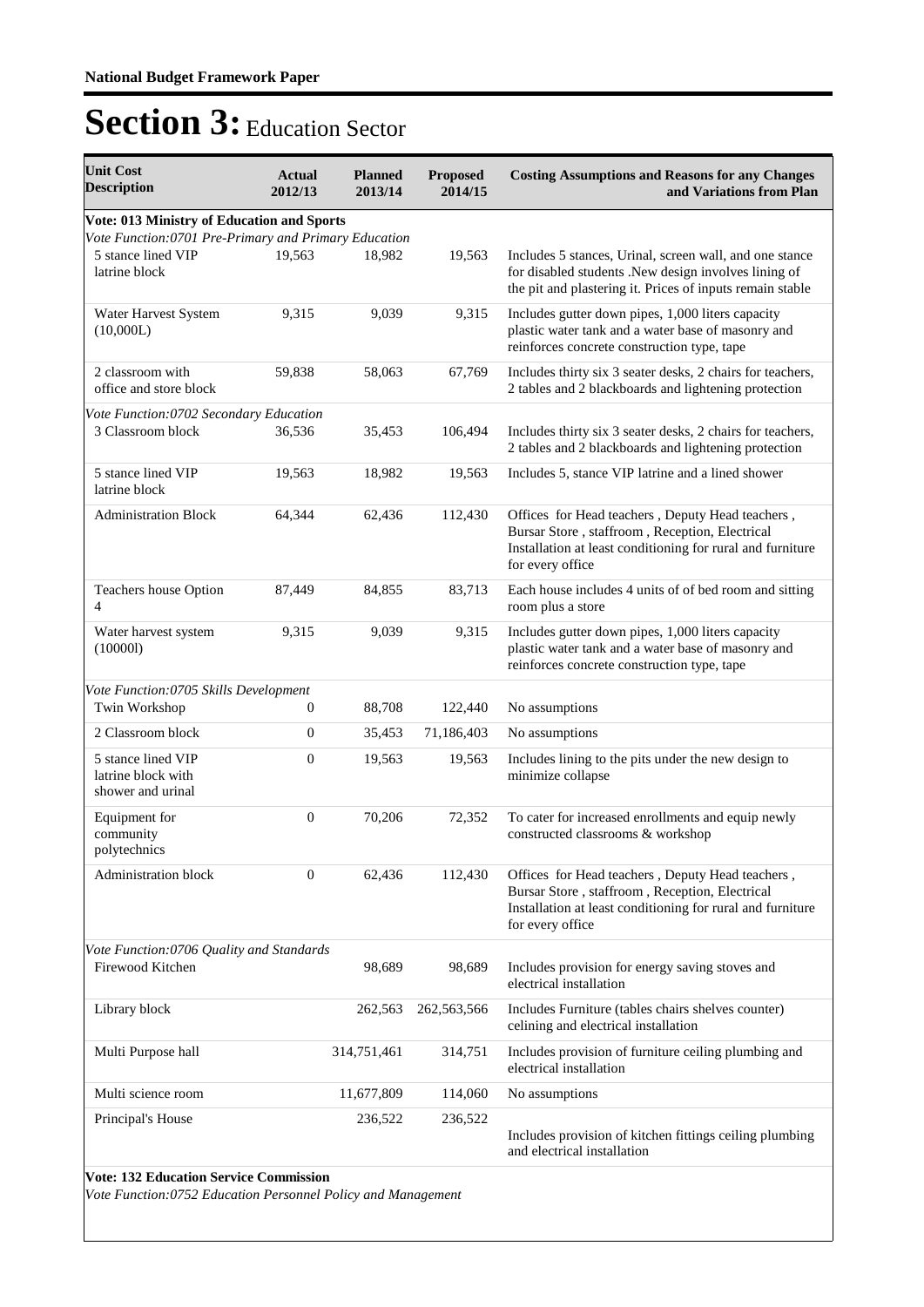**National Budget Framework Paper**

# Section 3: Education Sector

| Unit Cost Description | Actual 2012/13 | Planned 2013/14 | Proposed 2014/15 | Costing Assumptions and Reasons for any Changes and Variations from Plan |
|---|---|---|---|---|
| **Vote: 013 Ministry of Education and Sports** | | | | |
| *Vote Function:0701 Pre-Primary and Primary Education* | | | | |
| 5 stance lined VIP latrine block | 19,563 | 18,982 | 19,563 | Includes 5 stances, Urinal, screen wall, and one stance for disabled students .New design involves lining of the pit and plastering it. Prices of inputs remain stable |
| Water Harvest System (10,000L) | 9,315 | 9,039 | 9,315 | Includes gutter down pipes, 1,000 liters capacity plastic water tank and a water base of masonry and reinforces concrete construction type, tape |
| 2 classroom with office and store block | 59,838 | 58,063 | 67,769 | Includes thirty six 3 seater desks, 2 chairs for teachers, 2 tables and 2 blackboards and lightening protection |
| *Vote Function:0702 Secondary Education* | | | | |
| 3 Classroom block | 36,536 | 35,453 | 106,494 | Includes thirty six 3 seater desks, 2 chairs for teachers, 2 tables and 2 blackboards and lightening protection |
| 5 stance lined VIP latrine block | 19,563 | 18,982 | 19,563 | Includes 5, stance VIP latrine and a lined shower |
| Administration Block | 64,344 | 62,436 | 112,430 | Offices for Head teachers , Deputy Head teachers , Bursar Store , staffroom , Reception, Electrical Installation at least conditioning for rural and furniture for every office |
| Teachers house Option 4 | 87,449 | 84,855 | 83,713 | Each house includes 4 units of of bed room and sitting room plus a store |
| Water harvest system (10000l) | 9,315 | 9,039 | 9,315 | Includes gutter down pipes, 1,000 liters capacity plastic water tank and a water base of masonry and reinforces concrete construction type, tape |
| *Vote Function:0705 Skills Development* | | | | |
| Twin Workshop | 0 | 88,708 | 122,440 | No assumptions |
| 2 Classroom block | 0 | 35,453 | 71,186,403 | No assumptions |
| 5 stance lined VIP latrine block with shower and urinal | 0 | 19,563 | 19,563 | Includes lining to the pits under the new design to minimize collapse |
| Equipment for community polytechnics | 0 | 70,206 | 72,352 | To cater for increased enrollments and equip newly constructed classrooms & workshop |
| Administration block | 0 | 62,436 | 112,430 | Offices for Head teachers , Deputy Head teachers , Bursar Store , staffroom , Reception, Electrical Installation at least conditioning for rural and furniture for every office |
| *Vote Function:0706 Quality and Standards* | | | | |
| Firewood Kitchen | | 98,689 | 98,689 | Includes provision for energy saving stoves and electrical installation |
| Library block | | 262,563 | 262,563,566 | Includes Furniture (tables chairs shelves counter) celining and electrical installation |
| Multi Purpose hall | | 314,751,461 | 314,751 | Includes provision of furniture ceiling plumbing and electrical installation |
| Multi science room | | 11,677,809 | 114,060 | No assumptions |
| Principal's House | | 236,522 | 236,522 | Includes provision of kitchen fittings ceiling plumbing and electrical installation |
| **Vote: 132 Education Service Commission** | | | | |
| *Vote Function:0752 Education Personnel Policy and Management* | | | | |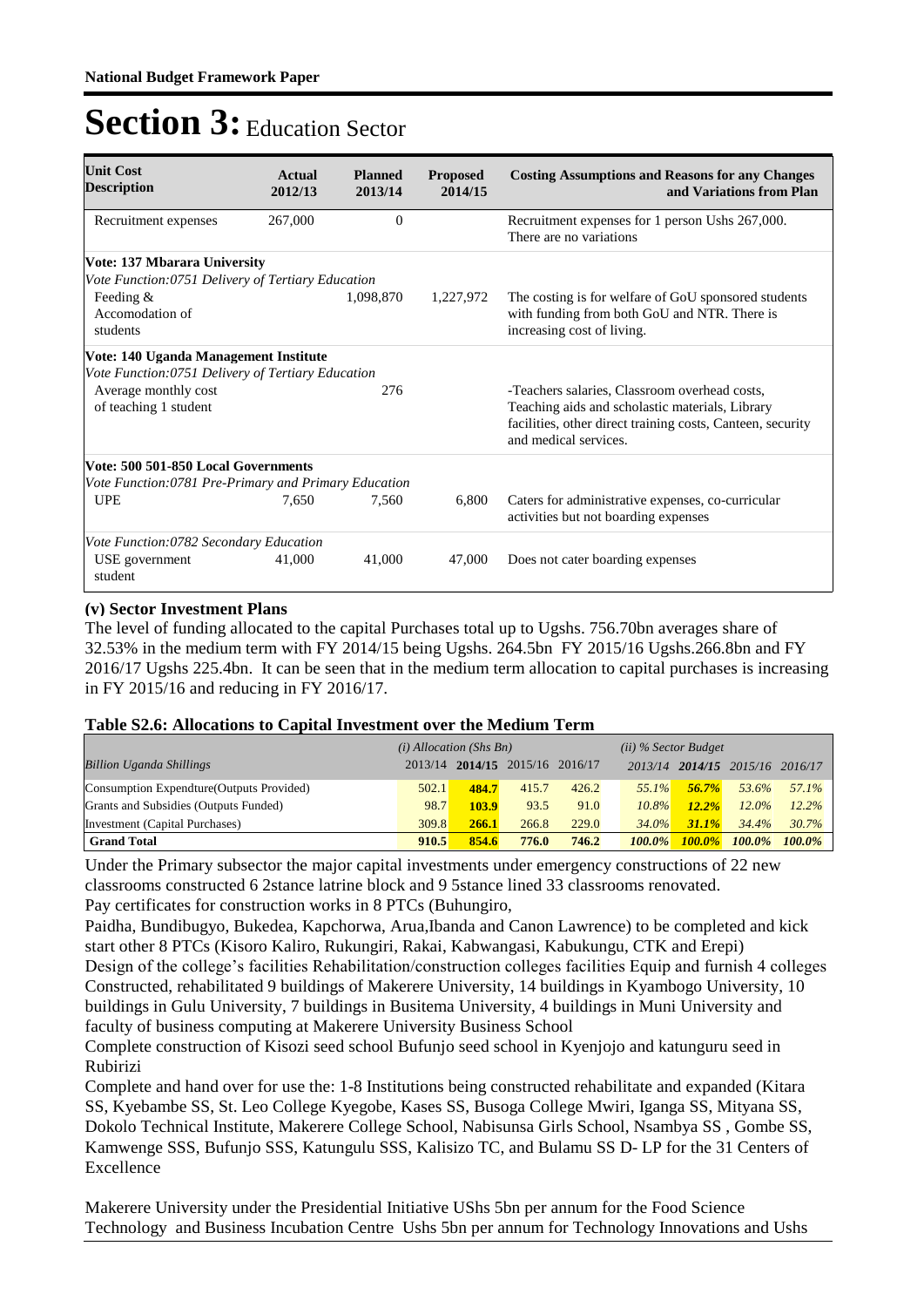**National Budget Framework Paper**

# Section 3: Education Sector

| Unit Cost Description | Actual 2012/13 | Planned 2013/14 | Proposed 2014/15 | Costing Assumptions and Reasons for any Changes and Variations from Plan |
|---|---|---|---|---|
| Recruitment expenses | 267,000 | 0 | | Recruitment expenses for 1 person Ushs 267,000. There are no variations |
| **Vote: 137 Mbarara University** | | | | |
| *Vote Function:0751 Delivery of Tertiary Education* | | | | |
| Feeding & Accomodation of students | | 1,098,870 | 1,227,972 | The costing is for welfare of GoU sponsored students with funding from both GoU and NTR. There is increasing cost of living. |
| **Vote: 140 Uganda Management Institute** | | | | |
| *Vote Function:0751 Delivery of Tertiary Education* | | | | |
| Average monthly cost of teaching 1 student | | 276 | | -Teachers salaries, Classroom overhead costs, Teaching aids and scholastic materials, Library facilities, other direct training costs, Canteen, security and medical services. |
| **Vote: 500 501-850 Local Governments** | | | | |
| *Vote Function:0781 Pre-Primary and Primary Education* | | | | |
| UPE | 7,650 | 7,560 | 6,800 | Caters for administrative expenses, co-curricular activities but not boarding expenses |
| *Vote Function:0782 Secondary Education* | | | | |
| USE government student | 41,000 | 41,000 | 47,000 | Does not cater boarding expenses |

**(v) Sector Investment Plans**

The level of funding allocated to the capital Purchases total up to Ugshs. 756.70bn averages share of 32.53% in the medium term with FY 2014/15 being Ugshs. 264.5bn FY 2015/16 Ugshs.266.8bn and FY 2016/17 Ugshs 225.4bn. It can be seen that in the medium term allocation to capital purchases is increasing in FY 2015/16 and reducing in FY 2016/17.

**Table S2.6: Allocations to Capital Investment over the Medium Term**

| | *(i) Allocation (Shs Bn)* | | | | *(ii) % Sector Budget* | | | |
|---|---|---|---|---|---|---|---|---|
| *Billion Uganda Shillings* | 2013/14 | **2014/15** | 2015/16 | 2016/17 | 2013/14 | **2014/15** | 2015/16 | 2016/17 |
| Consumption Expendture(Outputs Provided) | 502.1 | **484.7** | 415.7 | 426.2 | *55.1%* | ***56.7%*** | *53.6%* | *57.1%* |
| Grants and Subsidies (Outputs Funded) | 98.7 | **103.9** | 93.5 | 91.0 | *10.8%* | ***12.2%*** | *12.0%* | *12.2%* |
| Investment (Capital Purchases) | 309.8 | **266.1** | 266.8 | 229.0 | *34.0%* | ***31.1%*** | *34.4%* | *30.7%* |
| **Grand Total** | **910.5** | **854.6** | **776.0** | **746.2** | ***100.0%*** | ***100.0%*** | ***100.0%*** | ***100.0%*** |

Under the Primary subsector the major capital investments under emergency constructions of 22 new classrooms constructed 6 2stance latrine block and 9 5stance lined 33 classrooms renovated.
Pay certificates for construction works in 8 PTCs (Buhungiro,
Paidha, Bundibugyo, Bukedea, Kapchorwa, Arua,Ibanda and Canon Lawrence) to be completed and kick start other 8 PTCs (Kisoro Kaliro, Rukungiri, Rakai, Kabwangasi, Kabukungu, CTK and Erepi)
Design of the college's facilities Rehabilitation/construction colleges facilities Equip and furnish 4 colleges
Constructed, rehabilitated 9 buildings of Makerere University, 14 buildings in Kyambogo University, 10 buildings in Gulu University, 7 buildings in Busitema University, 4 buildings in Muni University and faculty of business computing at Makerere University Business School
Complete construction of Kisozi seed school Bufunjo seed school in Kyenjojo and katunguru seed in Rubirizi
Complete and hand over for use the: 1-8 Institutions being constructed rehabilitate and expanded (Kitara SS, Kyebambe SS, St. Leo College Kyegobe, Kases SS, Busoga College Mwiri, Iganga SS, Mityana SS, Dokolo Technical Institute, Makerere College School, Nabisunsa Girls School, Nsambya SS , Gombe SS, Kamwenge SSS, Bufunjo SSS, Katungulu SSS, Kalisizo TC, and Bulamu SS D- LP for the 31 Centers of Excellence

Makerere University under the Presidential Initiative UShs 5bn per annum for the Food Science Technology and Business Incubation Centre Ushs 5bn per annum for Technology Innovations and Ushs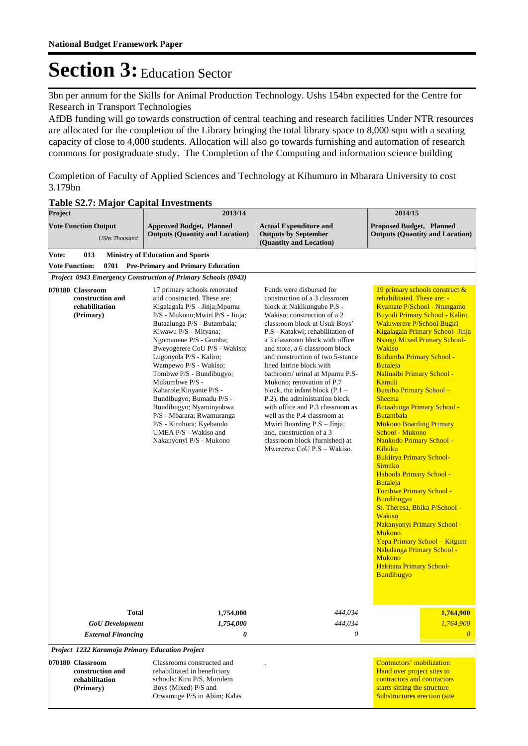# Section 3: Education Sector

3bn per annum for the Skills for Animal Production Technology. Ushs 154bn expected for the Centre for Research in Transport Technologies

AfDB funding will go towards construction of central teaching and research facilities Under NTR resources are allocated for the completion of the Library bringing the total library space to 8,000 sqm with a seating capacity of close to 4,000 students. Allocation will also go towards furnishing and automation of research commons for postgraduate study. The Completion of the Computing and information science building

Completion of Faculty of Applied Sciences and Technology at Kihumuro in Mbarara University to cost 3.179bn

**Table S2.7: Major Capital Investments**

| Project | 2013/14 | | 2014/15 |
|---|---|---|---|
| **Vote Function Output** *UShs Thousand* | **Approved Budget, Planned Outputs (Quantity and Location)** | **Actual Expenditure and Outputs by September (Quantity and Location)** | **Proposed Budget, Planned Outputs (Quantity and Location)** |
| **Vote: 013 Ministry of Education and Sports** | | | |
| **Vote Function: 0701 Pre-Primary and Primary Education** | | | |
| ***Project 0943 Emergency Construction of Primary Schools (0943)*** | | | |
| **070180 Classroom construction and rehabilitation (Primary)** | 17 primary schools renovated and constructed. These are: Kigalagala P/S - Jinja;Mpumu P/S - Mukono;Mwiri P/S - Jinja; Butaalunga P/S - Butambala; Kiwawu P/S - Mityana; Ngomanene P/S - Gomba; Bweyogerere CoU P/S - Wakiso; Lugonyola P/S - Kaliro; Wampewo P/S - Wakiso; Tombwe P/S - Bundibugyo; Mukumbwe P/S - Kabarole;Kinyante P/S - Bundibugyo; Bumadu P/S - Bundibugyo; Nyaminyobwa P/S - Mbarara; Rwamuranga P/S - Kiruhura; Kyebando UMEA P/S - Wakiso and Nakanyonyi P/S - Mukono | Funds were disbursed for construction of a 3 classroom block at Nakikungube P.S - Wakiso; construction of a 2 classroom block at Usuk Boys' P.S - Katakwi; rehabilitation of a 3 classroom block with office and store, a 6 classroom block and construction of two 5-stance lined latrine block with bathroom/ urinal at Mpumu P.S-Mukono; renovation of P.7 block, the infant block (P.1 – P.2), the administration block with office and P.3 classroom as well as the P.4 classroom at Mwiri Boarding P.S – Jinja; and, construction of a 3 classroom block (furnished) at Mwererwe CoU P.S – Wakiso. | 19 primary schools construct & rehabilitated. These are: - Kyamate P/School - Ntungamo Buyodi Primary School - Kaliro Waluwerere P/School Bugiri Kigalagala Primary School- Jinja Nsangi Mixed Primary School- Wakiso Budumba Primary School - Butaleja Nalinaibi Primary School - Kamuli Butsibo Primary School – Sheema Butaalunga Primary School - Butambala Mukono Boarding Primary School - Mukono Nankodo Primary School - Kibuku Bukiirya Primary School- Sironko Hahoola Primary School - Butaleja Tombwe Primary School - Bundibugyo St. Theresa, Bbika P/School - Wakiso Nakanyonyi Primary School - Mukono Yepa Primary School – Kitgum Nabalanga Primary School - Mukono Hakitara Primary School- Bundibugyo |
| **Total** | **1,754,000** | *444,034* | **1,764,900** |
| ***GoU Development*** | ***1,754,000*** | *444,034* | *1,764,900* |
| ***External Financing*** | ***0*** | *0* | *0* |
| ***Project 1232 Karamoja Primary Education Project*** | | | |
| **070180 Classroom construction and rehabilitation (Primary)** | Classrooms constructed and rehabilitated in beneficiary schools: Kiru P/S, Morulem Boys (Mixed) P/S and Orwamuge P/S in Abim; Kalas | . | Contractors' mobilization Hand over project sites to contractors and contractors starts sitting the structure Substructures erection (site |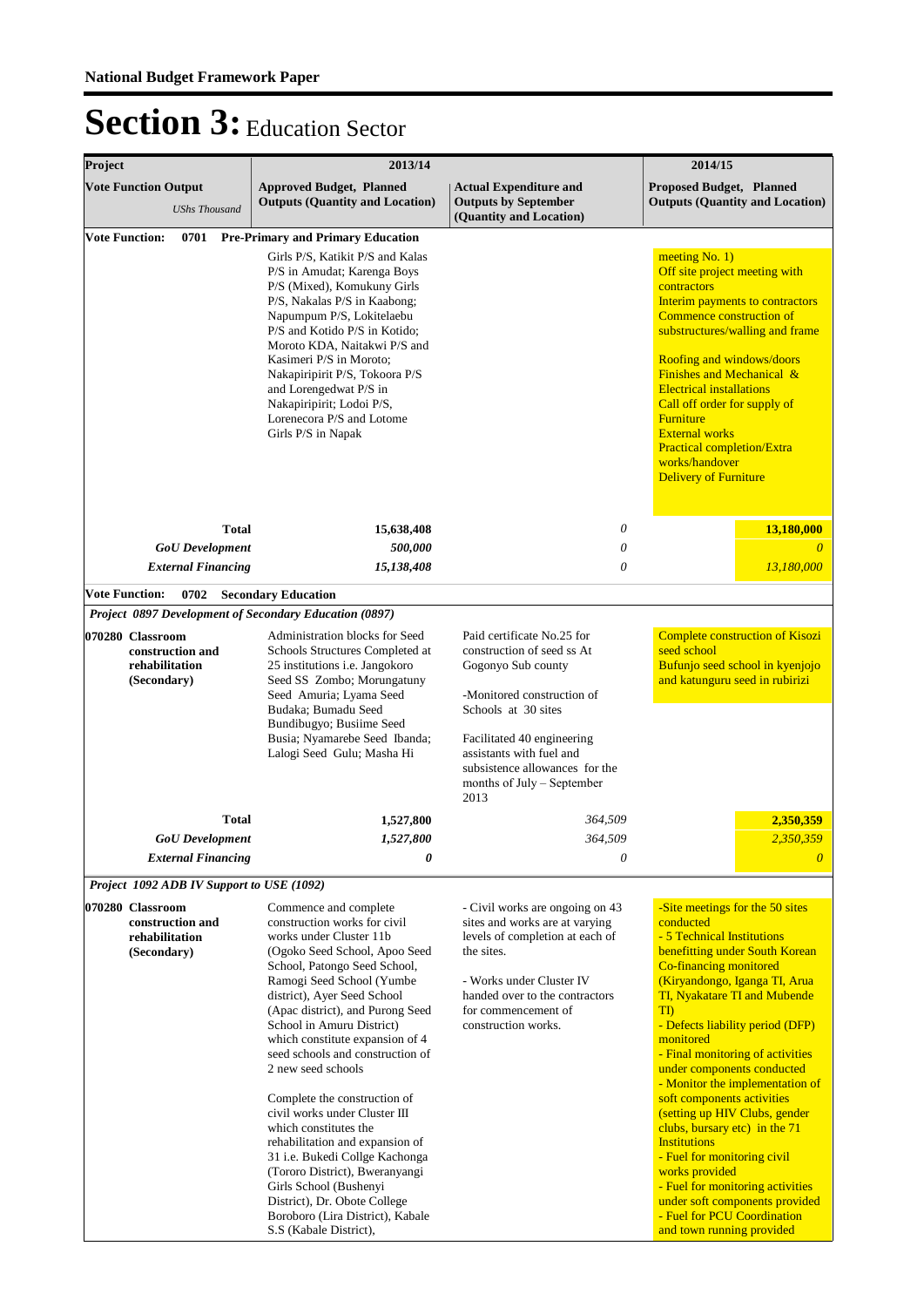# Section 3: Education Sector

| Project<br>Vote Function Output<br>*UShs Thousand* | 2013/14<br>Approved Budget, Planned Outputs (Quantity and Location) | Actual Expenditure and Outputs by September (Quantity and Location) | 2014/15<br>Proposed Budget, Planned Outputs (Quantity and Location) |
|---|---|---|---|
| **Vote Function: 0701 Pre-Primary and Primary Education** | | | |
| | Girls P/S, Katikit P/S and Kalas P/S in Amudat; Karenga Boys P/S (Mixed), Komukuny Girls P/S, Nakalas P/S in Kaabong; Napumpum P/S, Lokitelaebu P/S and Kotido P/S in Kotido; Moroto KDA, Naitakwi P/S and Kasimeri P/S in Moroto; Nakapiripirit P/S, Tokoora P/S and Lorengedwat P/S in Nakapiripirit; Lodoi P/S, Lorenecora P/S and Lotome Girls P/S in Napak | | meeting No. 1)<br>Off site project meeting with contractors<br>Interim payments to contractors<br>Commence construction of substructures/walling and frame<br><br>Roofing and windows/doors<br>Finishes and Mechanical & Electrical installations<br>Call off order for supply of Furniture<br>External works<br>Practical completion/Extra works/handover<br>Delivery of Furniture |
| **Total** | **15,638,408** | *0* | **13,180,000** |
| ***GoU Development*** | ***500,000*** | *0* | *0* |
| ***External Financing*** | ***15,138,408*** | *0* | *13,180,000* |
| **Vote Function: 0702 Secondary Education** | | | |
| ***Project 0897 Development of Secondary Education (0897)*** | | | |
| **070280 Classroom construction and rehabilitation (Secondary)** | Administration blocks for Seed Schools Structures Completed at 25 institutions i.e. Jangokoro Seed SS Zombo; Morungatuny Seed Amuria; Lyama Seed Budaka; Bumadu Seed Bundibugyo; Busiime Seed Busia; Nyamarebe Seed Ibanda; Lalogi Seed Gulu; Masha Hi | Paid certificate No.25 for construction of seed ss At Gogonyo Sub county<br><br>-Monitored construction of Schools at 30 sites<br><br>Facilitated 40 engineering assistants with fuel and subsistence allowances for the months of July – September 2013 | Complete construction of Kisozi seed school<br>Bufunjo seed school in kyenjojo and katunguru seed in rubirizi |
| **Total** | **1,527,800** | *364,509* | **2,350,359** |
| ***GoU Development*** | ***1,527,800*** | *364,509* | *2,350,359* |
| ***External Financing*** | ***0*** | *0* | *0* |
| ***Project 1092 ADB IV Support to USE (1092)*** | | | |
| **070280 Classroom construction and rehabilitation (Secondary)** | Commence and complete construction works for civil works under Cluster 11b (Ogoko Seed School, Apoo Seed School, Patongo Seed School, Ramogi Seed School (Yumbe district), Ayer Seed School (Apac district), and Purong Seed School in Amuru District) which constitute expansion of 4 seed schools and construction of 2 new seed schools<br><br>Complete the construction of civil works under Cluster III which constitutes the rehabilitation and expansion of 31 i.e. Bukedi Collge Kachonga (Tororo District), Bweranyangi Girls School (Bushenyi District), Dr. Obote College Boroboro (Lira District), Kabale S.S (Kabale District), | - Civil works are ongoing on 43 sites and works are at varying levels of completion at each of the sites.<br><br>- Works under Cluster IV handed over to the contractors for commencement of construction works. | -Site meetings for the 50 sites conducted<br>- 5 Technical Institutions benefitting under South Korean Co-financing monitored (Kiryandongo, Iganga TI, Arua TI, Nyakatare TI and Mubende TI)<br>- Defects liability period (DFP) monitored<br>- Final monitoring of activities under components conducted<br>- Monitor the implementation of soft components activities (setting up HIV Clubs, gender clubs, bursary etc) in the 71 Institutions<br>- Fuel for monitoring civil works provided<br>- Fuel for monitoring activities under soft components provided<br>- Fuel for PCU Coordination and town running provided |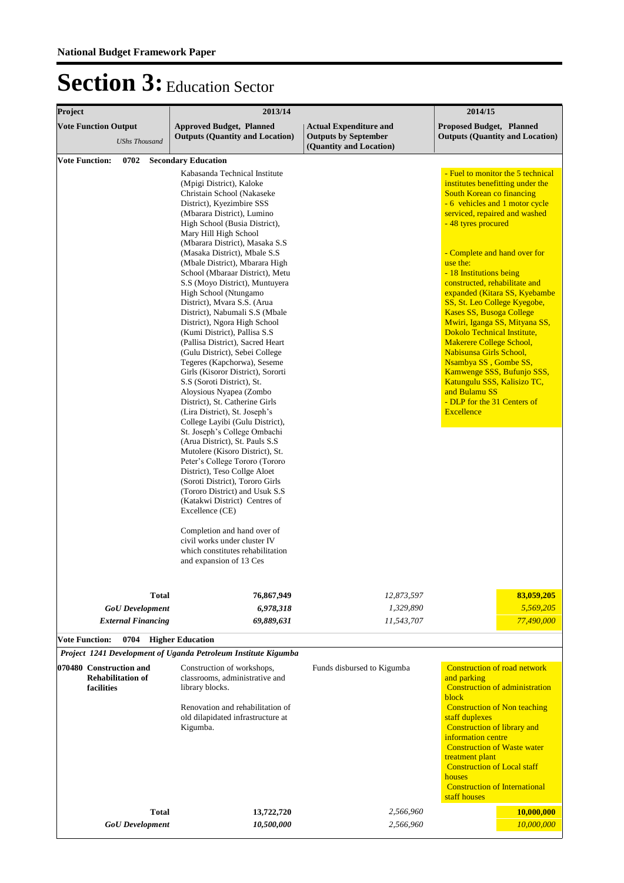**National Budget Framework Paper**

# Section 3: Education Sector

| Project | 2013/14 | | 2014/15 |
|---|---|---|---|
| **Vote Function Output** *UShs Thousand* | **Approved Budget, Planned Outputs (Quantity and Location)** | **Actual Expenditure and Outputs by September (Quantity and Location)** | **Proposed Budget, Planned Outputs (Quantity and Location)** |
| **Vote Function: 0702 Secondary Education** | | | |
| | Kabasanda Technical Institute (Mpigi District), Kaloke Christain School (Nakaseke District), Kyezimbire SSS (Mbarara District), Lumino High School (Busia District), Mary Hill High School (Mbarara District), Masaka S.S (Masaka District), Mbale S.S (Mbale District), Mbarara High School (Mbaraar District), Metu S.S (Moyo District), Muntuyera High School (Ntungamo District), Mvara S.S. (Arua District), Nabumali S.S (Mbale District), Ngora High School (Kumi District), Pallisa S.S (Pallisa District), Sacred Heart (Gulu District), Sebei College Tegeres (Kapchorwa), Seseme Girls (Kisoror District), Sororti S.S (Soroti District), St. Aloysious Nyapea (Zombo District), St. Catherine Girls (Lira District), St. Joseph's College Layibi (Gulu District), St. Joseph's College Ombachi (Arua District), St. Pauls S.S Mutolere (Kisoro District), St. Peter's College Tororo (Tororo District), Teso Collge Aloet (Soroti District), Tororo Girls (Tororo District) and Usuk S.S (Katakwi District) Centres of Excellence (CE)<br><br>Completion and hand over of civil works under cluster IV which constitutes rehabilitation and expansion of 13 Ces | | - Fuel to monitor the 5 technical institutes benefitting under the South Korean co financing<br>- 6 vehicles and 1 motor cycle serviced, repaired and washed<br>- 48 tyres procured<br><br>- Complete and hand over for use the:<br>- 18 Institutions being constructed, rehabilitate and expanded (Kitara SS, Kyebambe SS, St. Leo College Kyegobe, Kases SS, Busoga College Mwiri, Iganga SS, Mityana SS, Dokolo Technical Institute, Makerere College School, Nabisunsa Girls School, Nsambya SS , Gombe SS, Kamwenge SSS, Bufunjo SSS, Katungulu SSS, Kalisizo TC, and Bulamu SS<br>- DLP for the 31 Centers of Excellence |
| **Total** | **76,867,949** | *12,873,597* | **83,059,205** |
| ***GoU Development*** | ***6,978,318*** | *1,329,890* | *5,569,205* |
| ***External Financing*** | ***69,889,631*** | *11,543,707* | *77,490,000* |
| **Vote Function: 0704 Higher Education** | | | |
| ***Project 1241 Development of Uganda Petroleum Institute Kigumba*** | | | |
| **070480 Construction and Rehabilitation of facilities** | Construction of workshops, classrooms, administrative and library blocks.<br><br>Renovation and rehabilitation of old dilapidated infrastructure at Kigumba. | Funds disbursed to Kigumba | Construction of road network and parking<br>Construction of administration block<br>Construction of Non teaching staff duplexes<br>Construction of library and information centre<br>Construction of Waste water treatment plant<br>Construction of Local staff houses<br>Construction of International staff houses |
| **Total** | **13,722,720** | *2,566,960* | **10,000,000** |
| ***GoU Development*** | ***10,500,000*** | *2,566,960* | *10,000,000* |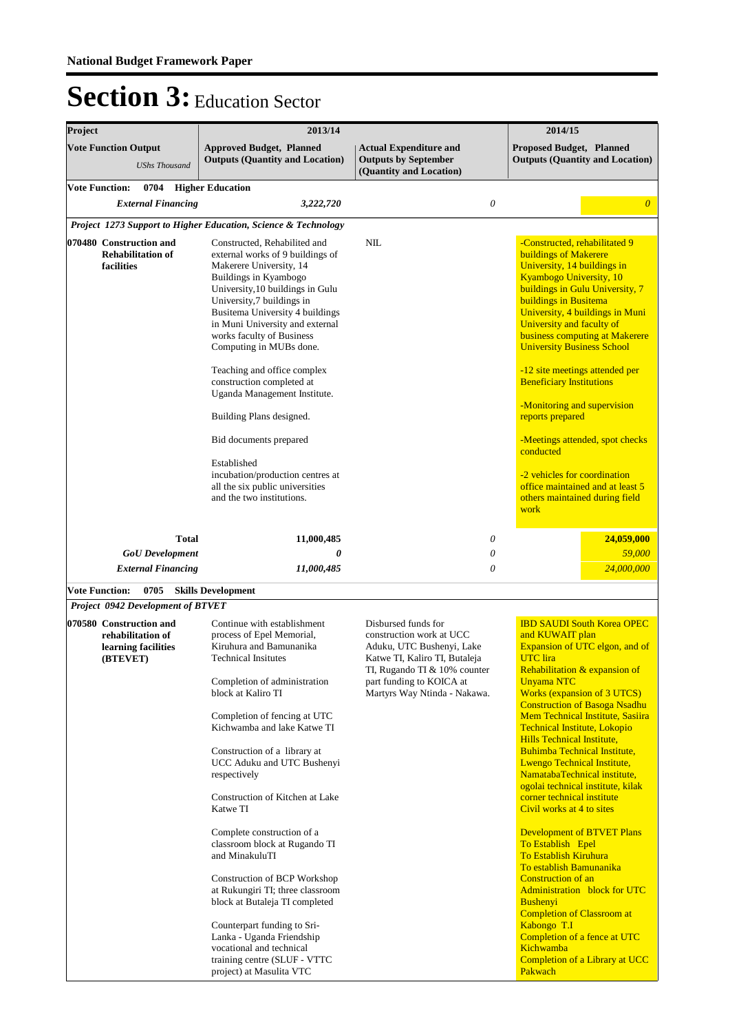**National Budget Framework Paper**

# Section 3: Education Sector

| Project | 2013/14 | | 2014/15 |
|---|---|---|---|
| **Vote Function Output** *UShs Thousand* | **Approved Budget, Planned Outputs (Quantity and Location)** | **Actual Expenditure and Outputs by September (Quantity and Location)** | **Proposed Budget, Planned Outputs (Quantity and Location)** |
| **Vote Function: 0704 Higher Education** | | | |
| ***External Financing*** | ***3,222,720*** | *0* | *0* |
| ***Project 1273 Support to Higher Education, Science & Technology*** | | | |
| **070480 Construction and Rehabilitation of facilities** | Constructed, Rehabilited and external works of 9 buildings of Makerere University, 14 Buildings in Kyambogo University,10 buildings in Gulu University,7 buildings in Busitema University 4 buildings in Muni University and external works faculty of Business Computing in MUBs done.<br><br>Teaching and office complex construction completed at Uganda Management Institute.<br><br>Building Plans designed.<br><br>Bid documents prepared<br><br>Established incubation/production centres at all the six public universities and the two institutions. | NIL | -Constructed, rehabilitated 9 buildings of Makerere University, 14 buildings in Kyambogo University, 10 buildings in Gulu University, 7 buildings in Busitema University, 4 buildings in Muni University and faculty of business computing at Makerere University Business School<br><br>-12 site meetings attended per Beneficiary Institutions<br><br>-Monitoring and supervision reports prepared<br><br>-Meetings attended, spot checks conducted<br><br>-2 vehicles for coordination office maintained and at least 5 others maintained during field work |
| **Total** | **11,000,485** | *0* | **24,059,000** |
| ***GoU Development*** | ***0*** | *0* | *59,000* |
| ***External Financing*** | ***11,000,485*** | *0* | *24,000,000* |
| **Vote Function: 0705 Skills Development** | | | |
| ***Project 0942 Development of BTVET*** | | | |
| **070580 Construction and rehabilitation of learning facilities (BTEVET)** | Continue with establishment process of Epel Memorial, Kiruhura and Bamunanika Technical Insitutes<br><br>Completion of administration block at Kaliro TI<br><br>Completion of fencing at UTC Kichwamba and lake Katwe TI<br><br>Construction of a library at UCC Aduku and UTC Bushenyi respectively<br><br>Construction of Kitchen at Lake Katwe TI<br><br>Complete construction of a classroom block at Rugando TI and MinakuluTI<br><br>Construction of BCP Workshop at Rukungiri TI; three classroom block at Butaleja TI completed<br><br>Counterpart funding to Sri-Lanka - Uganda Friendship vocational and technical training centre (SLUF - VTTC project) at Masulita VTC | Disbursed funds for construction work at UCC Aduku, UTC Bushenyi, Lake Katwe TI, Kaliro TI, Butaleja TI, Rugando TI & 10% counter part funding to KOICA at Martyrs Way Ntinda - Nakawa. | IBD SAUDI South Korea OPEC and KUWAIT plan<br>Expansion of UTC elgon, and of UTC lira<br>Rehabilitation & expansion of Unyama NTC<br>Works (expansion of 3 UTCS)<br>Construction of Basoga Nsadhu Mem Technical Institute, Sasiira Technical Institute, Lokopio Hills Technical Institute, Buhimba Technical Institute, Lwengo Technical Institute, NamatabaTechnical institute, ogolai technical institute, kilak corner technical institute<br>Civil works at 4 to sites<br><br>Development of BTVET Plans<br>To Establish Epel<br>To Establish Kiruhura<br>To establish Bamunanika<br>Construction of an Administration block for UTC Bushenyi<br>Completion of Classroom at Kabongo T.I<br>Completion of a fence at UTC Kichwamba<br>Completion of a Library at UCC Pakwach |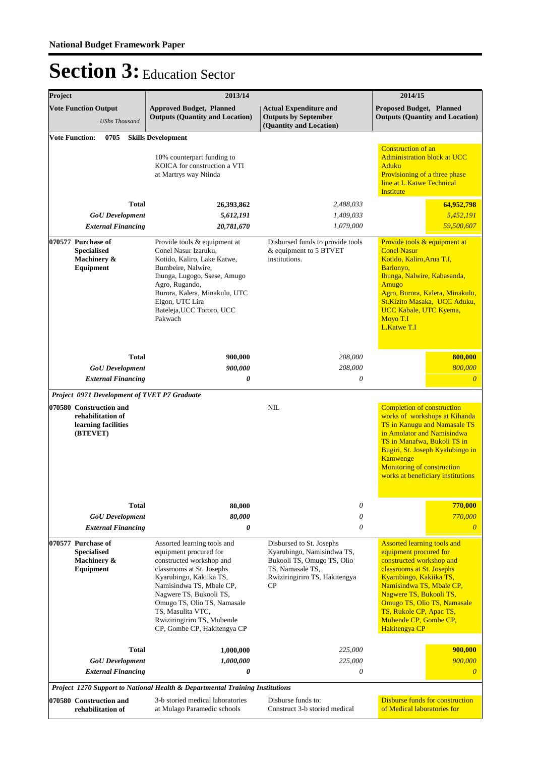**National Budget Framework Paper**

# Section 3: Education Sector

| Project | 2013/14 | | 2014/15 | |
|---|---|---|---|---|
| **Vote Function Output** *UShs Thousand* | **Approved Budget, Planned Outputs (Quantity and Location)** | **Actual Expenditure and Outputs by September (Quantity and Location)** | **Proposed Budget, Planned Outputs (Quantity and Location)** | |
| **Vote Function: 0705 Skills Development** | | | | |
| | 10% counterpart funding to KOICA for construction a VTI at Martrys way Ntinda | | Construction of an Administration block at UCC Aduku<br>Provisioning of a three phase line at L.Katwe Technical Institute | |
| **Total** | **26,393,862** | *2,488,033* | | **64,952,798** |
| ***GoU Development*** | ***5,612,191*** | *1,409,033* | | *5,452,191* |
| ***External Financing*** | ***20,781,670*** | *1,079,000* | | *59,500,607* |
| **070577 Purchase of Specialised Machinery & Equipment** | Provide tools & equipment at Conel Nasur Izaruku, Kotido, Kaliro, Lake Katwe, Bumbeire, Nalwire, Ihunga, Lugogo, Ssese, Amugo Agro, Rugando, Burora, Kalera, Minakulu, UTC Elgon, UTC Lira Bateleja,UCC Tororo, UCC Pakwach | Disbursed funds to provide tools & equipment to 5 BTVET institutions. | Provide tools & equipment at Conel Nasur Kotido, Kaliro,Arua T.I, Barlonyo, Ihunga, Nalwire, Kabasanda, Amugo Agro, Burora, Kalera, Minakulu, St.Kizito Masaka, UCC Aduku, UCC Kabale, UTC Kyema, Moyo T.I L.Katwe T.I | |
| **Total** | **900,000** | *208,000* | | **800,000** |
| ***GoU Development*** | ***900,000*** | *208,000* | | *800,000* |
| ***External Financing*** | ***0*** | *0* | | *0* |
| ***Project 0971 Development of TVET P7 Graduate*** | | | | |
| **070580 Construction and rehabilitation of learning facilities (BTEVET)** | | NIL | Completion of construction works of workshops at Kihanda TS in Kanugu and Namasale TS in Amolator and Namisindwa TS in Manafwa, Bukoli TS in Bugiri, St. Joseph Kyalubingo in Kamwenge<br>Monitoring of construction works at beneficiary institutions | |
| **Total** | **80,000** | *0* | | **770,000** |
| ***GoU Development*** | ***80,000*** | *0* | | *770,000* |
| ***External Financing*** | ***0*** | *0* | | *0* |
| **070577 Purchase of Specialised Machinery & Equipment** | Assorted learning tools and equipment procured for constructed workshop and classrooms at St. Josephs Kyarubingo, Kakiika TS, Namisindwa TS, Mbale CP, Nagwere TS, Bukooli TS, Omugo TS, Olio TS, Namasale TS, Masulita VTC, Rwiziringiriro TS, Mubende CP, Gombe CP, Hakitengya CP | Disbursed to St. Josephs Kyarubingo, Namisindwa TS, Bukooli TS, Omugo TS, Olio TS, Namasale TS, Rwiziringiriro TS, Hakitengya CP | Assorted learning tools and equipment procured for constructed workshop and classrooms at St. Josephs Kyarubingo, Kakiika TS, Namisindwa TS, Mbale CP, Nagwere TS, Bukooli TS, Omugo TS, Olio TS, Namasale TS, Rukole CP, Apac TS, Mubende CP, Gombe CP, Hakitengya CP | |
| **Total** | **1,000,000** | *225,000* | | **900,000** |
| ***GoU Development*** | ***1,000,000*** | *225,000* | | *900,000* |
| ***External Financing*** | ***0*** | *0* | | *0* |
| ***Project 1270 Support to National Health & Departmental Training Institutions*** | | | | |
| **070580 Construction and rehabilitation of** | 3-b storied medical laboratories at Mulago Paramedic schools | Disburse funds to: Construct 3-b storied medical | Disburse funds for construction of Medical laboratories for | |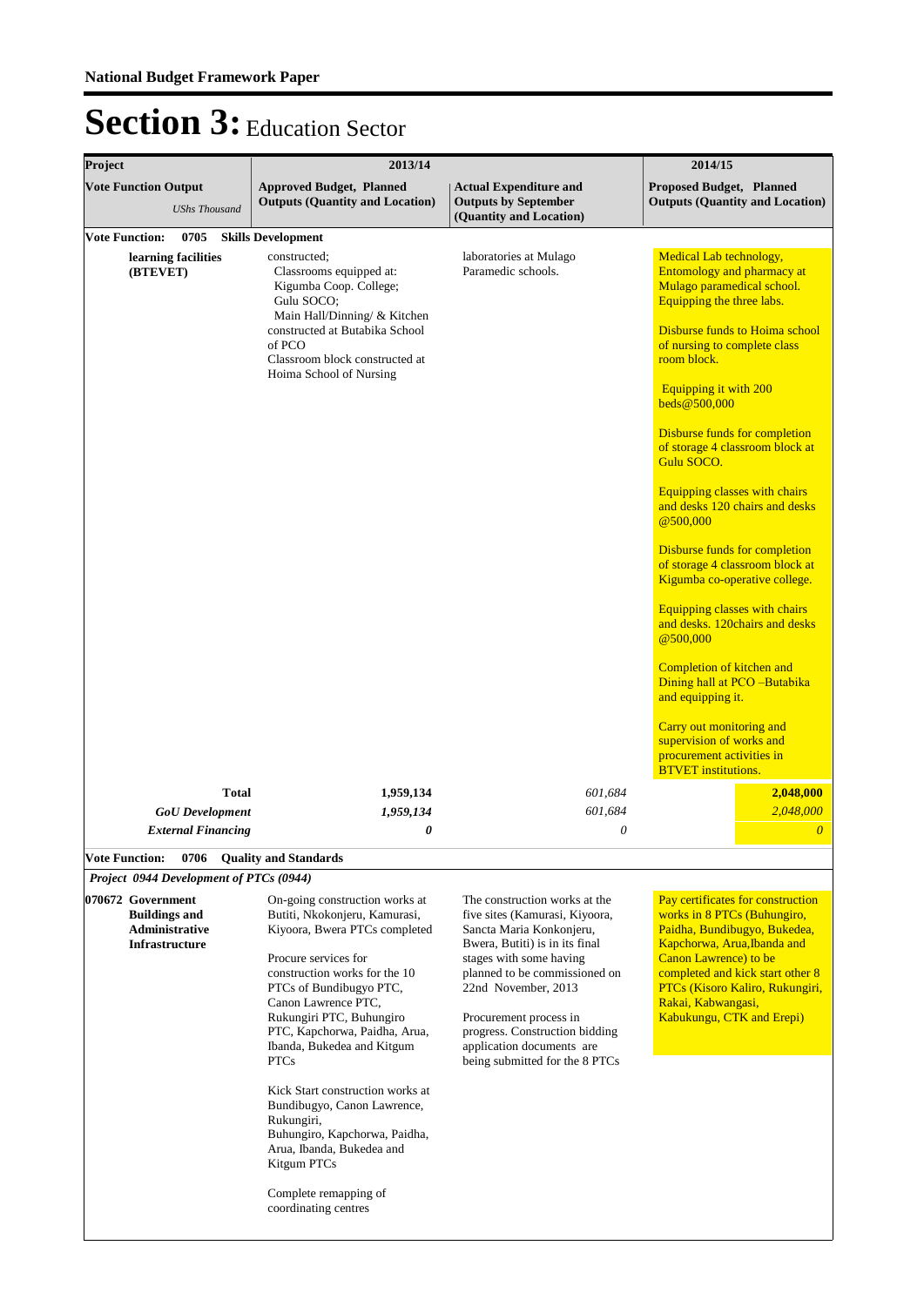**National Budget Framework Paper**

# Section 3: Education Sector

| Project | 2013/14 | | 2014/15 |
|---|---|---|---|
| **Vote Function Output** *UShs Thousand* | **Approved Budget, Planned Outputs (Quantity and Location)** | **Actual Expenditure and Outputs by September (Quantity and Location)** | **Proposed Budget, Planned Outputs (Quantity and Location)** |
| **Vote Function: 0705 Skills Development** | | | |
| **learning facilities (BTEVET)** | constructed; Classrooms equipped at: Kigumba Coop. College; Gulu SOCO; Main Hall/Dinning/ & Kitchen constructed at Butabika School of PCO Classroom block constructed at Hoima School of Nursing | laboratories at Mulago Paramedic schools. | Medical Lab technology, Entomology and pharmacy at Mulago paramedical school. Equipping the three labs.<br><br>Disburse funds to Hoima school of nursing to complete class room block.<br><br>Equipping it with 200 beds@500,000<br><br>Disburse funds for completion of storage 4 classroom block at Gulu SOCO.<br><br>Equipping classes with chairs and desks 120 chairs and desks @500,000<br><br>Disburse funds for completion of storage 4 classroom block at Kigumba co-operative college.<br><br>Equipping classes with chairs and desks. 120chairs and desks @500,000<br><br>Completion of kitchen and Dining hall at PCO –Butabika and equipping it.<br><br>Carry out monitoring and supervision of works and procurement activities in BTVET institutions. |
| **Total** | **1,959,134** | *601,684* | **2,048,000** |
| ***GoU Development*** | ***1,959,134*** | *601,684* | *2,048,000* |
| ***External Financing*** | ***0*** | *0* | *0* |
| **Vote Function: 0706 Quality and Standards** | | | |
| ***Project 0944 Development of PTCs (0944)*** | | | |
| **070672 Government Buildings and Administrative Infrastructure** | On-going construction works at Butiti, Nkokonjeru, Kamurasi, Kiyoora, Bwera PTCs completed<br><br>Procure services for construction works for the 10 PTCs of Bundibugyo PTC, Canon Lawrence PTC, Rukungiri PTC, Buhungiro PTC, Kapchorwa, Paidha, Arua, Ibanda, Bukedea and Kitgum PTCs<br><br>Kick Start construction works at Bundibugyo, Canon Lawrence, Rukungiri, Buhungiro, Kapchorwa, Paidha, Arua, Ibanda, Bukedea and Kitgum PTCs<br><br>Complete remapping of coordinating centres | The construction works at the five sites (Kamurasi, Kiyoora, Sancta Maria Konkonjeru, Bwera, Butiti) is in its final stages with some having planned to be commissioned on 22nd November, 2013<br><br>Procurement process in progress. Construction bidding application documents are being submitted for the 8 PTCs | Pay certificates for construction works in 8 PTCs (Buhungiro, Paidha, Bundibugyo, Bukedea, Kapchorwa, Arua,Ibanda and Canon Lawrence) to be completed and kick start other 8 PTCs (Kisoro Kaliro, Rukungiri, Rakai, Kabwangasi, Kabukungu, CTK and Erepi) |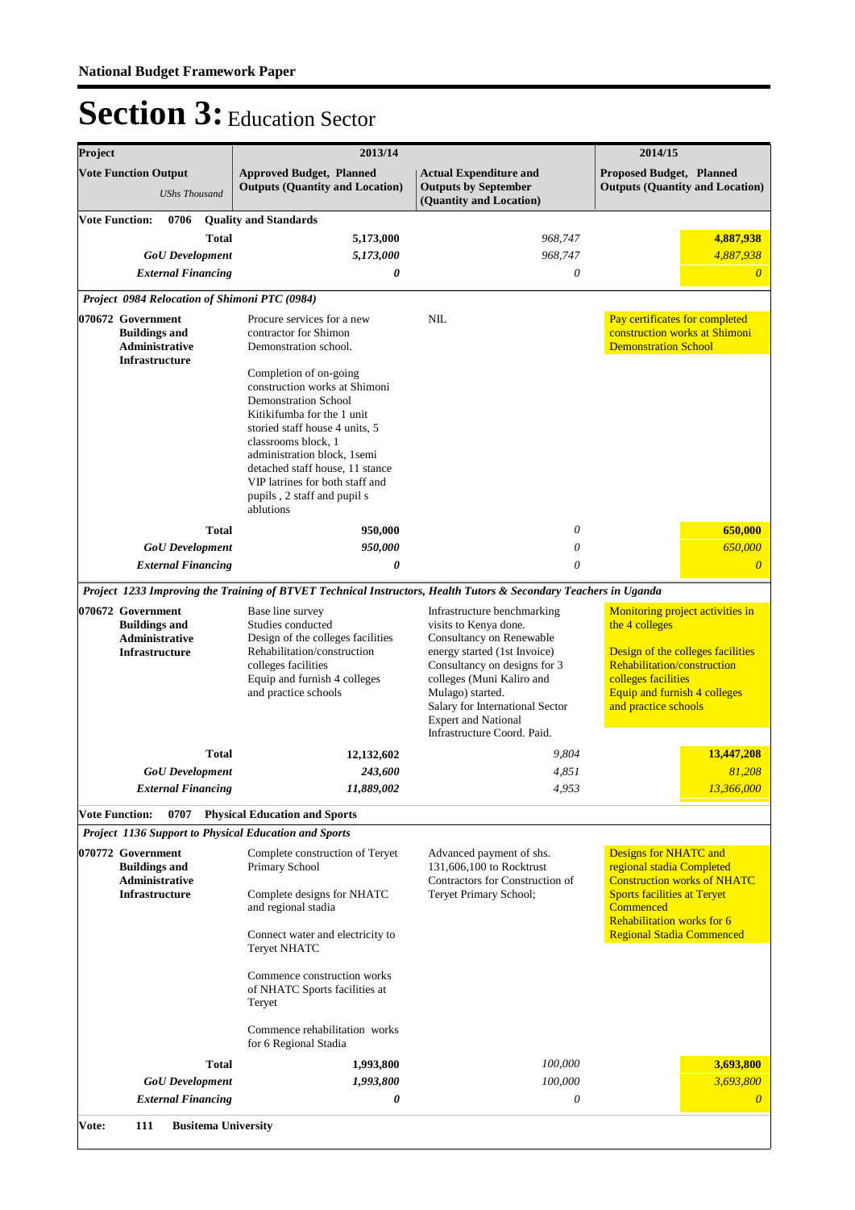# Section 3: Education Sector

| Project | 2013/14 | | 2014/15 |
|---|---|---|---|
| **Vote Function Output** *UShs Thousand* | **Approved Budget, Planned Outputs (Quantity and Location)** | **Actual Expenditure and Outputs by September (Quantity and Location)** | **Proposed Budget, Planned Outputs (Quantity and Location)** |
| **Vote Function: 0706 Quality and Standards** | | | |
| **Total** | **5,173,000** | *968,747* | **4,887,938** |
| ***GoU Development*** | ***5,173,000*** | *968,747* | *4,887,938* |
| ***External Financing*** | ***0*** | *0* | *0* |
| ***Project 0984 Relocation of Shimoni PTC (0984)*** | | | |
| **070672 Government Buildings and Administrative Infrastructure** | Procure services for a new contractor for Shimon Demonstration school.<br><br>Completion of on-going construction works at Shimoni Demonstration School Kitikifumba for the 1 unit storied staff house 4 units, 5 classrooms block, 1 administration block, 1semi detached staff house, 11 stance VIP latrines for both staff and pupils , 2 staff and pupil s ablutions | NIL | Pay certificates for completed construction works at Shimoni Demonstration School |
| **Total** | **950,000** | *0* | **650,000** |
| ***GoU Development*** | ***950,000*** | *0* | *650,000* |
| ***External Financing*** | ***0*** | *0* | *0* |
| ***Project 1233 Improving the Training of BTVET Technical Instructors, Health Tutors & Secondary Teachers in Uganda*** | | | |
| **070672 Government Buildings and Administrative Infrastructure** | Base line survey<br>Studies conducted<br>Design of the colleges facilities<br>Rehabilitation/construction colleges facilities<br>Equip and furnish 4 colleges and practice schools | Infrastructure benchmarking visits to Kenya done.<br>Consultancy on Renewable energy started (1st Invoice)<br>Consultancy on designs for 3 colleges (Muni Kaliro and Mulago) started.<br>Salary for International Sector Expert and National Infrastructure Coord. Paid. | Monitoring project activities in the 4 colleges<br><br>Design of the colleges facilities<br>Rehabilitation/construction colleges facilities<br>Equip and furnish 4 colleges and practice schools |
| **Total** | **12,132,602** | *9,804* | **13,447,208** |
| ***GoU Development*** | ***243,600*** | *4,851* | *81,208* |
| ***External Financing*** | ***11,889,002*** | *4,953* | *13,366,000* |
| **Vote Function: 0707 Physical Education and Sports** | | | |
| ***Project 1136 Support to Physical Education and Sports*** | | | |
| **070772 Government Buildings and Administrative Infrastructure** | Complete construction of Teryet Primary School<br><br>Complete designs for NHATC and regional stadia<br><br>Connect water and electricity to Teryet NHATC<br><br>Commence construction works of NHATC Sports facilities at Teryet<br><br>Commence rehabilitation works for 6 Regional Stadia | Advanced payment of shs. 131,606,100 to Rocktrust Contractors for Construction of Teryet Primary School; | Designs for NHATC and regional stadia Completed<br>Construction works of NHATC Sports facilities at Teryet Commenced<br>Rehabilitation works for 6 Regional Stadia Commenced |
| **Total** | **1,993,800** | *100,000* | **3,693,800** |
| ***GoU Development*** | ***1,993,800*** | *100,000* | *3,693,800* |
| ***External Financing*** | ***0*** | *0* | *0* |
| **Vote: 111 Busitema University** | | | |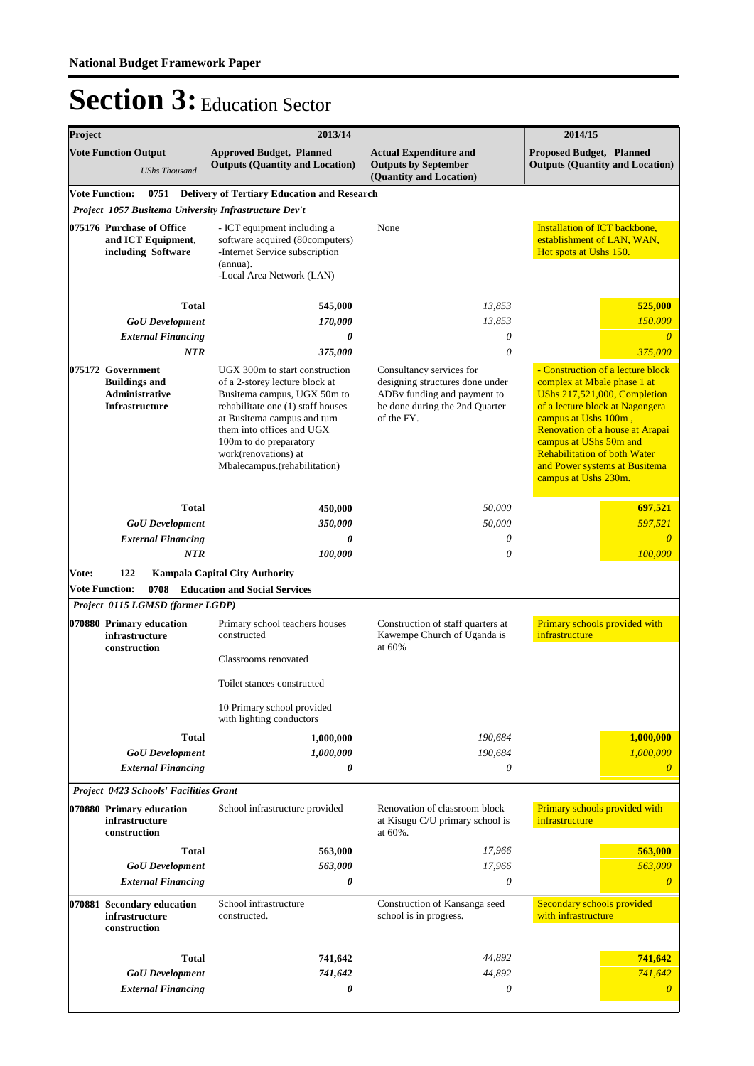# Section 3: Education Sector

| Project | 2013/14 | | 2014/15 |
|---|---|---|---|
| **Vote Function Output** *UShs Thousand* | **Approved Budget, Planned Outputs (Quantity and Location)** | **Actual Expenditure and Outputs by September (Quantity and Location)** | **Proposed Budget, Planned Outputs (Quantity and Location)** |
| **Vote Function: 0751 Delivery of Tertiary Education and Research** | | | |
| ***Project 1057 Busitema University Infrastructure Dev't*** | | | |
| **075176 Purchase of Office and ICT Equipment, including Software** | - ICT equipment including a software acquired (80computers)<br>-Internet Service subscription (annua).<br>-Local Area Network (LAN) | None | Installation of ICT backbone, establishment of LAN, WAN, Hot spots at Ushs 150. |
| **Total** | **545,000** | *13,853* | **525,000** |
| ***GoU Development*** | ***170,000*** | *13,853* | *150,000* |
| ***External Financing*** | ***0*** | *0* | *0* |
| ***NTR*** | ***375,000*** | *0* | *375,000* |
| **075172 Government Buildings and Administrative Infrastructure** | UGX 300m to start construction of a 2-storey lecture block at Busitema campus, UGX 50m to rehabilitate one (1) staff houses at Busitema campus and turn them into offices and UGX 100m to do preparatory work(renovations) at Mbalecampus.(rehabilitation) | Consultancy services for designing structures done under ADBv funding and payment to be done during the 2nd Quarter of the FY. | - Construction of a lecture block complex at Mbale phase 1 at UShs 217,521,000, Completion of a lecture block at Nagongera campus at Ushs 100m , Renovation of a house at Arapai campus at UShs 50m and Rehabilitation of both Water and Power systems at Busitema campus at Ushs 230m. |
| **Total** | **450,000** | *50,000* | **697,521** |
| ***GoU Development*** | ***350,000*** | *50,000* | *597,521* |
| ***External Financing*** | ***0*** | *0* | *0* |
| ***NTR*** | ***100,000*** | *0* | *100,000* |
| **Vote: 122 Kampala Capital City Authority** | | | |
| **Vote Function: 0708 Education and Social Services** | | | |
| ***Project 0115 LGMSD (former LGDP)*** | | | |
| **070880 Primary education infrastructure construction** | Primary school teachers houses constructed<br><br>Classrooms renovated<br><br>Toilet stances constructed<br><br>10 Primary school provided with lighting conductors | Construction of staff quarters at Kawempe Church of Uganda is at 60% | Primary schools provided with infrastructure |
| **Total** | **1,000,000** | *190,684* | **1,000,000** |
| ***GoU Development*** | ***1,000,000*** | *190,684* | *1,000,000* |
| ***External Financing*** | ***0*** | *0* | *0* |
| ***Project 0423 Schools' Facilities Grant*** | | | |
| **070880 Primary education infrastructure construction** | School infrastructure provided | Renovation of classroom block at Kisugu C/U primary school is at 60%. | Primary schools provided with infrastructure |
| **Total** | **563,000** | *17,966* | **563,000** |
| ***GoU Development*** | ***563,000*** | *17,966* | *563,000* |
| ***External Financing*** | ***0*** | *0* | *0* |
| **070881 Secondary education infrastructure construction** | School infrastructure constructed. | Construction of Kansanga seed school is in progress. | Secondary schools provided with infrastructure |
| **Total** | **741,642** | *44,892* | **741,642** |
| ***GoU Development*** | ***741,642*** | *44,892* | *741,642* |
| ***External Financing*** | ***0*** | *0* | *0* |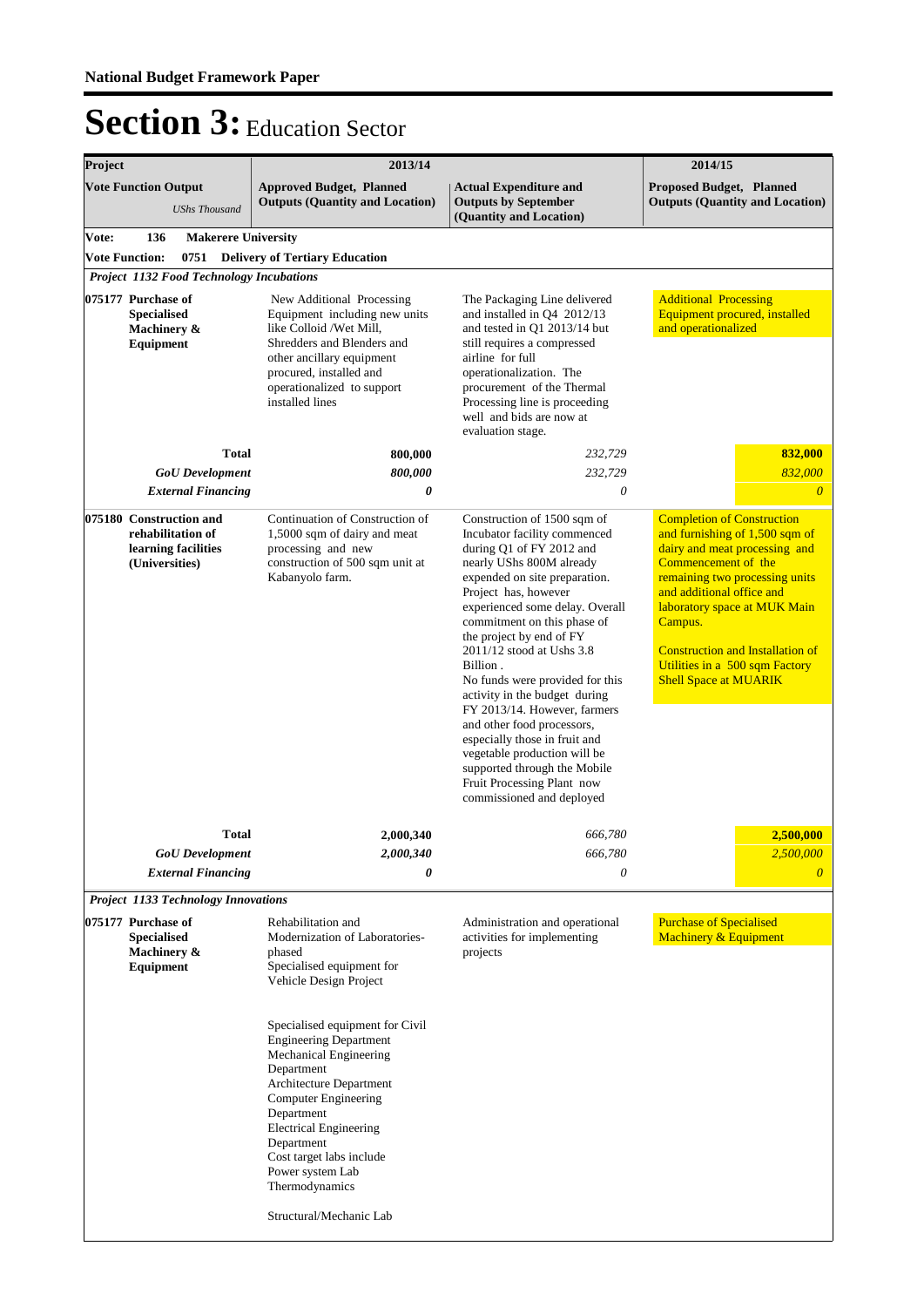**National Budget Framework Paper**

# Section 3: Education Sector

| Project | 2013/14 | | 2014/15 |
|---|---|---|---|
| **Vote Function Output** *UShs Thousand* | **Approved Budget, Planned Outputs (Quantity and Location)** | **Actual Expenditure and Outputs by September (Quantity and Location)** | **Proposed Budget, Planned Outputs (Quantity and Location)** |
| **Vote: 136 Makerere University** | | | |
| **Vote Function: 0751 Delivery of Tertiary Education** | | | |
| ***Project 1132 Food Technology Incubations*** | | | |
| **075177 Purchase of Specialised Machinery & Equipment** | New Additional Processing Equipment including new units like Colloid /Wet Mill, Shredders and Blenders and other ancillary equipment procured, installed and operationalized to support installed lines | The Packaging Line delivered and installed in Q4 2012/13 and tested in Q1 2013/14 but still requires a compressed airline for full operationalization. The procurement of the Thermal Processing line is proceeding well and bids are now at evaluation stage. | Additional Processing Equipment procured, installed and operationalized |
| **Total** | **800,000** | *232,729* | **832,000** |
| ***GoU Development*** | ***800,000*** | *232,729* | *832,000* |
| ***External Financing*** | ***0*** | *0* | *0* |
| **075180 Construction and rehabilitation of learning facilities (Universities)** | Continuation of Construction of 1,5000 sqm of dairy and meat processing and new construction of 500 sqm unit at Kabanyolo farm. | Construction of 1500 sqm of Incubator facility commenced during Q1 of FY 2012 and nearly UShs 800M already expended on site preparation. Project has, however experienced some delay. Overall commitment on this phase of the project by end of FY 2011/12 stood at Ushs 3.8 Billion .<br>No funds were provided for this activity in the budget during FY 2013/14. However, farmers and other food processors, especially those in fruit and vegetable production will be supported through the Mobile Fruit Processing Plant now commissioned and deployed | Completion of Construction and furnishing of 1,500 sqm of dairy and meat processing and Commencement of the remaining two processing units and additional office and laboratory space at MUK Main Campus.<br><br>Construction and Installation of Utilities in a 500 sqm Factory Shell Space at MUARIK |
| **Total** | **2,000,340** | *666,780* | **2,500,000** |
| ***GoU Development*** | ***2,000,340*** | *666,780* | *2,500,000* |
| ***External Financing*** | ***0*** | *0* | *0* |
| ***Project 1133 Technology Innovations*** | | | |
| **075177 Purchase of Specialised Machinery & Equipment** | Rehabilitation and Modernization of Laboratories- phased<br>Specialised equipment for Vehicle Design Project<br><br>Specialised equipment for Civil Engineering Department<br>Mechanical Engineering Department<br>Architecture Department<br>Computer Engineering Department<br>Electrical Engineering Department<br>Cost target labs include<br>Power system Lab<br>Thermodynamics<br><br>Structural/Mechanic Lab | Administration and operational activities for implementing projects | Purchase of Specialised Machinery & Equipment |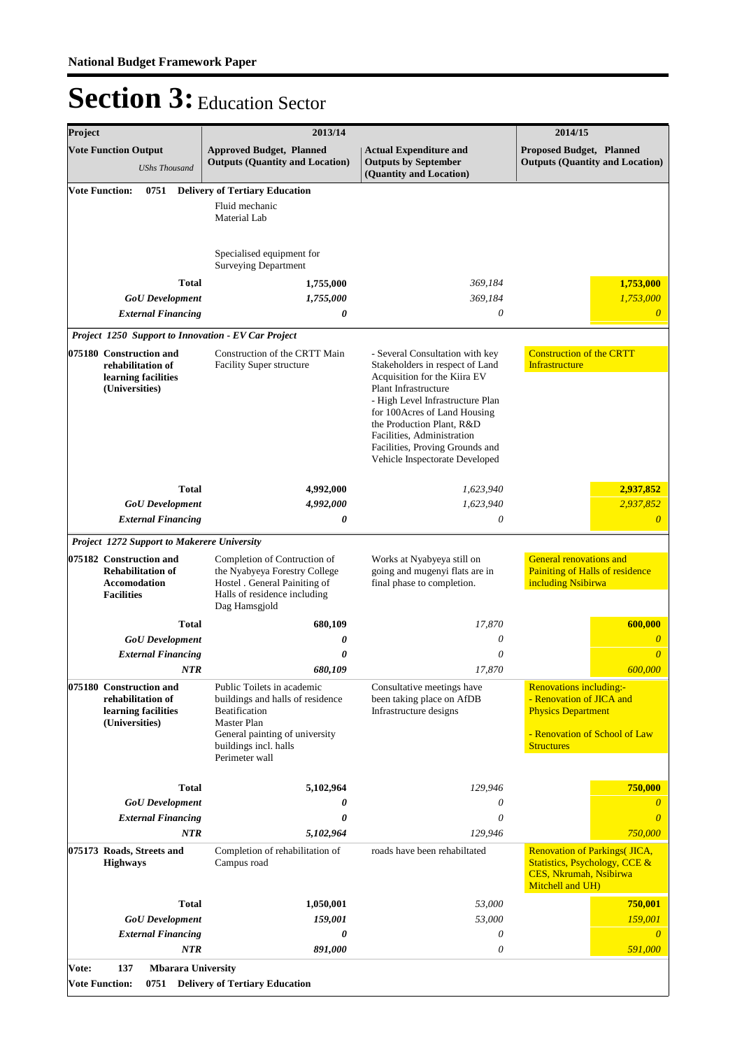## Section 3: Education Sector

| Project | 2013/14 | | 2014/15 |
|---|---|---|---|
| **Vote Function Output** *UShs Thousand* | **Approved Budget, Planned Outputs (Quantity and Location)** | **Actual Expenditure and Outputs by September (Quantity and Location)** | **Proposed Budget, Planned Outputs (Quantity and Location)** |
| **Vote Function: 0751 Delivery of Tertiary Education** | | | |
| | Fluid mechanic<br>Material Lab<br><br>Specialised equipment for Surveying Department | | |
| **Total** | **1,755,000** | *369,184* | **1,753,000** |
| ***GoU Development*** | ***1,755,000*** | *369,184* | *1,753,000* |
| ***External Financing*** | ***0*** | *0* | *0* |
| ***Project 1250 Support to Innovation - EV Car Project*** | | | |
| **075180 Construction and rehabilitation of learning facilities (Universities)** | Construction of the CRTT Main Facility Super structure | - Several Consultation with key Stakeholders in respect of Land Acquisition for the Kiira EV Plant Infrastructure<br>- High Level Infrastructure Plan for 100Acres of Land Housing the Production Plant, R&D Facilities, Administration Facilities, Proving Grounds and Vehicle Inspectorate Developed | Construction of the CRTT Infrastructure |
| **Total** | **4,992,000** | *1,623,940* | **2,937,852** |
| ***GoU Development*** | ***4,992,000*** | *1,623,940* | *2,937,852* |
| ***External Financing*** | ***0*** | *0* | *0* |
| ***Project 1272 Support to Makerere University*** | | | |
| **075182 Construction and Rehabilitation of Accomodation Facilities** | Completion of Contruction of the Nyabyeya Forestry College Hostel . General Painiting of Halls of residence including Dag Hamsgjold | Works at Nyabyeya still on going and mugenyi flats are in final phase to completion. | General renovations and Painiting of Halls of residence including Nsibirwa |
| **Total** | **680,109** | *17,870* | **600,000** |
| ***GoU Development*** | ***0*** | *0* | *0* |
| ***External Financing*** | ***0*** | *0* | *0* |
| ***NTR*** | ***680,109*** | *17,870* | *600,000* |
| **075180 Construction and rehabilitation of learning facilities (Universities)** | Public Toilets in academic buildings and halls of residence<br>Beatification<br>Master Plan<br>General painting of university buildings incl. halls<br>Perimeter wall | Consultative meetings have been taking place on AfDB Infrastructure designs | Renovations including:-<br>- Renovation of JICA and Physics Department<br><br>- Renovation of School of Law Structures |
| **Total** | **5,102,964** | *129,946* | **750,000** |
| ***GoU Development*** | ***0*** | *0* | *0* |
| ***External Financing*** | ***0*** | *0* | *0* |
| ***NTR*** | ***5,102,964*** | *129,946* | *750,000* |
| **075173 Roads, Streets and Highways** | Completion of rehabilitation of Campus road | roads have been rehabiltated | Renovation of Parkings( JICA, Statistics, Psychology, CCE & CES, Nkrumah, Nsibirwa Mitchell and UH) |
| **Total** | **1,050,001** | *53,000* | **750,001** |
| ***GoU Development*** | ***159,001*** | *53,000* | *159,001* |
| ***External Financing*** | ***0*** | *0* | *0* |
| ***NTR*** | ***891,000*** | *0* | *591,000* |
| **Vote: 137 Mbarara University** | | | |
| **Vote Function: 0751 Delivery of Tertiary Education** | | | |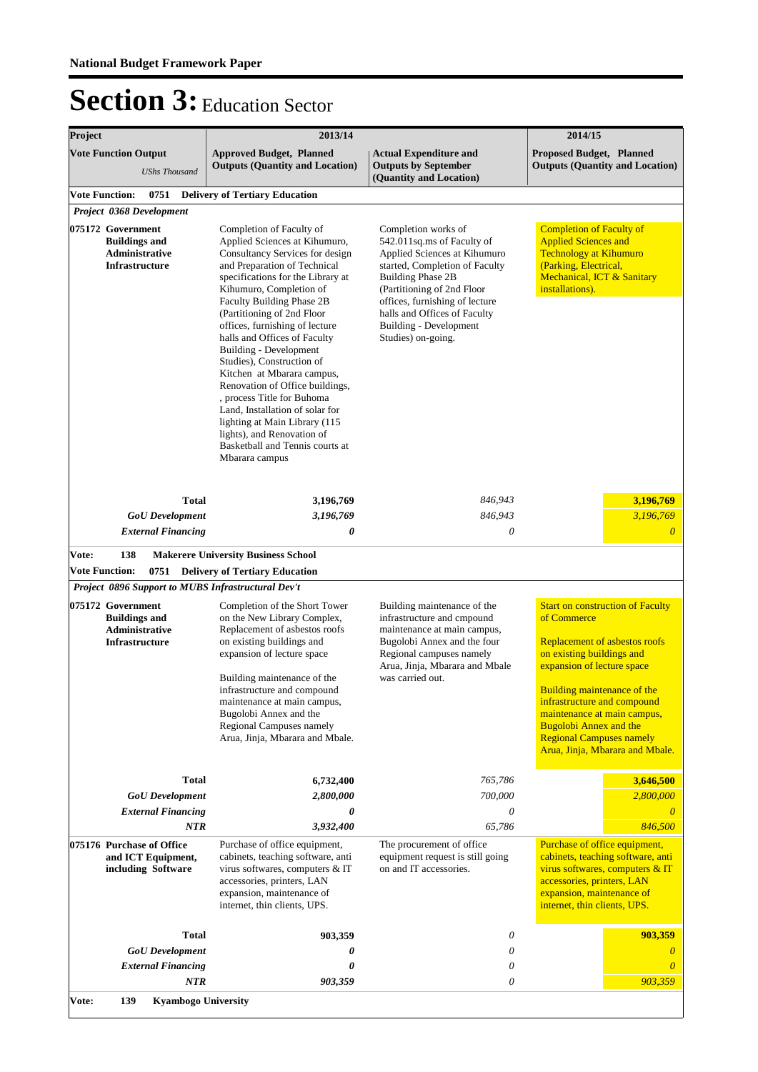# Section 3: Education Sector

| Project | 2013/14 | | 2014/15 |
|---|---|---|---|
| **Vote Function Output** *UShs Thousand* | **Approved Budget, Planned Outputs (Quantity and Location)** | **Actual Expenditure and Outputs by September (Quantity and Location)** | **Proposed Budget, Planned Outputs (Quantity and Location)** |
| **Vote Function: 0751 Delivery of Tertiary Education** | | | |
| ***Project 0368 Development*** | | | |
| **075172 Government Buildings and Administrative Infrastructure** | Completion of Faculty of Applied Sciences at Kihumuro, Consultancy Services for design and Preparation of Technical specifications for the Library at Kihumuro, Completion of Faculty Building Phase 2B (Partitioning of 2nd Floor offices, furnishing of lecture halls and Offices of Faculty Building - Development Studies), Construction of Kitchen at Mbarara campus, Renovation of Office buildings, , process Title for Buhoma Land, Installation of solar for lighting at Main Library (115 lights), and Renovation of Basketball and Tennis courts at Mbarara campus | Completion works of 542.011sq.ms of Faculty of Applied Sciences at Kihumuro started, Completion of Faculty Building Phase 2B (Partitioning of 2nd Floor offices, furnishing of lecture halls and Offices of Faculty Building - Development Studies) on-going. | Completion of Faculty of Applied Sciences and Technology at Kihumuro (Parking, Electrical, Mechanical, ICT & Sanitary installations). |
| **Total** | **3,196,769** | *846,943* | **3,196,769** |
| ***GoU Development*** | ***3,196,769*** | *846,943* | *3,196,769* |
| ***External Financing*** | ***0*** | *0* | *0* |
| **Vote: 138 Makerere University Business School** | | | |
| **Vote Function: 0751 Delivery of Tertiary Education** | | | |
| ***Project 0896 Support to MUBS Infrastructural Dev't*** | | | |
| **075172 Government Buildings and Administrative Infrastructure** | Completion of the Short Tower on the New Library Complex, Replacement of asbestos roofs on existing buildings and expansion of lecture space<br><br>Building maintenance of the infrastructure and compound maintenance at main campus, Bugolobi Annex and the Regional Campuses namely Arua, Jinja, Mbarara and Mbale. | Building maintenance of the infrastructure and cmpound maintenance at main campus, Bugolobi Annex and the four Regional campuses namely Arua, Jinja, Mbarara and Mbale was carried out. | Start on construction of Faculty of Commerce<br><br>Replacement of asbestos roofs on existing buildings and expansion of lecture space<br><br>Building maintenance of the infrastructure and compound maintenance at main campus, Bugolobi Annex and the Regional Campuses namely Arua, Jinja, Mbarara and Mbale. |
| **Total** | **6,732,400** | *765,786* | **3,646,500** |
| ***GoU Development*** | ***2,800,000*** | *700,000* | *2,800,000* |
| ***External Financing*** | ***0*** | *0* | *0* |
| ***NTR*** | ***3,932,400*** | *65,786* | *846,500* |
| **075176 Purchase of Office and ICT Equipment, including Software** | Purchase of office equipment, cabinets, teaching software, anti virus softwares, computers & IT accessories, printers, LAN expansion, maintenance of internet, thin clients, UPS. | The procurement of office equipment request is still going on and IT accessories. | Purchase of office equipment, cabinets, teaching software, anti virus softwares, computers & IT accessories, printers, LAN expansion, maintenance of internet, thin clients, UPS. |
| **Total** | **903,359** | *0* | **903,359** |
| ***GoU Development*** | ***0*** | *0* | *0* |
| ***External Financing*** | ***0*** | *0* | *0* |
| ***NTR*** | ***903,359*** | *0* | *903,359* |
| **Vote: 139 Kyambogo University** | | | |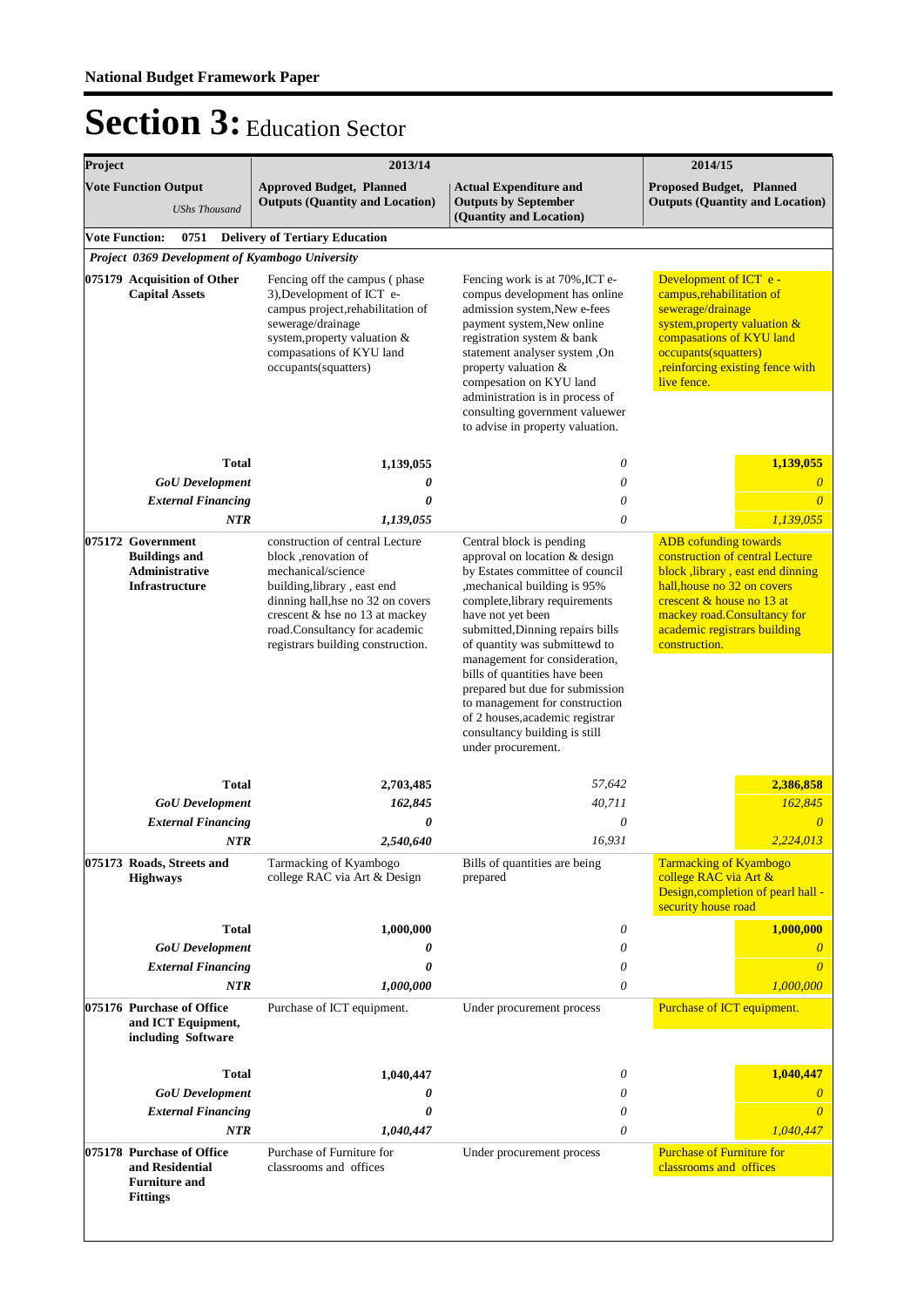# Section 3: Education Sector

| Project | 2013/14 | | 2014/15 |
|---|---|---|---|
| **Vote Function Output** *UShs Thousand* | **Approved Budget, Planned Outputs (Quantity and Location)** | **Actual Expenditure and Outputs by September (Quantity and Location)** | **Proposed Budget, Planned Outputs (Quantity and Location)** |
| **Vote Function: 0751 Delivery of Tertiary Education** | | | |
| ***Project 0369 Development of Kyambogo University*** | | | |
| **075179 Acquisition of Other Capital Assets** | Fencing off the campus ( phase 3),Development of ICT e-campus project,rehabilitation of sewerage/drainage system,property valuation & compasations of KYU land occupants(squatters) | Fencing work is at 70%,ICT e-compus development has online admission system,New e-fees payment system,New online registration system & bank statement analyser system ,On property valuation & compesation on KYU land administration is in process of consulting government valuewer to advise in property valuation. | Development of ICT e - campus,rehabilitation of sewerage/drainage system,property valuation & compasations of KYU land occupants(squatters) ,reinforcing existing fence with live fence. |
| **Total** | **1,139,055** | *0* | **1,139,055** |
| ***GoU Development*** | ***0*** | *0* | *0* |
| ***External Financing*** | ***0*** | *0* | *0* |
| ***NTR*** | ***1,139,055*** | *0* | *1,139,055* |
| **075172 Government Buildings and Administrative Infrastructure** | construction of central Lecture block ,renovation of mechanical/science building,library , east end dinning hall,hse no 32 on covers crescent & hse no 13 at mackey road.Consultancy for academic registrars building construction. | Central block is pending approval on location & design by Estates committee of council ,mechanical building is 95% complete,library requirements have not yet been submitted,Dinning repairs bills of quantity was submittewd to management for consideration, bills of quantities have been prepared but due for submission to management for construction of 2 houses,academic registrar consultancy building is still under procurement. | ADB cofunding towards construction of central Lecture block ,library , east end dinning hall,house no 32 on covers crescent & house no 13 at mackey road.Consultancy for academic registrars building construction. |
| **Total** | **2,703,485** | *57,642* | **2,386,858** |
| ***GoU Development*** | ***162,845*** | *40,711* | *162,845* |
| ***External Financing*** | ***0*** | *0* | *0* |
| ***NTR*** | ***2,540,640*** | *16,931* | *2,224,013* |
| **075173 Roads, Streets and Highways** | Tarmacking of Kyambogo college RAC via Art & Design | Bills of quantities are being prepared | Tarmacking of Kyambogo college RAC via Art & Design,completion of pearl hall - security house road |
| **Total** | **1,000,000** | *0* | **1,000,000** |
| ***GoU Development*** | ***0*** | *0* | *0* |
| ***External Financing*** | ***0*** | *0* | *0* |
| ***NTR*** | ***1,000,000*** | *0* | *1,000,000* |
| **075176 Purchase of Office and ICT Equipment, including Software** | Purchase of ICT equipment. | Under procurement process | Purchase of ICT equipment. |
| **Total** | **1,040,447** | *0* | **1,040,447** |
| ***GoU Development*** | ***0*** | *0* | *0* |
| ***External Financing*** | ***0*** | *0* | *0* |
| ***NTR*** | ***1,040,447*** | *0* | *1,040,447* |
| **075178 Purchase of Office and Residential Furniture and Fittings** | Purchase of Furniture for classrooms and offices | Under procurement process | Purchase of Furniture for classrooms and offices |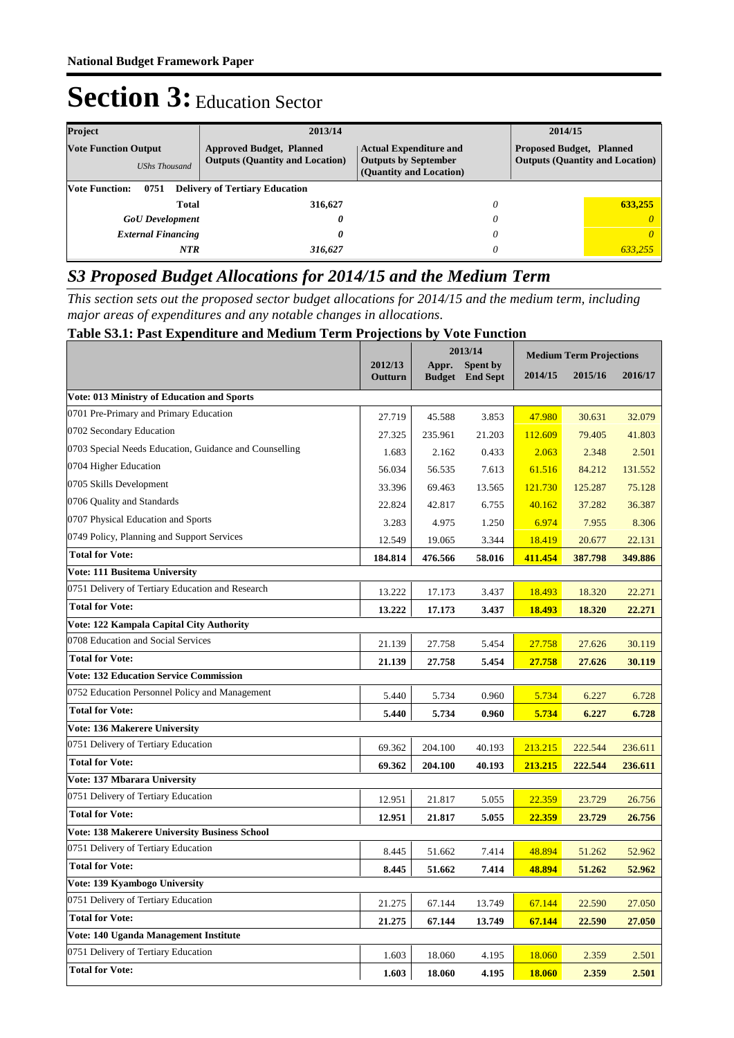**National Budget Framework Paper**

# Section 3: Education Sector

| Project | 2013/14 | | 2014/15 |
|---|---|---|---|
| **Vote Function Output** *UShs Thousand* | **Approved Budget, Planned Outputs (Quantity and Location)** | **Actual Expenditure and Outputs by September (Quantity and Location)** | **Proposed Budget, Planned Outputs (Quantity and Location)** |
| **Vote Function: 0751 Delivery of Tertiary Education** | | | |
| **Total** | **316,627** | *0* | **633,255** |
| ***GoU Development*** | ***0*** | *0* | *0* |
| ***External Financing*** | ***0*** | *0* | *0* |
| ***NTR*** | ***316,627*** | *0* | *633,255* |

## *S3 Proposed Budget Allocations for 2014/15 and the Medium Term*

*This section sets out the proposed sector budget allocations for 2014/15 and the medium term, including major areas of expenditures and any notable changes in allocations.*

### Table S3.1: Past Expenditure and Medium Term Projections by Vote Function

| | 2012/13 Outturn | 2013/14 Appr. Budget | 2013/14 Spent by End Sept | Medium Term Projections 2014/15 | 2015/16 | 2016/17 |
|---|---|---|---|---|---|---|
| **Vote: 013 Ministry of Education and Sports** | | | | | | |
| 0701 Pre-Primary and Primary Education | 27.719 | 45.588 | 3.853 | 47.980 | 30.631 | 32.079 |
| 0702 Secondary Education | 27.325 | 235.961 | 21.203 | 112.609 | 79.405 | 41.803 |
| 0703 Special Needs Education, Guidance and Counselling | 1.683 | 2.162 | 0.433 | 2.063 | 2.348 | 2.501 |
| 0704 Higher Education | 56.034 | 56.535 | 7.613 | 61.516 | 84.212 | 131.552 |
| 0705 Skills Development | 33.396 | 69.463 | 13.565 | 121.730 | 125.287 | 75.128 |
| 0706 Quality and Standards | 22.824 | 42.817 | 6.755 | 40.162 | 37.282 | 36.387 |
| 0707 Physical Education and Sports | 3.283 | 4.975 | 1.250 | 6.974 | 7.955 | 8.306 |
| 0749 Policy, Planning and Support Services | 12.549 | 19.065 | 3.344 | 18.419 | 20.677 | 22.131 |
| **Total for Vote:** | **184.814** | **476.566** | **58.016** | **411.454** | **387.798** | **349.886** |
| **Vote: 111 Busitema University** | | | | | | |
| 0751 Delivery of Tertiary Education and Research | 13.222 | 17.173 | 3.437 | 18.493 | 18.320 | 22.271 |
| **Total for Vote:** | **13.222** | **17.173** | **3.437** | **18.493** | **18.320** | **22.271** |
| **Vote: 122 Kampala Capital City Authority** | | | | | | |
| 0708 Education and Social Services | 21.139 | 27.758 | 5.454 | 27.758 | 27.626 | 30.119 |
| **Total for Vote:** | **21.139** | **27.758** | **5.454** | **27.758** | **27.626** | **30.119** |
| **Vote: 132 Education Service Commission** | | | | | | |
| 0752 Education Personnel Policy and Management | 5.440 | 5.734 | 0.960 | 5.734 | 6.227 | 6.728 |
| **Total for Vote:** | **5.440** | **5.734** | **0.960** | **5.734** | **6.227** | **6.728** |
| **Vote: 136 Makerere University** | | | | | | |
| 0751 Delivery of Tertiary Education | 69.362 | 204.100 | 40.193 | 213.215 | 222.544 | 236.611 |
| **Total for Vote:** | **69.362** | **204.100** | **40.193** | **213.215** | **222.544** | **236.611** |
| **Vote: 137 Mbarara University** | | | | | | |
| 0751 Delivery of Tertiary Education | 12.951 | 21.817 | 5.055 | 22.359 | 23.729 | 26.756 |
| **Total for Vote:** | **12.951** | **21.817** | **5.055** | **22.359** | **23.729** | **26.756** |
| **Vote: 138 Makerere University Business School** | | | | | | |
| 0751 Delivery of Tertiary Education | 8.445 | 51.662 | 7.414 | 48.894 | 51.262 | 52.962 |
| **Total for Vote:** | **8.445** | **51.662** | **7.414** | **48.894** | **51.262** | **52.962** |
| **Vote: 139 Kyambogo University** | | | | | | |
| 0751 Delivery of Tertiary Education | 21.275 | 67.144 | 13.749 | 67.144 | 22.590 | 27.050 |
| **Total for Vote:** | **21.275** | **67.144** | **13.749** | **67.144** | **22.590** | **27.050** |
| **Vote: 140 Uganda Management Institute** | | | | | | |
| 0751 Delivery of Tertiary Education | 1.603 | 18.060 | 4.195 | 18.060 | 2.359 | 2.501 |
| **Total for Vote:** | **1.603** | **18.060** | **4.195** | **18.060** | **2.359** | **2.501** |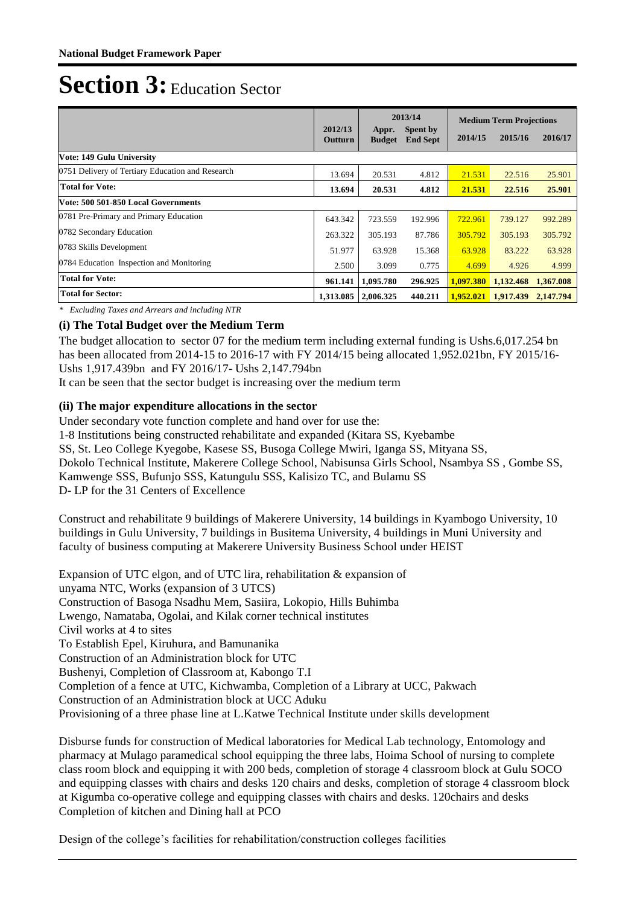**National Budget Framework Paper**

# Section 3: Education Sector

| | 2012/13 Outturn | 2013/14 Appr. Budget | 2013/14 Spent by End Sept | Medium Term Projections 2014/15 | Medium Term Projections 2015/16 | Medium Term Projections 2016/17 |
|---|---|---|---|---|---|---|
| **Vote: 149 Gulu University** | | | | | | |
| 0751 Delivery of Tertiary Education and Research | 13.694 | 20.531 | 4.812 | 21.531 | 22.516 | 25.901 |
| **Total for Vote:** | **13.694** | **20.531** | **4.812** | **21.531** | **22.516** | **25.901** |
| **Vote: 500 501-850 Local Governments** | | | | | | |
| 0781 Pre-Primary and Primary Education | 643.342 | 723.559 | 192.996 | 722.961 | 739.127 | 992.289 |
| 0782 Secondary Education | 263.322 | 305.193 | 87.786 | 305.792 | 305.193 | 305.792 |
| 0783 Skills Development | 51.977 | 63.928 | 15.368 | 63.928 | 83.222 | 63.928 |
| 0784 Education Inspection and Monitoring | 2.500 | 3.099 | 0.775 | 4.699 | 4.926 | 4.999 |
| **Total for Vote:** | **961.141** | **1,095.780** | **296.925** | **1,097.380** | **1,132.468** | **1,367.008** |
| **Total for Sector:** | **1,313.085** | **2,006.325** | **440.211** | **1,952.021** | **1,917.439** | **2,147.794** |

*\* Excluding Taxes and Arrears and including NTR*

### (i) The Total Budget over the Medium Term

The budget allocation to sector 07 for the medium term including external funding is Ushs.6,017.254 bn has been allocated from 2014-15 to 2016-17 with FY 2014/15 being allocated 1,952.021bn, FY 2015/16- Ushs 1,917.439bn and FY 2016/17- Ushs 2,147.794bn

It can be seen that the sector budget is increasing over the medium term

### (ii) The major expenditure allocations in the sector

Under secondary vote function complete and hand over for use the:

1-8 Institutions being constructed rehabilitate and expanded (Kitara SS, Kyebambe SS, St. Leo College Kyegobe, Kasese SS, Busoga College Mwiri, Iganga SS, Mityana SS, Dokolo Technical Institute, Makerere College School, Nabisunsa Girls School, Nsambya SS , Gombe SS, Kamwenge SSS, Bufunjo SSS, Katungulu SSS, Kalisizo TC, and Bulamu SS

D- LP for the 31 Centers of Excellence

Construct and rehabilitate 9 buildings of Makerere University, 14 buildings in Kyambogo University, 10 buildings in Gulu University, 7 buildings in Busitema University, 4 buildings in Muni University and faculty of business computing at Makerere University Business School under HEIST

Expansion of UTC elgon, and of UTC lira, rehabilitation & expansion of
unyama NTC, Works (expansion of 3 UTCS)
Construction of Basoga Nsadhu Mem, Sasiira, Lokopio, Hills Buhimba
Lwengo, Namataba, Ogolai, and Kilak corner technical institutes
Civil works at 4 to sites
To Establish Epel, Kiruhura, and Bamunanika
Construction of an Administration block for UTC
Bushenyi, Completion of Classroom at, Kabongo T.I
Completion of a fence at UTC, Kichwamba, Completion of a Library at UCC, Pakwach
Construction of an Administration block at UCC Aduku
Provisioning of a three phase line at L.Katwe Technical Institute under skills development

Disburse funds for construction of Medical laboratories for Medical Lab technology, Entomology and pharmacy at Mulago paramedical school equipping the three labs, Hoima School of nursing to complete class room block and equipping it with 200 beds, completion of storage 4 classroom block at Gulu SOCO and equipping classes with chairs and desks 120 chairs and desks, completion of storage 4 classroom block at Kigumba co-operative college and equipping classes with chairs and desks. 120chairs and desks
Completion of kitchen and Dining hall at PCO

Design of the college's facilities for rehabilitation/construction colleges facilities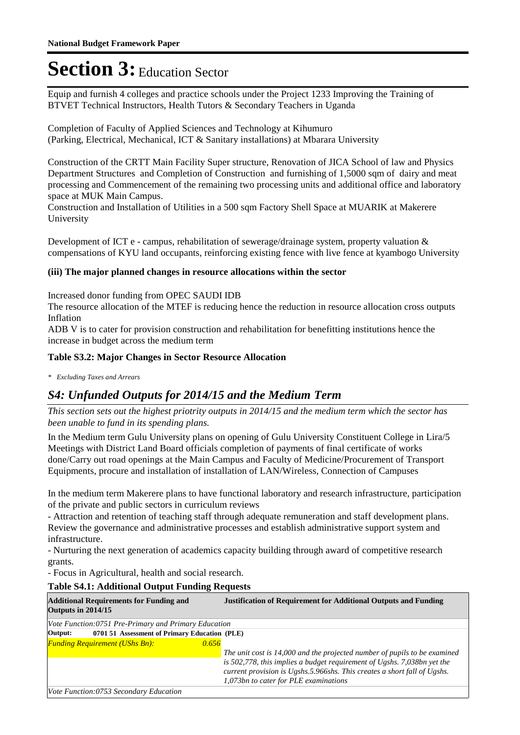**National Budget Framework Paper**

# Section 3: Education Sector

Equip and furnish 4 colleges and practice schools under the Project 1233 Improving the Training of BTVET Technical Instructors, Health Tutors & Secondary Teachers in Uganda

Completion of Faculty of Applied Sciences and Technology at Kihumuro (Parking, Electrical, Mechanical, ICT & Sanitary installations) at Mbarara University

Construction of the CRTT Main Facility Super structure, Renovation of JICA School of law and Physics Department Structures and Completion of Construction and furnishing of 1,5000 sqm of dairy and meat processing and Commencement of the remaining two processing units and additional office and laboratory space at MUK Main Campus.
Construction and Installation of Utilities in a 500 sqm Factory Shell Space at MUARIK at Makerere University

Development of ICT e - campus, rehabilitation of sewerage/drainage system, property valuation & compensations of KYU land occupants, reinforcing existing fence with live fence at kyambogo University

**(iii) The major planned changes in resource allocations within the sector**

Increased donor funding from OPEC SAUDI IDB
The resource allocation of the MTEF is reducing hence the reduction in resource allocation cross outputs
Inflation
ADB V is to cater for provision construction and rehabilitation for benefitting institutions hence the increase in budget across the medium term

**Table S3.2: Major Changes in Sector Resource Allocation**

* *Excluding Taxes and Arrears*

## *S4: Unfunded Outputs for 2014/15 and the Medium Term*

*This section sets out the highest priotrity outputs in 2014/15 and the medium term which the sector has been unable to fund in its spending plans.*

In the Medium term Gulu University plans on opening of Gulu University Constituent College in Lira/5 Meetings with District Land Board officials completion of payments of final certificate of works done/Carry out road openings at the Main Campus and Faculty of Medicine/Procurement of Transport Equipments, procure and installation of installation of LAN/Wireless, Connection of Campuses

In the medium term Makerere plans to have functional laboratory and research infrastructure, participation of the private and public sectors in curriculum reviews
- Attraction and retention of teaching staff through adequate remuneration and staff development plans. Review the governance and administrative processes and establish administrative support system and infrastructure.
- Nurturing the next generation of academics capacity building through award of competitive research grants.
- Focus in Agricultural, health and social research.

**Table S4.1: Additional Output Funding Requests**

| Additional Requirements for Funding and Outputs in 2014/15 | | Justification of Requirement for Additional Outputs and Funding |
|---|---|---|
| *Vote Function:0751 Pre-Primary and Primary Education* | | |
| **Output: 0701 51 Assessment of Primary Education (PLE)** | | |
| *Funding Requirement (UShs Bn):* | *0.656* | *The unit cost is 14,000 and the projected number of pupils to be examined is 502,778, this implies a budget requirement of Ugshs. 7,038bn yet the current provision is Ugshs.5.966shs. This creates a short fall of Ugshs. 1,073bn to cater for PLE examinations* |
| *Vote Function:0753 Secondary Education* | | |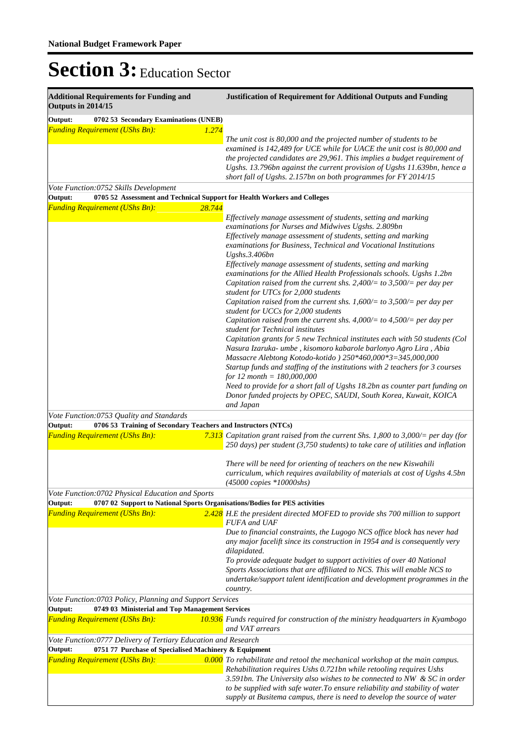**National Budget Framework Paper**

# Section 3: Education Sector

| Additional Requirements for Funding and Outputs in 2014/15 | Justification of Requirement for Additional Outputs and Funding |
|---|---|
| **Output: 0702 53 Secondary Examinations (UNEB)** | |
| *Funding Requirement (UShs Bn):* *1.274* | *The unit cost is 80,000 and the projected number of students to be examined is 142,489 for UCE while for UACE the unit cost is 80,000 and the projected candidates are 29,961. This implies a budget requirement of Ugshs. 13.796bn against the current provision of Ugshs 11.639bn, hence a short fall of Ugshs. 2.157bn on both programmes for FY 2014/15* |
| *Vote Function:0752 Skills Development* | |
| **Output: 0705 52 Assessment and Technical Support for Health Workers and Colleges** | |
| *Funding Requirement (UShs Bn):* *28.744* | *Effectively manage assessment of students, setting and marking examinations for Nurses and Midwives Ugshs. 2.809bn*<br>*Effectively manage assessment of students, setting and marking examinations for Business, Technical and Vocational Institutions Ugshs.3.406bn*<br>*Effectively manage assessment of students, setting and marking examinations for the Allied Health Professionals schools. Ugshs 1.2bn*<br>*Capitation raised from the current shs. 2,400/= to 3,500/= per day per student for UTCs for 2,000 students*<br>*Capitation raised from the current shs. 1,600/= to 3,500/= per day per student for UCCs for 2,000 students*<br>*Capitation raised from the current shs. 4,000/= to 4,500/= per day per student for Technical institutes*<br>*Capitation grants for 5 new Technical institutes each with 50 students (Col Nasura Izaruka- umbe , kisomoro kabarole barlonyo Agro Lira , Abia Massacre Alebtong Kotodo-kotido ) 250*460,000*3=345,000,000*<br>*Startup funds and staffing of the institutions with 2 teachers for 3 courses for 12 month = 180,000,000*<br>*Need to provide for a short fall of Ugshs 18.2bn as counter part funding on Donor funded projects by OPEC, SAUDI, South Korea, Kuwait, KOICA and Japan* |
| *Vote Function:0753 Quality and Standards* | |
| **Output: 0706 53 Training of Secondary Teachers and Instructors (NTCs)** | |
| *Funding Requirement (UShs Bn):* *7.313* | *Capitation grant raised from the current Shs. 1,800 to 3,000/= per day (for 250 days) per student (3,750 students) to take care of utilities and inflation*<br><br>*There will be need for orienting of teachers on the new Kiswahili curriculum, which requires availability of materials at cost of Ugshs 4.5bn (45000 copies *10000shs)* |
| *Vote Function:0702 Physical Education and Sports* | |
| **Output: 0707 02 Support to National Sports Organisations/Bodies for PES activities** | |
| *Funding Requirement (UShs Bn):* *2.428* | *H.E the president directed MOFED to provide shs 700 million to support FUFA and UAF*<br>*Due to financial constraints, the Lugogo NCS office block has never had any major facelift since its construction in 1954 and is consequently very dilapidated.*<br>*To provide adequate budget to support activities of over 40 National Sports Associations that are affiliated to NCS. This will enable NCS to undertake/support talent identification and development programmes in the country.* |
| *Vote Function:0703 Policy, Planning and Support Services* | |
| **Output: 0749 03 Ministerial and Top Management Services** | |
| *Funding Requirement (UShs Bn):* *10.936* | *Funds required for construction of the ministry headquarters in Kyambogo and VAT arrears* |
| *Vote Function:0777 Delivery of Tertiary Education and Research* | |
| **Output: 0751 77 Purchase of Specialised Machinery & Equipment** | |
| *Funding Requirement (UShs Bn):* *0.000* | *To rehabilitate and retool the mechanical workshop at the main campus. Rehabilitation requires Ushs 0.721bn while retooling requires Ushs 3.591bn. The University also wishes to be connected to NW & SC in order to be supplied with safe water.To ensure reliability and stability of water supply at Busitema campus, there is need to develop the source of water* |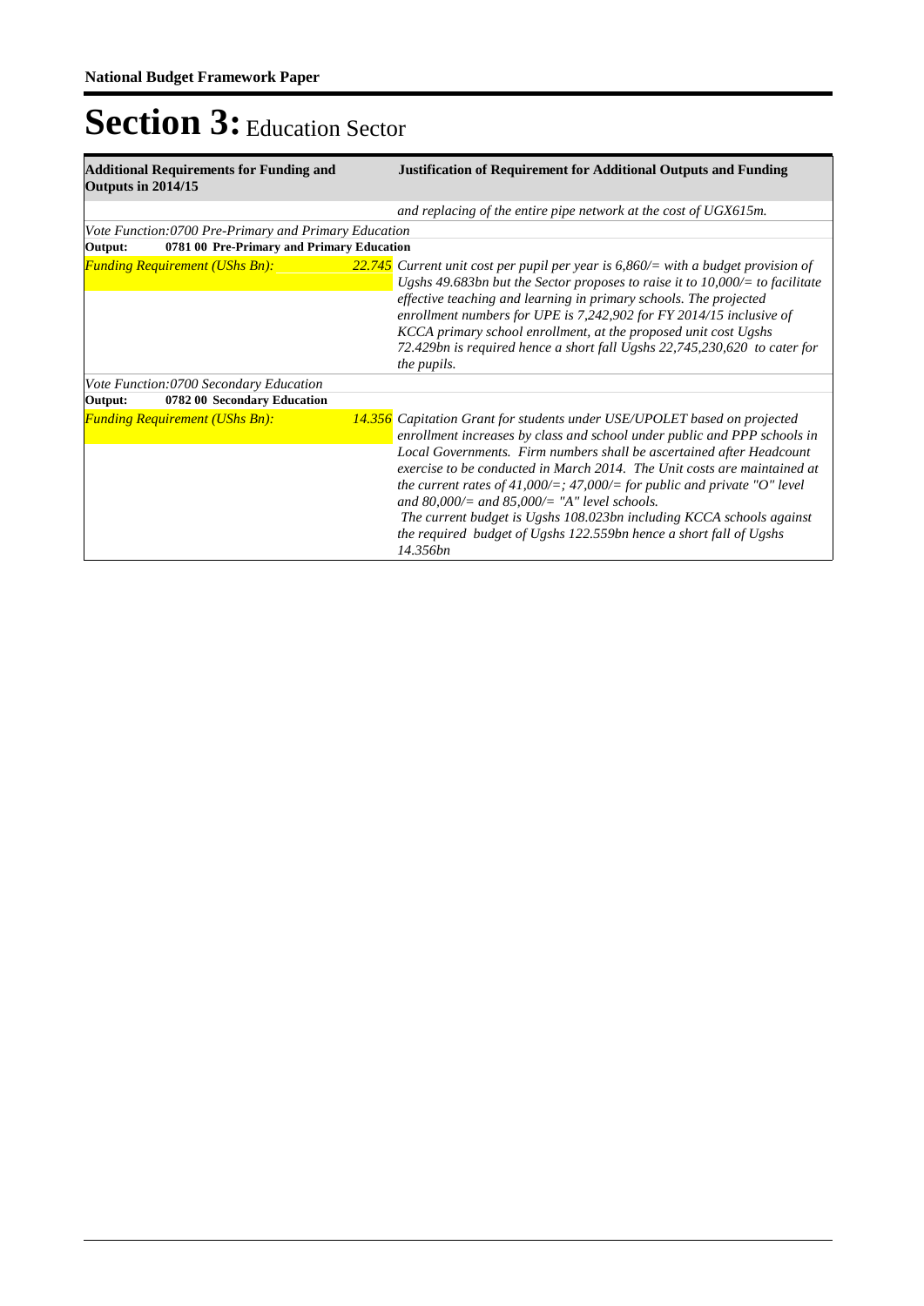# Section 3: Education Sector

| Additional Requirements for Funding and Outputs in 2014/15 | | Justification of Requirement for Additional Outputs and Funding |
|---|---|---|
| | | *and replacing of the entire pipe network at the cost of UGX615m.* |
| *Vote Function:0700 Pre-Primary and Primary Education* | | |
| **Output: 0781 00 Pre-Primary and Primary Education** | | |
| *Funding Requirement (UShs Bn):* | *22.745* | *Current unit cost per pupil per year is 6,860/= with a budget provision of Ugshs 49.683bn but the Sector proposes to raise it to 10,000/= to facilitate effective teaching and learning in primary schools. The projected enrollment numbers for UPE is 7,242,902 for FY 2014/15 inclusive of KCCA primary school enrollment, at the proposed unit cost Ugshs 72.429bn is required hence a short fall Ugshs 22,745,230,620 to cater for the pupils.* |
| *Vote Function:0700 Secondary Education* | | |
| **Output: 0782 00 Secondary Education** | | |
| *Funding Requirement (UShs Bn):* | *14.356* | *Capitation Grant for students under USE/UPOLET based on projected enrollment increases by class and school under public and PPP schools in Local Governments. Firm numbers shall be ascertained after Headcount exercise to be conducted in March 2014. The Unit costs are maintained at the current rates of 41,000/=; 47,000/= for public and private "O" level and 80,000/= and 85,000/= "A" level schools. The current budget is Ugshs 108.023bn including KCCA schools against the required budget of Ugshs 122.559bn hence a short fall of Ugshs 14.356bn* |